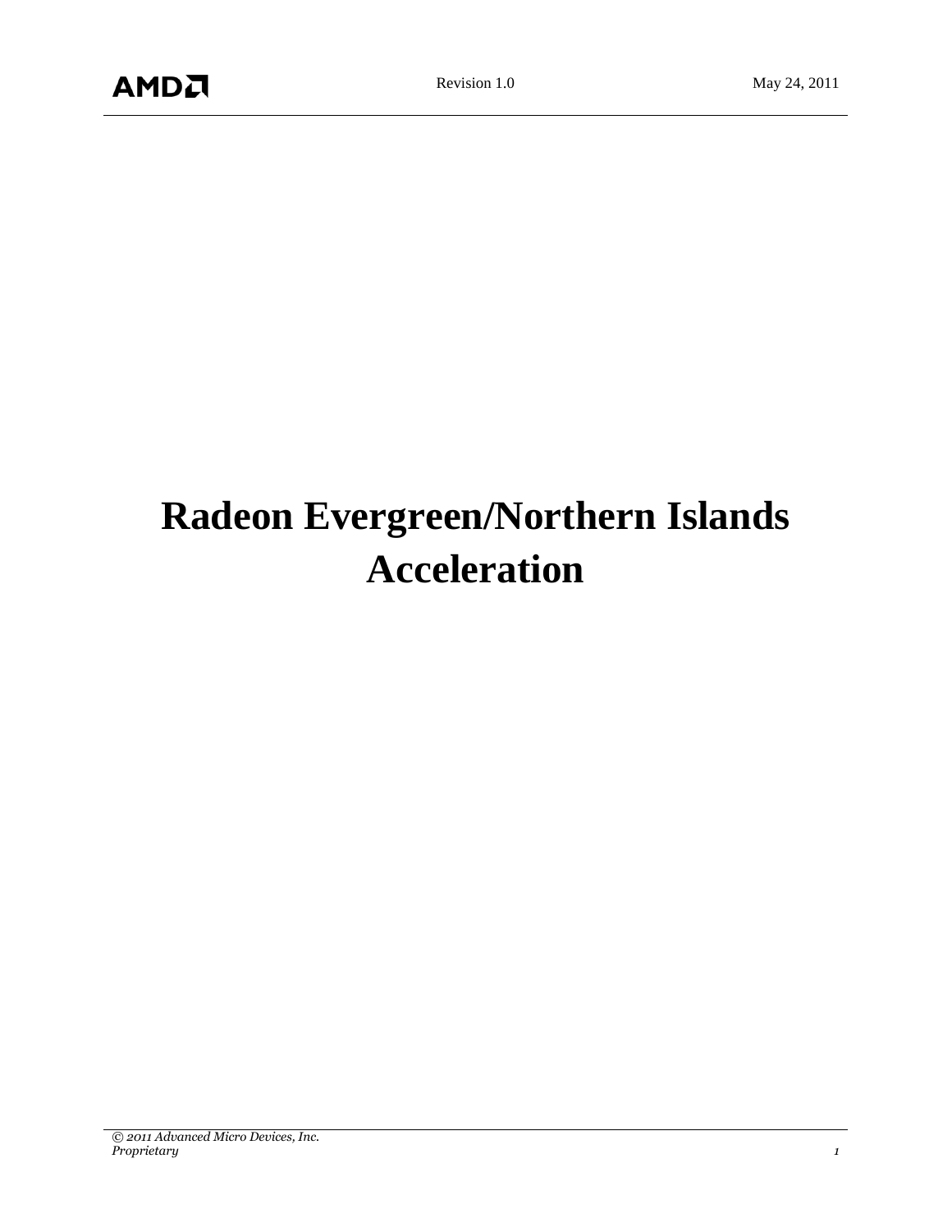# Radeon Evergreen/Northern Islands Acceleration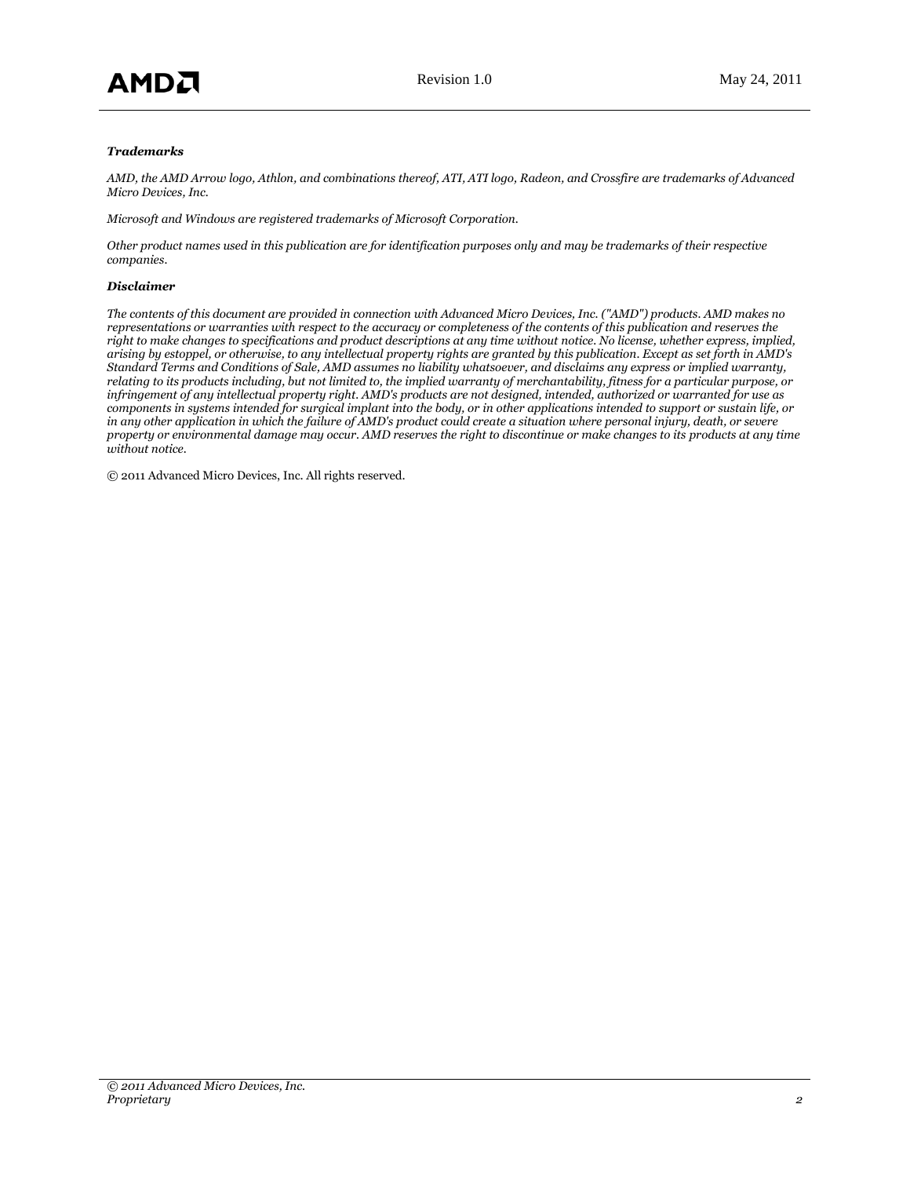***Trademarks***

*AMD, the AMD Arrow logo, Athlon, and combinations thereof, ATI, ATI logo, Radeon, and Crossfire are trademarks of Advanced Micro Devices, Inc.*

*Microsoft and Windows are registered trademarks of Microsoft Corporation.*

*Other product names used in this publication are for identification purposes only and may be trademarks of their respective companies.*

***Disclaimer***

*The contents of this document are provided in connection with Advanced Micro Devices, Inc. ("AMD") products. AMD makes no representations or warranties with respect to the accuracy or completeness of the contents of this publication and reserves the right to make changes to specifications and product descriptions at any time without notice. No license, whether express, implied, arising by estoppel, or otherwise, to any intellectual property rights are granted by this publication. Except as set forth in AMD's Standard Terms and Conditions of Sale, AMD assumes no liability whatsoever, and disclaims any express or implied warranty, relating to its products including, but not limited to, the implied warranty of merchantability, fitness for a particular purpose, or infringement of any intellectual property right. AMD's products are not designed, intended, authorized or warranted for use as components in systems intended for surgical implant into the body, or in other applications intended to support or sustain life, or in any other application in which the failure of AMD's product could create a situation where personal injury, death, or severe property or environmental damage may occur. AMD reserves the right to discontinue or make changes to its products at any time without notice.*

© 2011 Advanced Micro Devices, Inc. All rights reserved.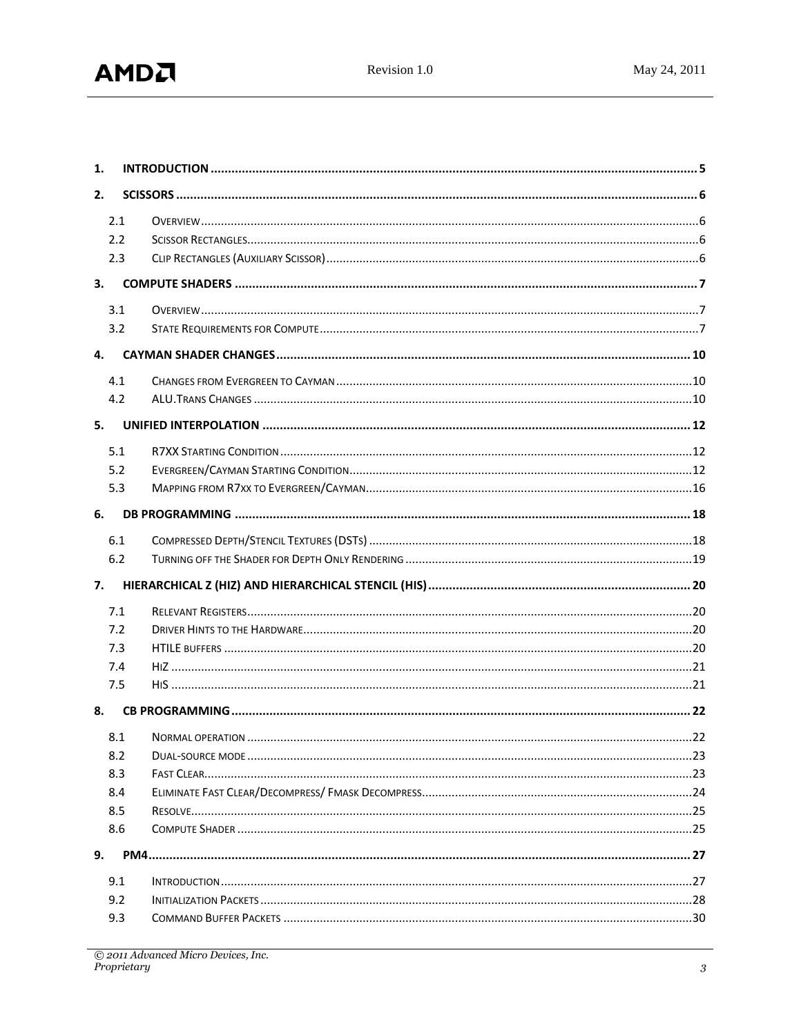1. **INTRODUCTION** ........ 5
2. **SCISSORS** ........ 6
   - 2.1 Overview ........ 6
   - 2.2 Scissor Rectangles ........ 6
   - 2.3 Clip Rectangles (Auxiliary Scissor) ........ 6
3. **COMPUTE SHADERS** ........ 7
   - 3.1 Overview ........ 7
   - 3.2 State Requirements for Compute ........ 7
4. **CAYMAN SHADER CHANGES** ........ 10
   - 4.1 Changes from Evergreen to Cayman ........ 10
   - 4.2 ALU.Trans Changes ........ 10
5. **UNIFIED INTERPOLATION** ........ 12
   - 5.1 R7XX Starting Condition ........ 12
   - 5.2 Evergreen/Cayman Starting Condition ........ 12
   - 5.3 Mapping from R7xx to Evergreen/Cayman ........ 16
6. **DB PROGRAMMING** ........ 18
   - 6.1 Compressed Depth/Stencil Textures (DSTs) ........ 18
   - 6.2 Turning off the Shader for Depth Only Rendering ........ 19
7. **HIERARCHICAL Z (HIZ) AND HIERARCHICAL STENCIL (HIS)** ........ 20
   - 7.1 Relevant Registers ........ 20
   - 7.2 Driver Hints to the Hardware ........ 20
   - 7.3 HTILE buffers ........ 20
   - 7.4 HiZ ........ 21
   - 7.5 HiS ........ 21
8. **CB PROGRAMMING** ........ 22
   - 8.1 Normal operation ........ 22
   - 8.2 Dual-source mode ........ 23
   - 8.3 Fast Clear ........ 23
   - 8.4 Eliminate Fast Clear/Decompress/ Fmask Decompress ........ 24
   - 8.5 Resolve ........ 25
   - 8.6 Compute Shader ........ 25
9. **PM4** ........ 27
   - 9.1 Introduction ........ 27
   - 9.2 Initialization Packets ........ 28
   - 9.3 Command Buffer Packets ........ 30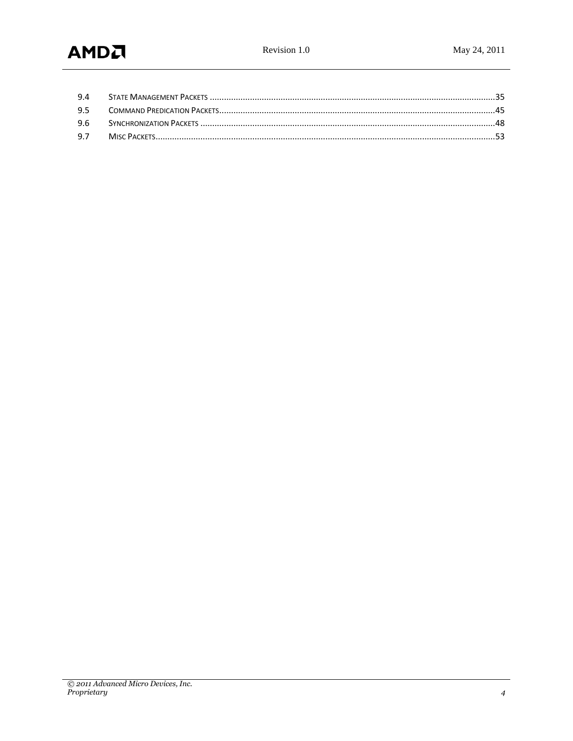| | | |
|---|---|---|
| 9.4 | STATE MANAGEMENT PACKETS | 35 |
| 9.5 | COMMAND PREDICATION PACKETS | 45 |
| 9.6 | SYNCHRONIZATION PACKETS | 48 |
| 9.7 | MISC PACKETS | 53 |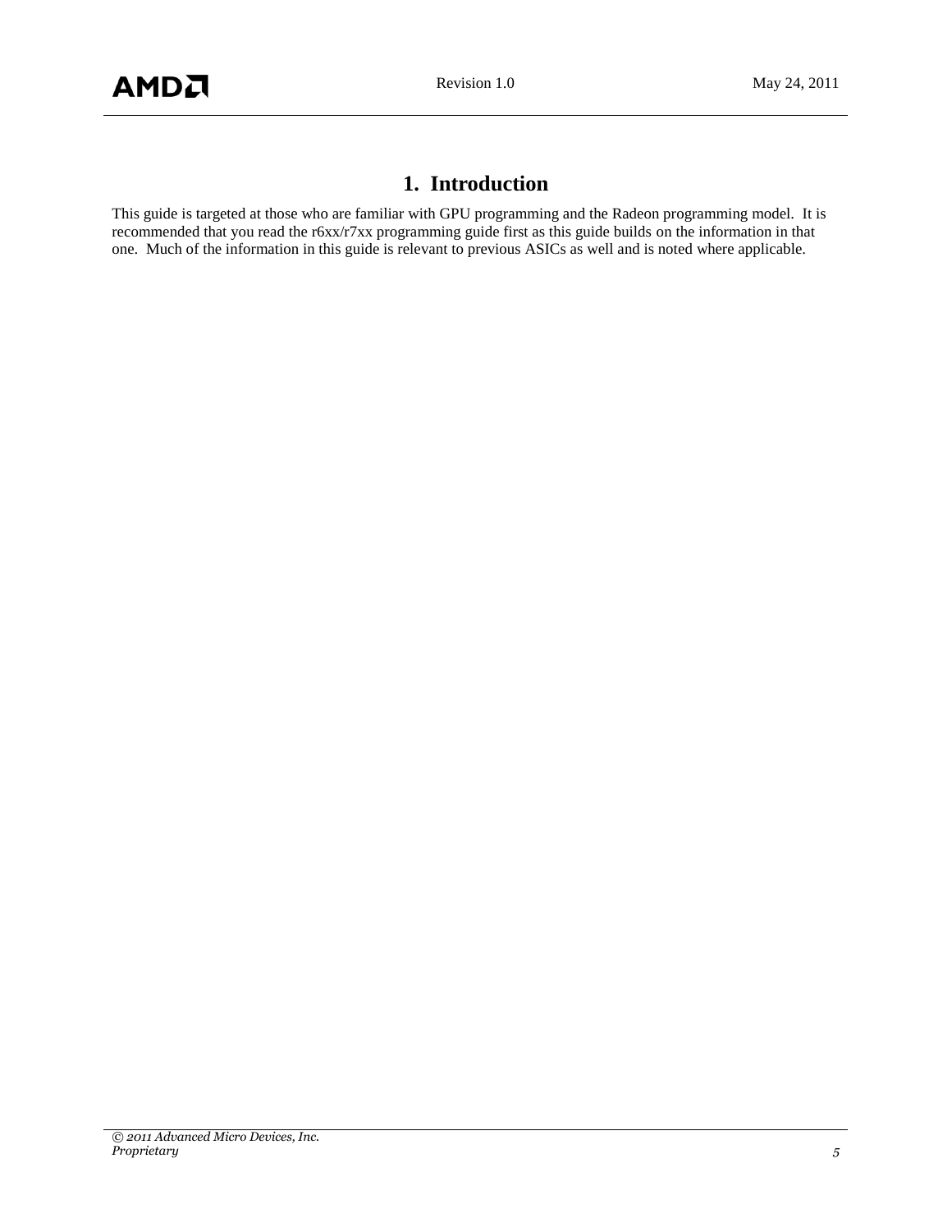# 1. Introduction

This guide is targeted at those who are familiar with GPU programming and the Radeon programming model. It is recommended that you read the r6xx/r7xx programming guide first as this guide builds on the information in that one. Much of the information in this guide is relevant to previous ASICs as well and is noted where applicable.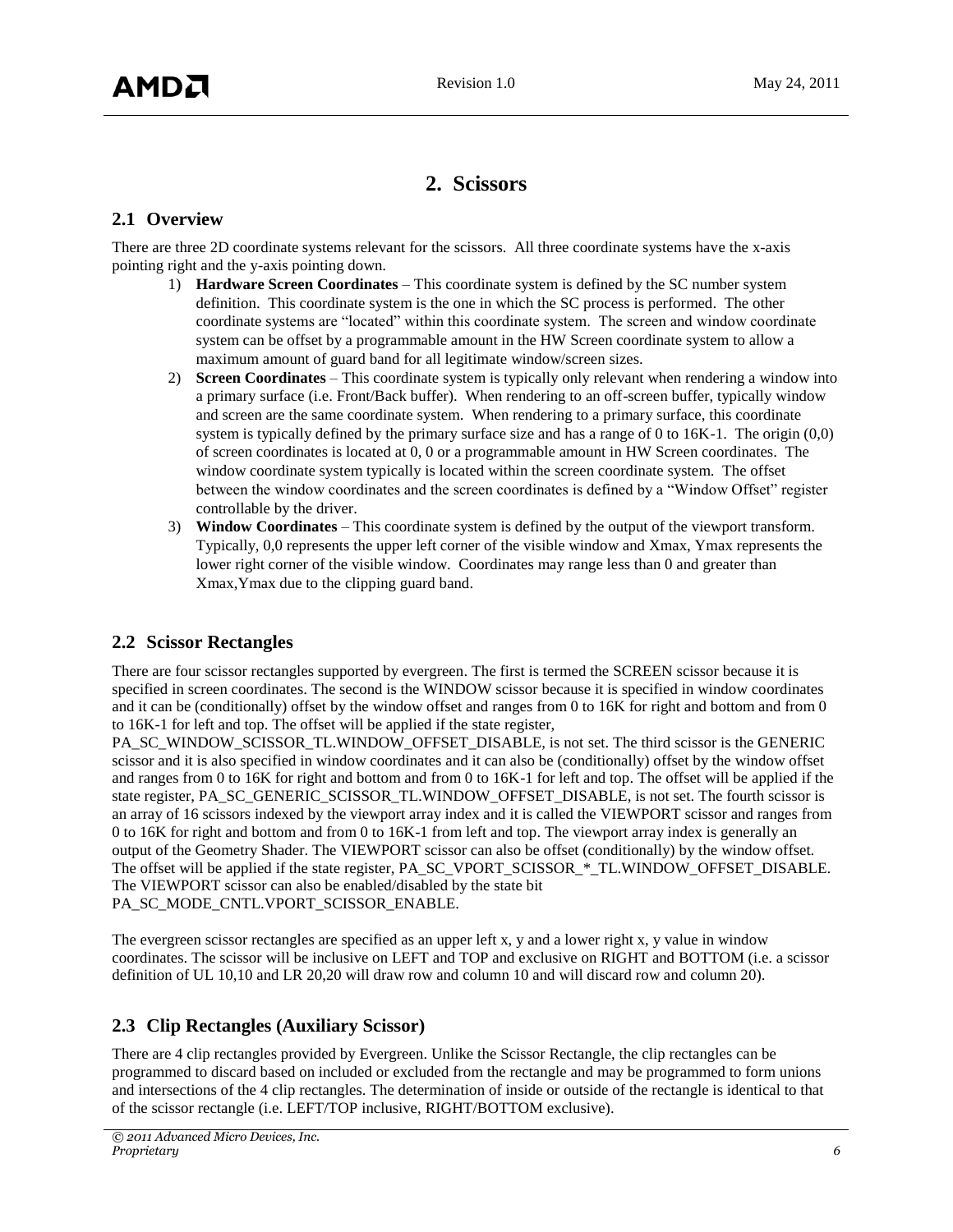# 2. Scissors

## 2.1 Overview

There are three 2D coordinate systems relevant for the scissors. All three coordinate systems have the x-axis pointing right and the y-axis pointing down.

1) **Hardware Screen Coordinates** – This coordinate system is defined by the SC number system definition. This coordinate system is the one in which the SC process is performed. The other coordinate systems are "located" within this coordinate system. The screen and window coordinate system can be offset by a programmable amount in the HW Screen coordinate system to allow a maximum amount of guard band for all legitimate window/screen sizes.
2) **Screen Coordinates** – This coordinate system is typically only relevant when rendering a window into a primary surface (i.e. Front/Back buffer). When rendering to an off-screen buffer, typically window and screen are the same coordinate system. When rendering to a primary surface, this coordinate system is typically defined by the primary surface size and has a range of 0 to 16K-1. The origin (0,0) of screen coordinates is located at 0, 0 or a programmable amount in HW Screen coordinates. The window coordinate system typically is located within the screen coordinate system. The offset between the window coordinates and the screen coordinates is defined by a "Window Offset" register controllable by the driver.
3) **Window Coordinates** – This coordinate system is defined by the output of the viewport transform. Typically, 0,0 represents the upper left corner of the visible window and Xmax, Ymax represents the lower right corner of the visible window. Coordinates may range less than 0 and greater than Xmax,Ymax due to the clipping guard band.

## 2.2 Scissor Rectangles

There are four scissor rectangles supported by evergreen. The first is termed the SCREEN scissor because it is specified in screen coordinates. The second is the WINDOW scissor because it is specified in window coordinates and it can be (conditionally) offset by the window offset and ranges from 0 to 16K for right and bottom and from 0 to 16K-1 for left and top. The offset will be applied if the state register, PA_SC_WINDOW_SCISSOR_TL.WINDOW_OFFSET_DISABLE, is not set. The third scissor is the GENERIC scissor and it is also specified in window coordinates and it can also be (conditionally) offset by the window offset and ranges from 0 to 16K for right and bottom and from 0 to 16K-1 for left and top. The offset will be applied if the state register, PA_SC_GENERIC_SCISSOR_TL.WINDOW_OFFSET_DISABLE, is not set. The fourth scissor is an array of 16 scissors indexed by the viewport array index and it is called the VIEWPORT scissor and ranges from 0 to 16K for right and bottom and from 0 to 16K-1 from left and top. The viewport array index is generally an output of the Geometry Shader. The VIEWPORT scissor can also be offset (conditionally) by the window offset. The offset will be applied if the state register, PA_SC_VPORT_SCISSOR_*_TL.WINDOW_OFFSET_DISABLE. The VIEWPORT scissor can also be enabled/disabled by the state bit PA_SC_MODE_CNTL.VPORT_SCISSOR_ENABLE.

The evergreen scissor rectangles are specified as an upper left x, y and a lower right x, y value in window coordinates. The scissor will be inclusive on LEFT and TOP and exclusive on RIGHT and BOTTOM (i.e. a scissor definition of UL 10,10 and LR 20,20 will draw row and column 10 and will discard row and column 20).

## 2.3 Clip Rectangles (Auxiliary Scissor)

There are 4 clip rectangles provided by Evergreen. Unlike the Scissor Rectangle, the clip rectangles can be programmed to discard based on included or excluded from the rectangle and may be programmed to form unions and intersections of the 4 clip rectangles. The determination of inside or outside of the rectangle is identical to that of the scissor rectangle (i.e. LEFT/TOP inclusive, RIGHT/BOTTOM exclusive).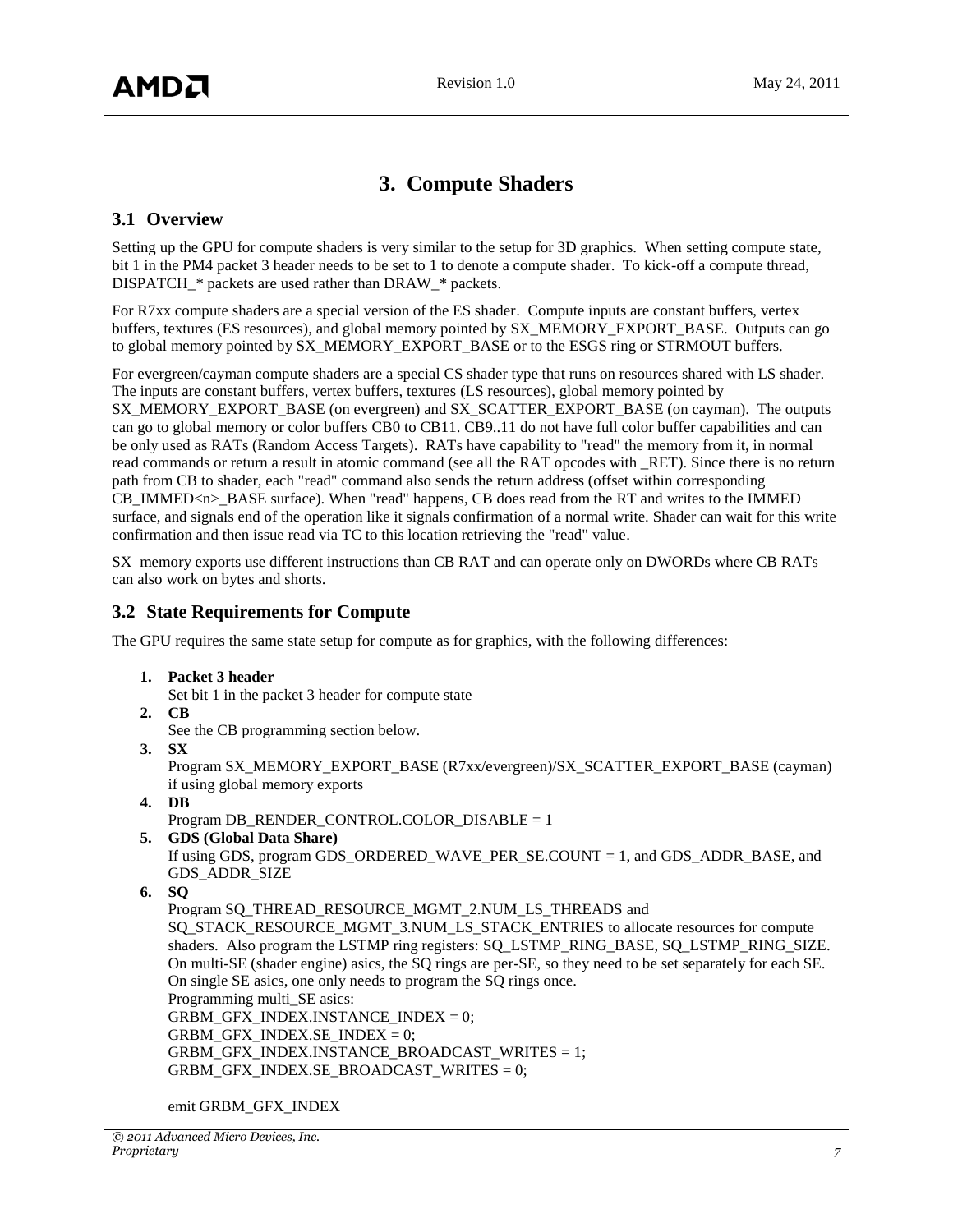# 3. Compute Shaders

## 3.1 Overview

Setting up the GPU for compute shaders is very similar to the setup for 3D graphics. When setting compute state, bit 1 in the PM4 packet 3 header needs to be set to 1 to denote a compute shader. To kick-off a compute thread, DISPATCH_* packets are used rather than DRAW_* packets.

For R7xx compute shaders are a special version of the ES shader. Compute inputs are constant buffers, vertex buffers, textures (ES resources), and global memory pointed by SX_MEMORY_EXPORT_BASE. Outputs can go to global memory pointed by SX_MEMORY_EXPORT_BASE or to the ESGS ring or STRMOUT buffers.

For evergreen/cayman compute shaders are a special CS shader type that runs on resources shared with LS shader. The inputs are constant buffers, vertex buffers, textures (LS resources), global memory pointed by SX_MEMORY_EXPORT_BASE (on evergreen) and SX_SCATTER_EXPORT_BASE (on cayman). The outputs can go to global memory or color buffers CB0 to CB11. CB9..11 do not have full color buffer capabilities and can be only used as RATs (Random Access Targets). RATs have capability to "read" the memory from it, in normal read commands or return a result in atomic command (see all the RAT opcodes with _RET). Since there is no return path from CB to shader, each "read" command also sends the return address (offset within corresponding CB_IMMED<n>_BASE surface). When "read" happens, CB does read from the RT and writes to the IMMED surface, and signals end of the operation like it signals confirmation of a normal write. Shader can wait for this write confirmation and then issue read via TC to this location retrieving the "read" value.

SX memory exports use different instructions than CB RAT and can operate only on DWORDs where CB RATs can also work on bytes and shorts.

## 3.2 State Requirements for Compute

The GPU requires the same state setup for compute as for graphics, with the following differences:

1. **Packet 3 header**
   Set bit 1 in the packet 3 header for compute state
2. **CB**
   See the CB programming section below.
3. **SX**
   Program SX_MEMORY_EXPORT_BASE (R7xx/evergreen)/SX_SCATTER_EXPORT_BASE (cayman) if using global memory exports
4. **DB**
   Program DB_RENDER_CONTROL.COLOR_DISABLE = 1
5. **GDS (Global Data Share)**
   If using GDS, program GDS_ORDERED_WAVE_PER_SE.COUNT = 1, and GDS_ADDR_BASE, and GDS_ADDR_SIZE
6. **SQ**
   Program SQ_THREAD_RESOURCE_MGMT_2.NUM_LS_THREADS and SQ_STACK_RESOURCE_MGMT_3.NUM_LS_STACK_ENTRIES to allocate resources for compute shaders. Also program the LSTMP ring registers: SQ_LSTMP_RING_BASE, SQ_LSTMP_RING_SIZE. On multi-SE (shader engine) asics, the SQ rings are per-SE, so they need to be set separately for each SE. On single SE asics, one only needs to program the SQ rings once.
   Programming multi_SE asics:
   GRBM_GFX_INDEX.INSTANCE_INDEX = 0;
   GRBM_GFX_INDEX.SE_INDEX = 0;
   GRBM_GFX_INDEX.INSTANCE_BROADCAST_WRITES = 1;
   GRBM_GFX_INDEX.SE_BROADCAST_WRITES = 0;

   emit GRBM_GFX_INDEX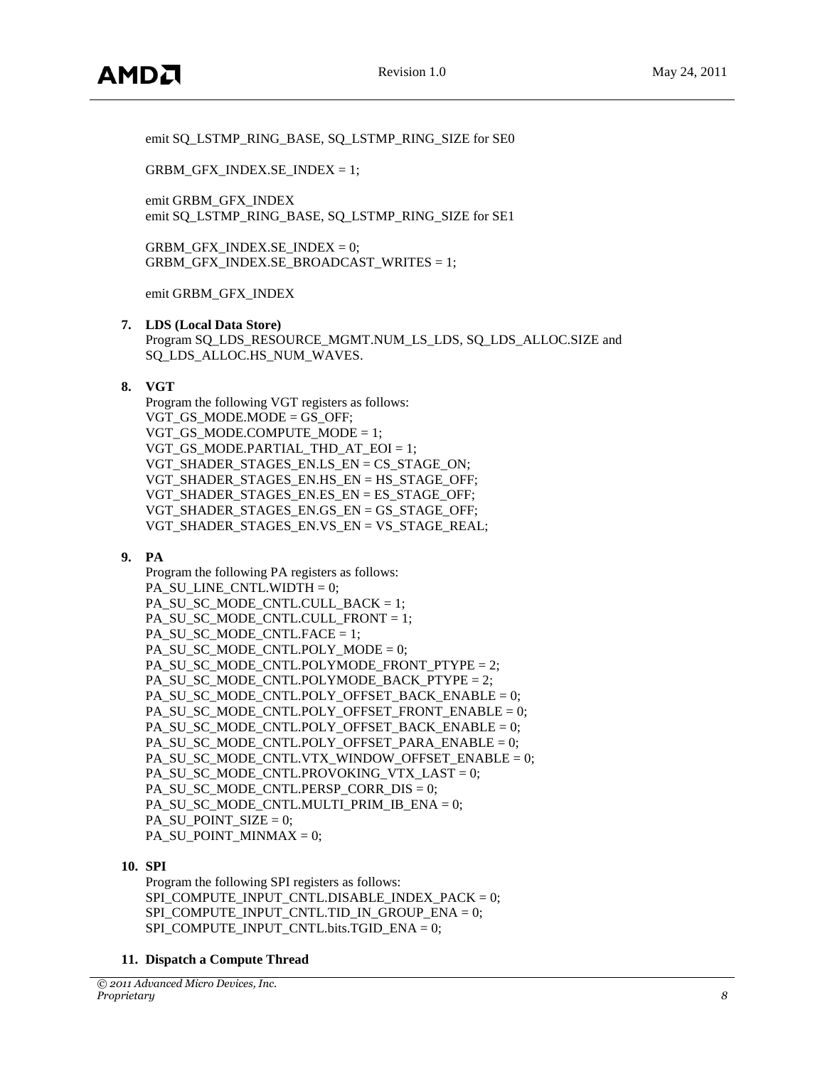emit SQ_LSTMP_RING_BASE, SQ_LSTMP_RING_SIZE for SE0

GRBM_GFX_INDEX.SE_INDEX = 1;

emit GRBM_GFX_INDEX
emit SQ_LSTMP_RING_BASE, SQ_LSTMP_RING_SIZE for SE1

GRBM_GFX_INDEX.SE_INDEX = 0;
GRBM_GFX_INDEX.SE_BROADCAST_WRITES = 1;

emit GRBM_GFX_INDEX

7. **LDS (Local Data Store)**
   Program SQ_LDS_RESOURCE_MGMT.NUM_LS_LDS, SQ_LDS_ALLOC.SIZE and SQ_LDS_ALLOC.HS_NUM_WAVES.

8. **VGT**
   Program the following VGT registers as follows:
   VGT_GS_MODE.MODE = GS_OFF;
   VGT_GS_MODE.COMPUTE_MODE = 1;
   VGT_GS_MODE.PARTIAL_THD_AT_EOI = 1;
   VGT_SHADER_STAGES_EN.LS_EN = CS_STAGE_ON;
   VGT_SHADER_STAGES_EN.HS_EN = HS_STAGE_OFF;
   VGT_SHADER_STAGES_EN.ES_EN = ES_STAGE_OFF;
   VGT_SHADER_STAGES_EN.GS_EN = GS_STAGE_OFF;
   VGT_SHADER_STAGES_EN.VS_EN = VS_STAGE_REAL;

9. **PA**
   Program the following PA registers as follows:
   PA_SU_LINE_CNTL.WIDTH = 0;
   PA_SU_SC_MODE_CNTL.CULL_BACK = 1;
   PA_SU_SC_MODE_CNTL.CULL_FRONT = 1;
   PA_SU_SC_MODE_CNTL.FACE = 1;
   PA_SU_SC_MODE_CNTL.POLY_MODE = 0;
   PA_SU_SC_MODE_CNTL.POLYMODE_FRONT_PTYPE = 2;
   PA_SU_SC_MODE_CNTL.POLYMODE_BACK_PTYPE = 2;
   PA_SU_SC_MODE_CNTL.POLY_OFFSET_BACK_ENABLE = 0;
   PA_SU_SC_MODE_CNTL.POLY_OFFSET_FRONT_ENABLE = 0;
   PA_SU_SC_MODE_CNTL.POLY_OFFSET_BACK_ENABLE = 0;
   PA_SU_SC_MODE_CNTL.POLY_OFFSET_PARA_ENABLE = 0;
   PA_SU_SC_MODE_CNTL.VTX_WINDOW_OFFSET_ENABLE = 0;
   PA_SU_SC_MODE_CNTL.PROVOKING_VTX_LAST = 0;
   PA_SU_SC_MODE_CNTL.PERSP_CORR_DIS = 0;
   PA_SU_SC_MODE_CNTL.MULTI_PRIM_IB_ENA = 0;
   PA_SU_POINT_SIZE = 0;
   PA_SU_POINT_MINMAX = 0;

10. **SPI**
    Program the following SPI registers as follows:
    SPI_COMPUTE_INPUT_CNTL.DISABLE_INDEX_PACK = 0;
    SPI_COMPUTE_INPUT_CNTL.TID_IN_GROUP_ENA = 0;
    SPI_COMPUTE_INPUT_CNTL.bits.TGID_ENA = 0;

11. **Dispatch a Compute Thread**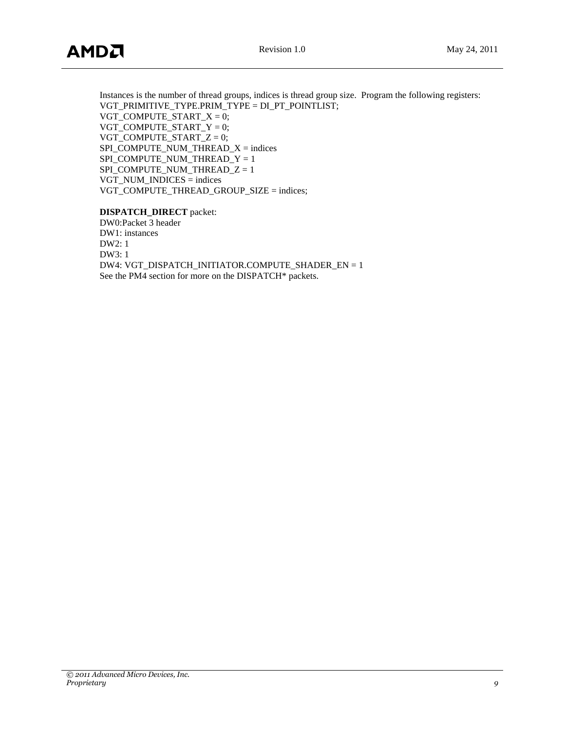Instances is the number of thread groups, indices is thread group size. Program the following registers:
VGT_PRIMITIVE_TYPE.PRIM_TYPE = DI_PT_POINTLIST;
VGT_COMPUTE_START_X = 0;
VGT_COMPUTE_START_Y = 0;
VGT_COMPUTE_START_Z = 0;
SPI_COMPUTE_NUM_THREAD_X = indices
SPI_COMPUTE_NUM_THREAD_Y = 1
SPI_COMPUTE_NUM_THREAD_Z = 1
VGT_NUM_INDICES = indices
VGT_COMPUTE_THREAD_GROUP_SIZE = indices;

**DISPATCH_DIRECT** packet:
DW0:Packet 3 header
DW1: instances
DW2: 1
DW3: 1
DW4: VGT_DISPATCH_INITIATOR.COMPUTE_SHADER_EN = 1
See the PM4 section for more on the DISPATCH* packets.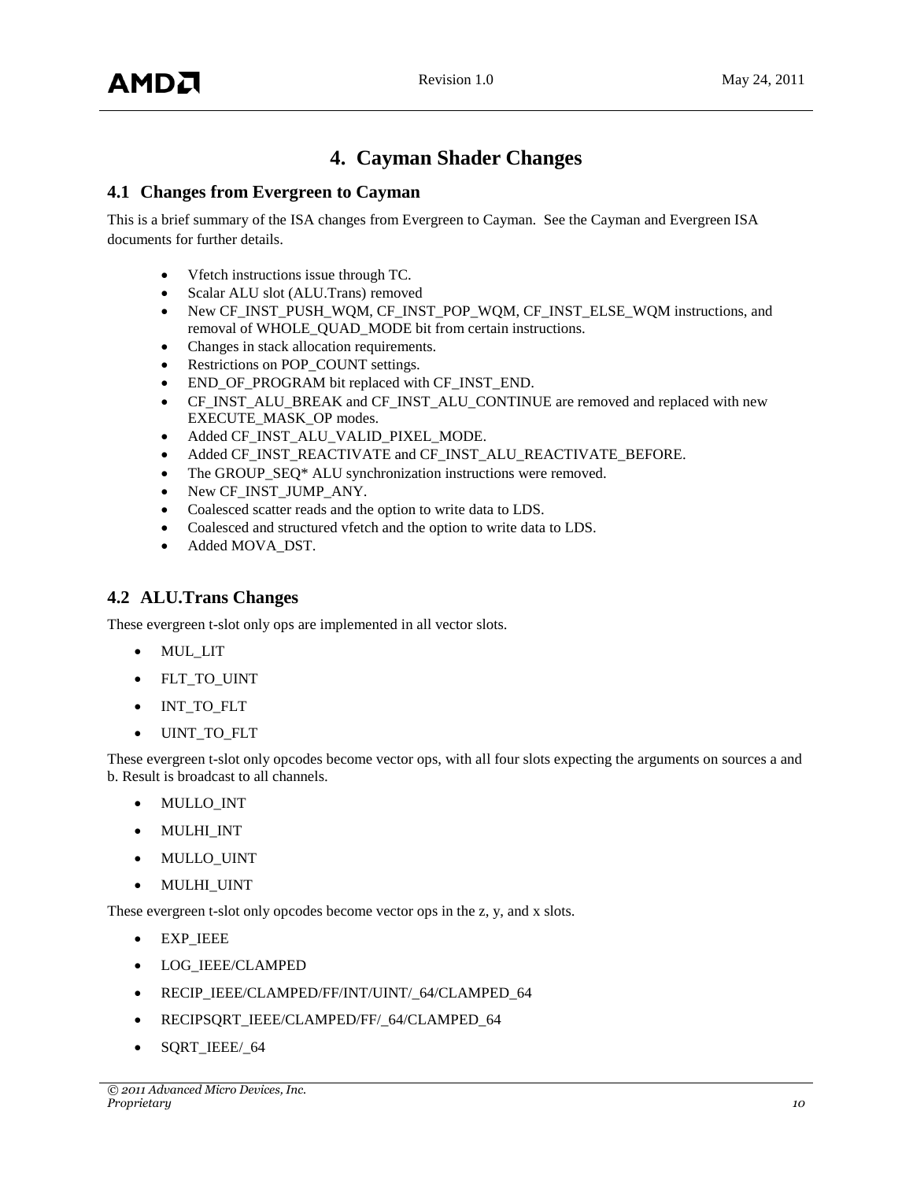# 4. Cayman Shader Changes

## 4.1 Changes from Evergreen to Cayman

This is a brief summary of the ISA changes from Evergreen to Cayman. See the Cayman and Evergreen ISA documents for further details.

- Vfetch instructions issue through TC.
- Scalar ALU slot (ALU.Trans) removed
- New CF_INST_PUSH_WQM, CF_INST_POP_WQM, CF_INST_ELSE_WQM instructions, and removal of WHOLE_QUAD_MODE bit from certain instructions.
- Changes in stack allocation requirements.
- Restrictions on POP_COUNT settings.
- END_OF_PROGRAM bit replaced with CF_INST_END.
- CF_INST_ALU_BREAK and CF_INST_ALU_CONTINUE are removed and replaced with new EXECUTE_MASK_OP modes.
- Added CF_INST_ALU_VALID_PIXEL_MODE.
- Added CF_INST_REACTIVATE and CF_INST_ALU_REACTIVATE_BEFORE.
- The GROUP_SEQ* ALU synchronization instructions were removed.
- New CF_INST_JUMP_ANY.
- Coalesced scatter reads and the option to write data to LDS.
- Coalesced and structured vfetch and the option to write data to LDS.
- Added MOVA_DST.

## 4.2 ALU.Trans Changes

These evergreen t-slot only ops are implemented in all vector slots.

- MUL_LIT
- FLT_TO_UINT
- INT_TO_FLT
- UINT_TO_FLT

These evergreen t-slot only opcodes become vector ops, with all four slots expecting the arguments on sources a and b. Result is broadcast to all channels.

- MULLO_INT
- MULHI_INT
- MULLO_UINT
- MULHI_UINT

These evergreen t-slot only opcodes become vector ops in the z, y, and x slots.

- EXP_IEEE
- LOG_IEEE/CLAMPED
- RECIP_IEEE/CLAMPED/FF/INT/UINT/_64/CLAMPED_64
- RECIPSQRT_IEEE/CLAMPED/FF/_64/CLAMPED_64
- SQRT_IEEE/_64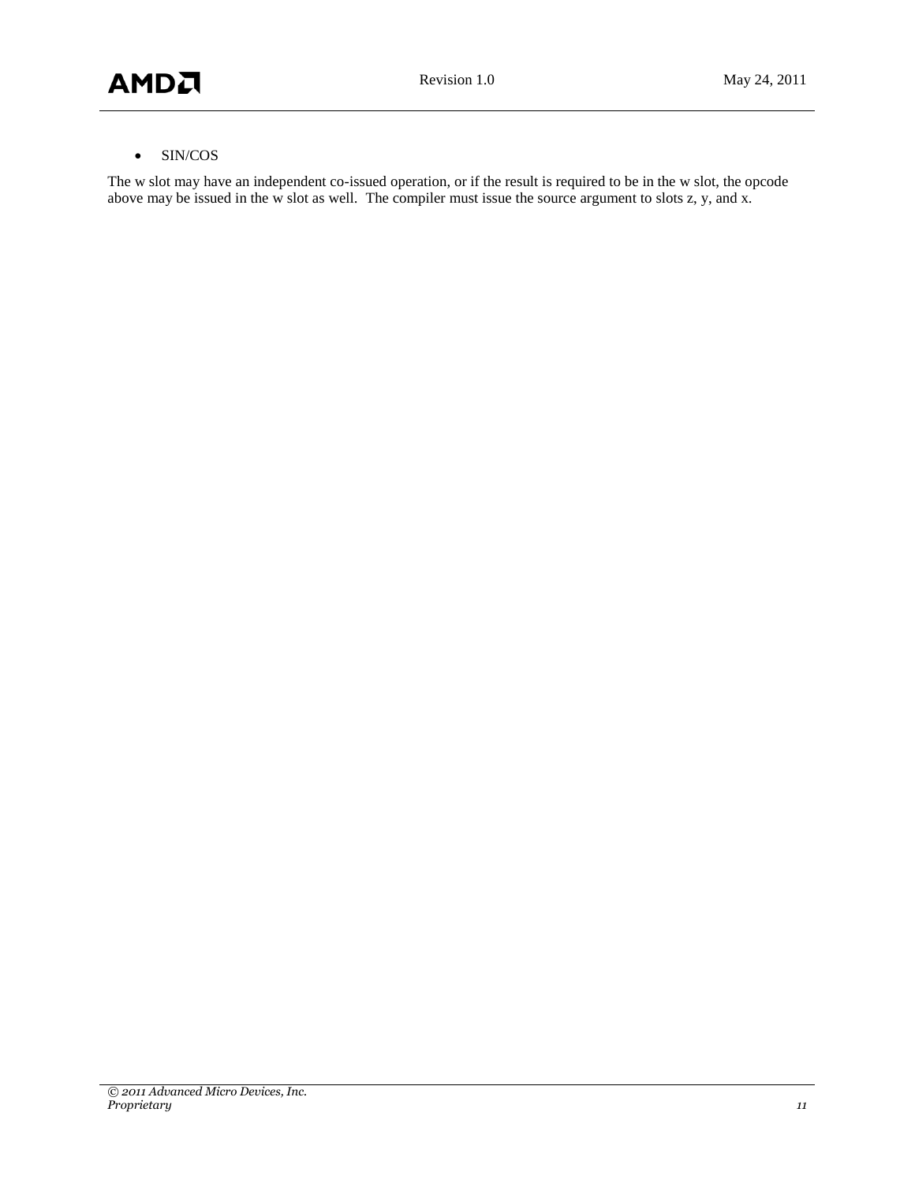- SIN/COS

The w slot may have an independent co-issued operation, or if the result is required to be in the w slot, the opcode above may be issued in the w slot as well.  The compiler must issue the source argument to slots z, y, and x.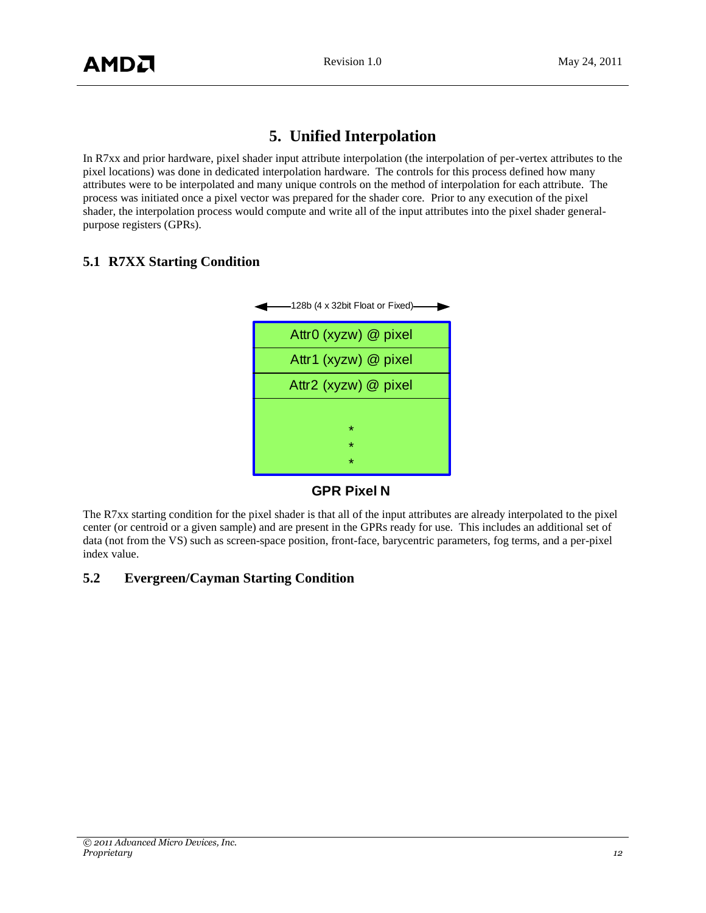# 5. Unified Interpolation

In R7xx and prior hardware, pixel shader input attribute interpolation (the interpolation of per-vertex attributes to the pixel locations) was done in dedicated interpolation hardware. The controls for this process defined how many attributes were to be interpolated and many unique controls on the method of interpolation for each attribute. The process was initiated once a pixel vector was prepared for the shader core. Prior to any execution of the pixel shader, the interpolation process would compute and write all of the input attributes into the pixel shader general-purpose registers (GPRs).

## 5.1 R7XX Starting Condition

128b (4 x 32bit Float or Fixed)

| Attr0 (xyzw) @ pixel |
|---|
| Attr1 (xyzw) @ pixel |
| Attr2 (xyzw) @ pixel |
| * * * |

**GPR Pixel N**

The R7xx starting condition for the pixel shader is that all of the input attributes are already interpolated to the pixel center (or centroid or a given sample) and are present in the GPRs ready for use. This includes an additional set of data (not from the VS) such as screen-space position, front-face, barycentric parameters, fog terms, and a per-pixel index value.

## 5.2 Evergreen/Cayman Starting Condition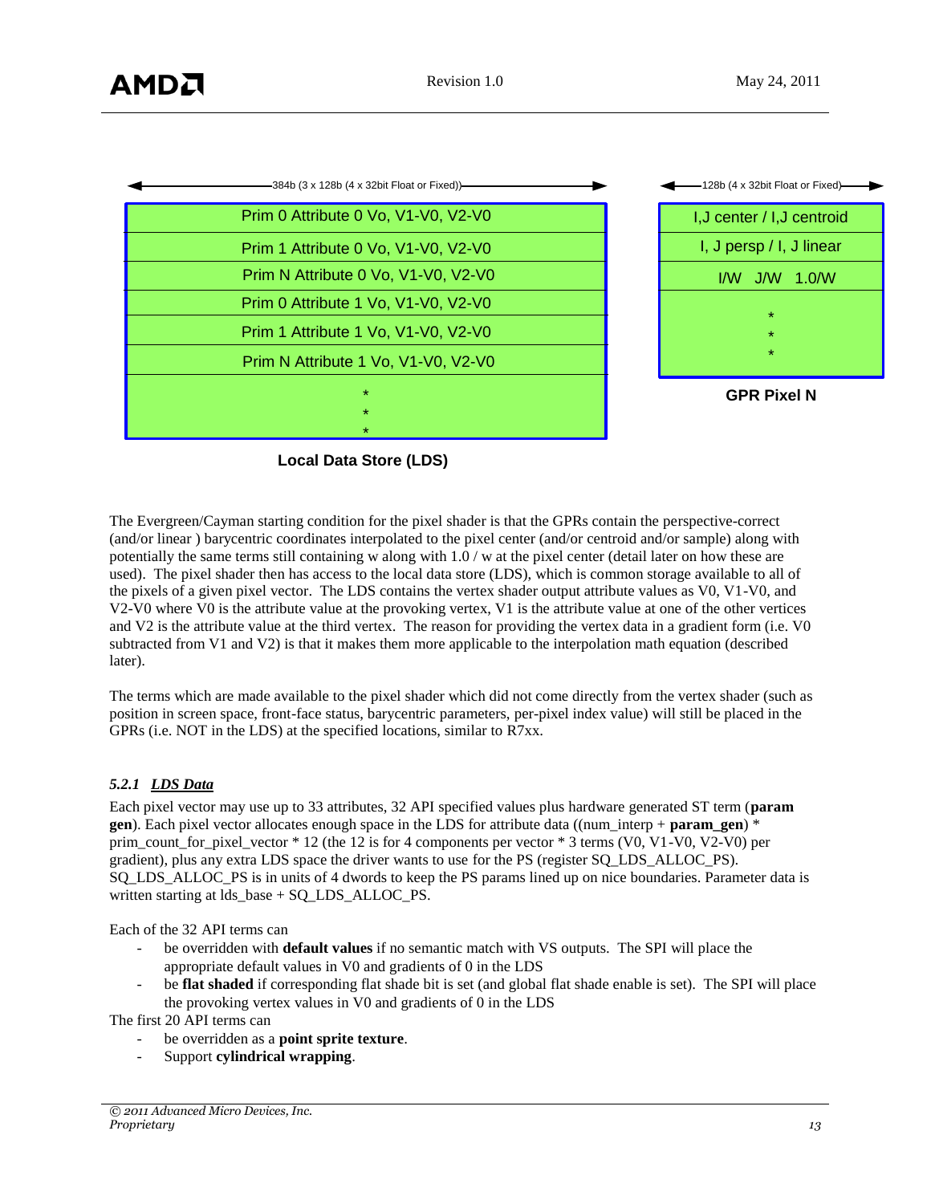384b (3 x 128b (4 x 32bit Float or Fixed))

| Local Data Store (LDS) |
|---|
| Prim 0 Attribute 0 Vo, V1-V0, V2-V0 |
| Prim 1 Attribute 0 Vo, V1-V0, V2-V0 |
| Prim N Attribute 0 Vo, V1-V0, V2-V0 |
| Prim 0 Attribute 1 Vo, V1-V0, V2-V0 |
| Prim 1 Attribute 1 Vo, V1-V0, V2-V0 |
| Prim N Attribute 1 Vo, V1-V0, V2-V0 |
| * * * |

**Local Data Store (LDS)**

128b (4 x 32bit Float or Fixed)

| GPR Pixel N |
|---|
| I,J center / I,J centroid |
| I, J persp / I, J linear |
| I/W J/W 1.0/W |
| * * * |

**GPR Pixel N**

The Evergreen/Cayman starting condition for the pixel shader is that the GPRs contain the perspective-correct (and/or linear ) barycentric coordinates interpolated to the pixel center (and/or centroid and/or sample) along with potentially the same terms still containing w along with 1.0 / w at the pixel center (detail later on how these are used). The pixel shader then has access to the local data store (LDS), which is common storage available to all of the pixels of a given pixel vector. The LDS contains the vertex shader output attribute values as V0, V1-V0, and V2-V0 where V0 is the attribute value at the provoking vertex, V1 is the attribute value at one of the other vertices and V2 is the attribute value at the third vertex. The reason for providing the vertex data in a gradient form (i.e. V0 subtracted from V1 and V2) is that it makes them more applicable to the interpolation math equation (described later).

The terms which are made available to the pixel shader which did not come directly from the vertex shader (such as position in screen space, front-face status, barycentric parameters, per-pixel index value) will still be placed in the GPRs (i.e. NOT in the LDS) at the specified locations, similar to R7xx.

### *5.2.1 LDS Data*

Each pixel vector may use up to 33 attributes, 32 API specified values plus hardware generated ST term (**param gen**). Each pixel vector allocates enough space in the LDS for attribute data ((num_interp + **param_gen**) * prim_count_for_pixel_vector * 12 (the 12 is for 4 components per vector * 3 terms (V0, V1-V0, V2-V0) per gradient), plus any extra LDS space the driver wants to use for the PS (register SQ_LDS_ALLOC_PS). SQ_LDS_ALLOC_PS is in units of 4 dwords to keep the PS params lined up on nice boundaries. Parameter data is written starting at lds_base + SQ_LDS_ALLOC_PS.

Each of the 32 API terms can

- be overridden with **default values** if no semantic match with VS outputs. The SPI will place the appropriate default values in V0 and gradients of 0 in the LDS
- be **flat shaded** if corresponding flat shade bit is set (and global flat shade enable is set). The SPI will place the provoking vertex values in V0 and gradients of 0 in the LDS

The first 20 API terms can

- be overridden as a **point sprite texture**.
- Support **cylindrical wrapping**.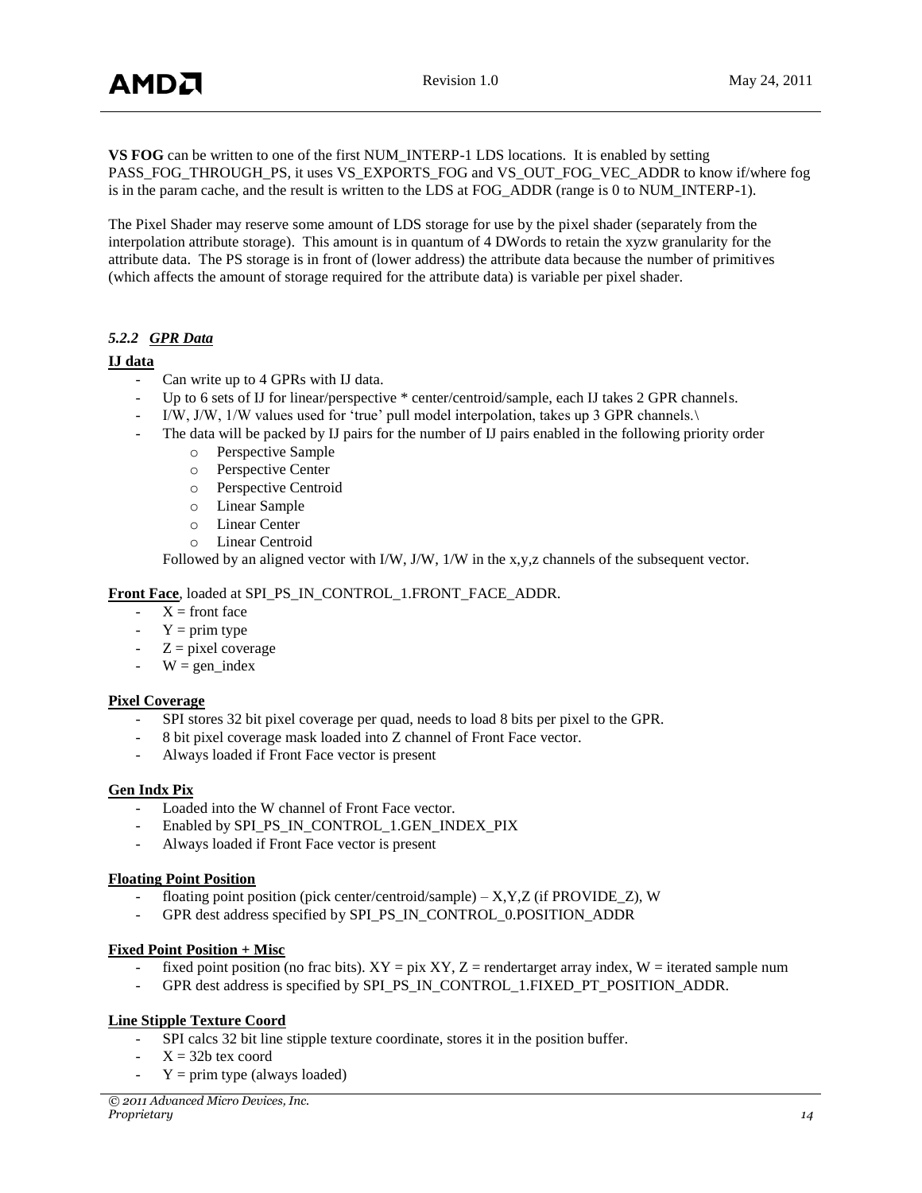**VS FOG** can be written to one of the first NUM_INTERP-1 LDS locations. It is enabled by setting PASS_FOG_THROUGH_PS, it uses VS_EXPORTS_FOG and VS_OUT_FOG_VEC_ADDR to know if/where fog is in the param cache, and the result is written to the LDS at FOG_ADDR (range is 0 to NUM_INTERP-1).

The Pixel Shader may reserve some amount of LDS storage for use by the pixel shader (separately from the interpolation attribute storage). This amount is in quantum of 4 DWords to retain the xyzw granularity for the attribute data. The PS storage is in front of (lower address) the attribute data because the number of primitives (which affects the amount of storage required for the attribute data) is variable per pixel shader.

### *5.2.2 GPR Data*

**IJ data**

- Can write up to 4 GPRs with IJ data.
- Up to 6 sets of IJ for linear/perspective * center/centroid/sample, each IJ takes 2 GPR channels.
- I/W, J/W, 1/W values used for 'true' pull model interpolation, takes up 3 GPR channels.\
- The data will be packed by IJ pairs for the number of IJ pairs enabled in the following priority order
  - Perspective Sample
  - Perspective Center
  - Perspective Centroid
  - Linear Sample
  - Linear Center
  - Linear Centroid

  Followed by an aligned vector with I/W, J/W, 1/W in the x,y,z channels of the subsequent vector.

**Front Face**, loaded at SPI_PS_IN_CONTROL_1.FRONT_FACE_ADDR.

- X = front face
- Y = prim type
- Z = pixel coverage
- W = gen_index

**Pixel Coverage**

- SPI stores 32 bit pixel coverage per quad, needs to load 8 bits per pixel to the GPR.
- 8 bit pixel coverage mask loaded into Z channel of Front Face vector.
- Always loaded if Front Face vector is present

**Gen Indx Pix**

- Loaded into the W channel of Front Face vector.
- Enabled by SPI_PS_IN_CONTROL_1.GEN_INDEX_PIX
- Always loaded if Front Face vector is present

**Floating Point Position**

- floating point position (pick center/centroid/sample) – X,Y,Z (if PROVIDE_Z), W
- GPR dest address specified by SPI_PS_IN_CONTROL_0.POSITION_ADDR

**Fixed Point Position + Misc**

- fixed point position (no frac bits). XY = pix XY, Z = rendertarget array index, W = iterated sample num
- GPR dest address is specified by SPI_PS_IN_CONTROL_1.FIXED_PT_POSITION_ADDR.

**Line Stipple Texture Coord**

- SPI calcs 32 bit line stipple texture coordinate, stores it in the position buffer.
- X = 32b tex coord
- Y = prim type (always loaded)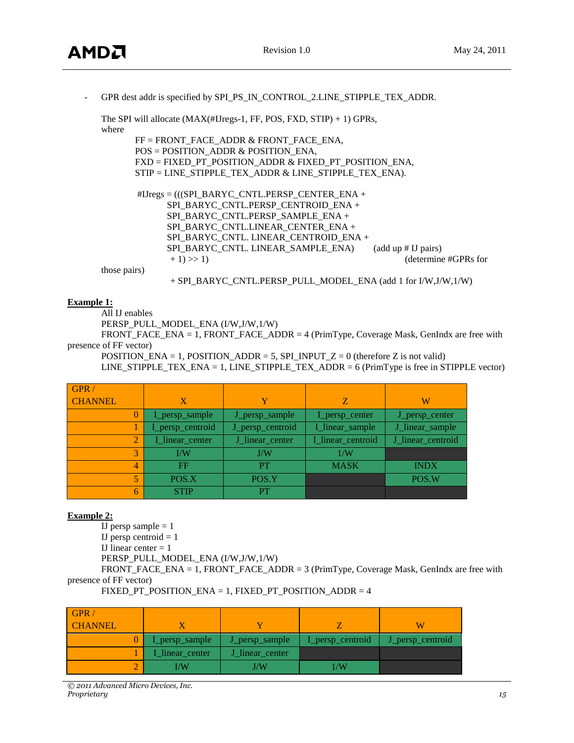- GPR dest addr is specified by SPI_PS_IN_CONTROL_2.LINE_STIPPLE_TEX_ADDR.

The SPI will allocate (MAX(#IJregs-1, FF, POS, FXD, STIP) + 1) GPRs, where

FF = FRONT_FACE_ADDR & FRONT_FACE_ENA,
POS = POSITION_ADDR & POSITION_ENA,
FXD = FIXED_PT_POSITION_ADDR & FIXED_PT_POSITION_ENA,
STIP = LINE_STIPPLE_TEX_ADDR & LINE_STIPPLE_TEX_ENA).

#IJregs = (((SPI_BARYC_CNTL.PERSP_CENTER_ENA +
SPI_BARYC_CNTL.PERSP_CENTROID_ENA +
SPI_BARYC_CNTL.PERSP_SAMPLE_ENA +
SPI_BARYC_CNTL.LINEAR_CENTER_ENA +
SPI_BARYC_CNTL. LINEAR_CENTROID_ENA +
SPI_BARYC_CNTL. LINEAR_SAMPLE_ENA) (add up # IJ pairs)
+ 1) >> 1) (determine #GPRs for those pairs)
+ SPI_BARYC_CNTL.PERSP_PULL_MODEL_ENA (add 1 for I/W,J/W,1/W)

**Example 1:**

All IJ enables
PERSP_PULL_MODEL_ENA (I/W,J/W,1/W)
FRONT_FACE_ENA = 1, FRONT_FACE_ADDR = 4 (PrimType, Coverage Mask, GenIndx are free with presence of FF vector)
POSITION_ENA = 1, POSITION_ADDR = 5, SPI_INPUT_Z = 0 (therefore Z is not valid)
LINE_STIPPLE_TEX_ENA = 1, LINE_STIPPLE_TEX_ADDR = 6 (PrimType is free in STIPPLE vector)

| GPR / CHANNEL | X | Y | Z | W |
|---|---|---|---|---|
| 0 | I_persp_sample | J_persp_sample | I_persp_center | J_persp_center |
| 1 | I_persp_centroid | J_persp_centroid | I_linear_sample | J_linear_sample |
| 2 | I_linear_center | J_linear_center | I_linear_centroid | J_linear_centroid |
| 3 | I/W | J/W | 1/W | |
| 4 | FF | PT | MASK | INDX |
| 5 | POS.X | POS.Y | | POS.W |
| 6 | STIP | PT | | |

**Example 2:**

IJ persp sample = 1
IJ persp centroid = 1
IJ linear center = 1
PERSP_PULL_MODEL_ENA (I/W,J/W,1/W)
FRONT_FACE_ENA = 1, FRONT_FACE_ADDR = 3 (PrimType, Coverage Mask, GenIndx are free with presence of FF vector)
FIXED_PT_POSITION_ENA = 1, FIXED_PT_POSITION_ADDR = 4

| GPR / CHANNEL | X | Y | Z | W |
|---|---|---|---|---|
| 0 | I_persp_sample | J_persp_sample | I_persp_centroid | J_persp_centroid |
| 1 | I_linear_center | J_linear_center | | |
| 2 | I/W | J/W | 1/W | |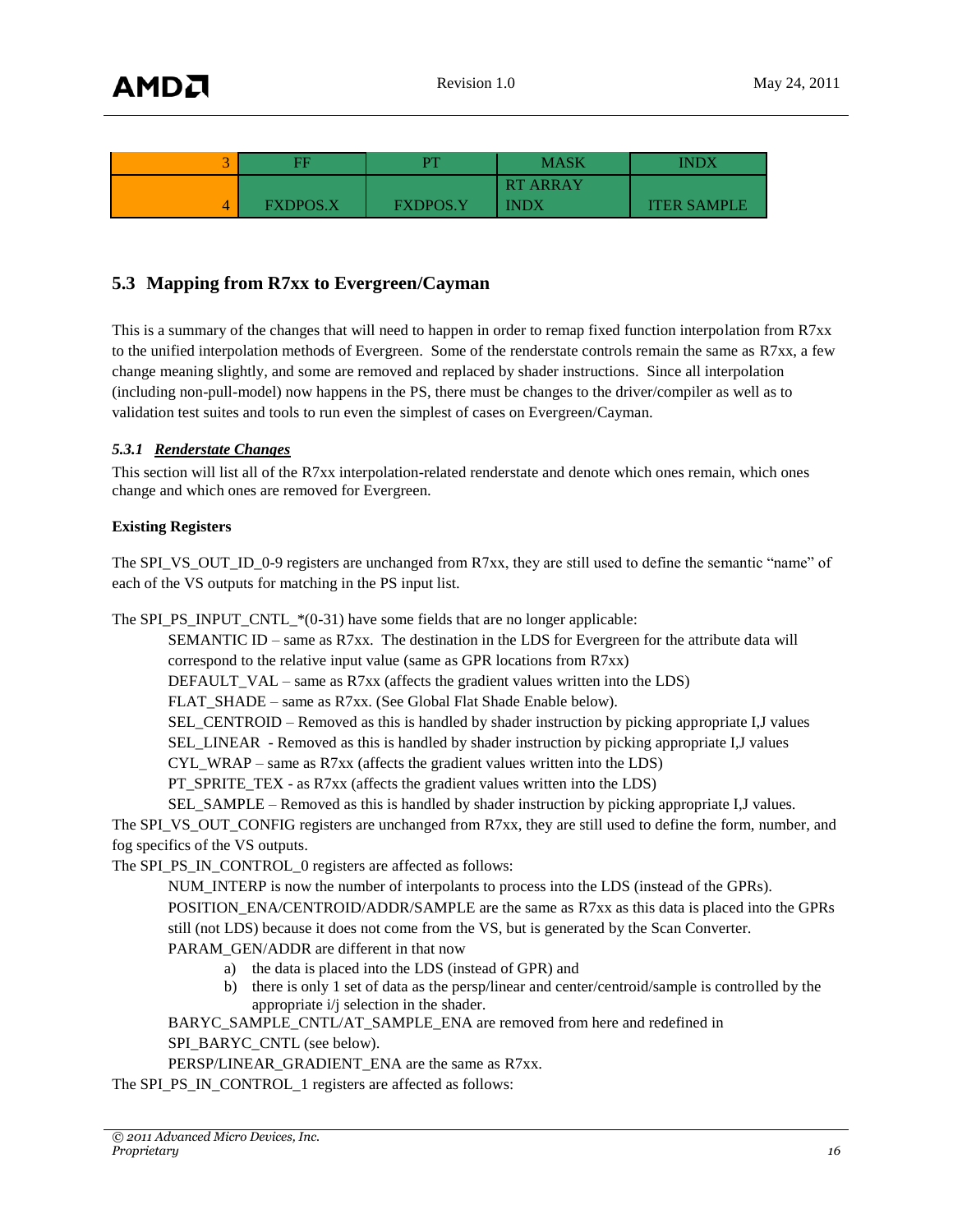| 3 | FF | PT | MASK | INDX |
|---|---|---|---|---|
| 4 | FXDPOS.X | FXDPOS.Y | RT ARRAY INDX | ITER SAMPLE |

## 5.3 Mapping from R7xx to Evergreen/Cayman

This is a summary of the changes that will need to happen in order to remap fixed function interpolation from R7xx to the unified interpolation methods of Evergreen. Some of the renderstate controls remain the same as R7xx, a few change meaning slightly, and some are removed and replaced by shader instructions. Since all interpolation (including non-pull-model) now happens in the PS, there must be changes to the driver/compiler as well as to validation test suites and tools to run even the simplest of cases on Evergreen/Cayman.

### *5.3.1 Renderstate Changes*

This section will list all of the R7xx interpolation-related renderstate and denote which ones remain, which ones change and which ones are removed for Evergreen.

**Existing Registers**

The SPI_VS_OUT_ID_0-9 registers are unchanged from R7xx, they are still used to define the semantic "name" of each of the VS outputs for matching in the PS input list.

The SPI_PS_INPUT_CNTL_*(0-31) have some fields that are no longer applicable:

> SEMANTIC ID – same as R7xx. The destination in the LDS for Evergreen for the attribute data will correspond to the relative input value (same as GPR locations from R7xx)
> DEFAULT_VAL – same as R7xx (affects the gradient values written into the LDS)
> FLAT_SHADE – same as R7xx. (See Global Flat Shade Enable below).
> SEL_CENTROID – Removed as this is handled by shader instruction by picking appropriate I,J values
> SEL_LINEAR - Removed as this is handled by shader instruction by picking appropriate I,J values
> CYL_WRAP – same as R7xx (affects the gradient values written into the LDS)
> PT_SPRITE_TEX - as R7xx (affects the gradient values written into the LDS)
> SEL_SAMPLE – Removed as this is handled by shader instruction by picking appropriate I,J values.

The SPI_VS_OUT_CONFIG registers are unchanged from R7xx, they are still used to define the form, number, and fog specifics of the VS outputs.

The SPI_PS_IN_CONTROL_0 registers are affected as follows:

> NUM_INTERP is now the number of interpolants to process into the LDS (instead of the GPRs).
> POSITION_ENA/CENTROID/ADDR/SAMPLE are the same as R7xx as this data is placed into the GPRs still (not LDS) because it does not come from the VS, but is generated by the Scan Converter.
> PARAM_GEN/ADDR are different in that now
> a) the data is placed into the LDS (instead of GPR) and
> b) there is only 1 set of data as the persp/linear and center/centroid/sample is controlled by the appropriate i/j selection in the shader.
> BARYC_SAMPLE_CNTL/AT_SAMPLE_ENA are removed from here and redefined in SPI_BARYC_CNTL (see below).
> PERSP/LINEAR_GRADIENT_ENA are the same as R7xx.

The SPI_PS_IN_CONTROL_1 registers are affected as follows: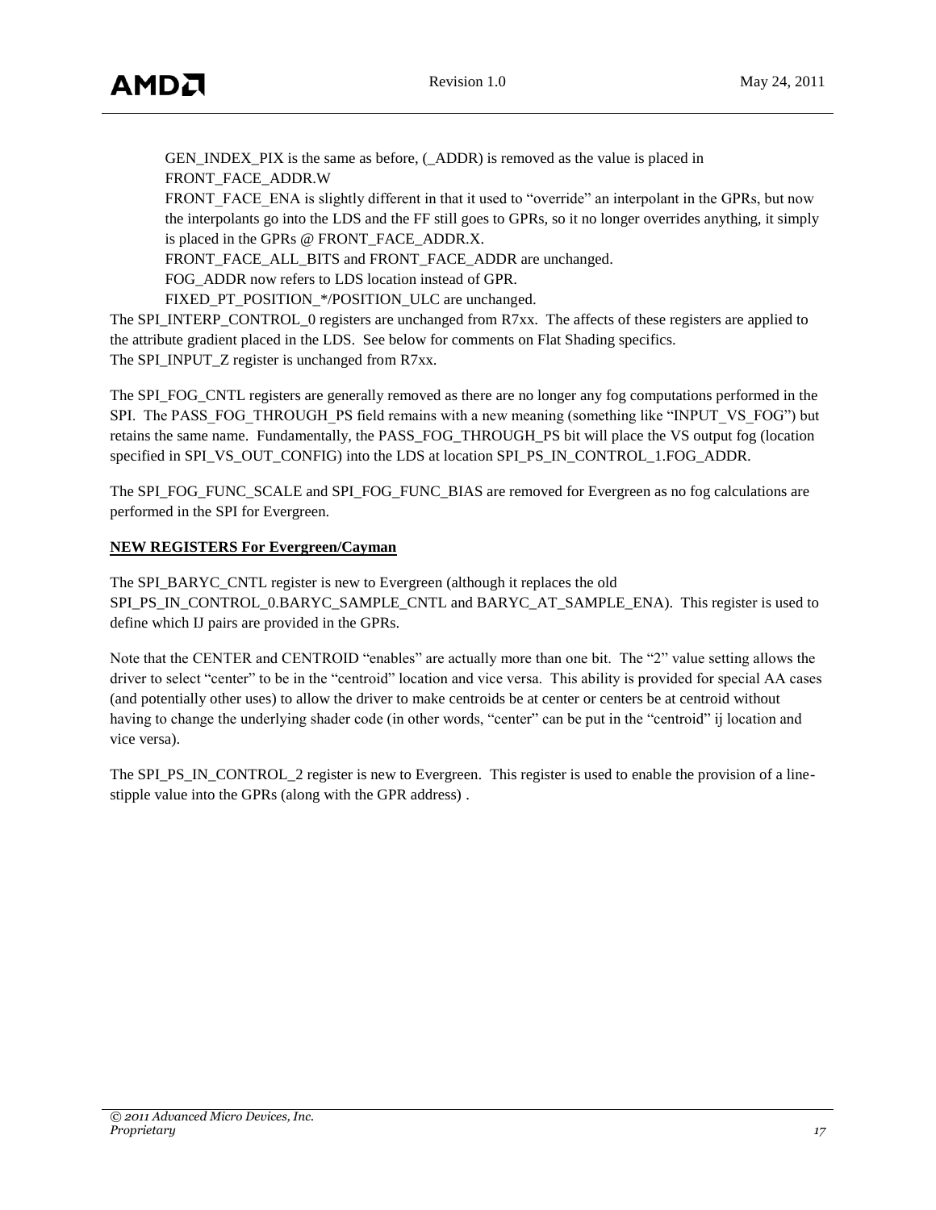GEN_INDEX_PIX is the same as before, (_ADDR) is removed as the value is placed in FRONT_FACE_ADDR.W

FRONT_FACE_ENA is slightly different in that it used to "override" an interpolant in the GPRs, but now the interpolants go into the LDS and the FF still goes to GPRs, so it no longer overrides anything, it simply is placed in the GPRs @ FRONT_FACE_ADDR.X.

FRONT_FACE_ALL_BITS and FRONT_FACE_ADDR are unchanged.

FOG_ADDR now refers to LDS location instead of GPR.

FIXED_PT_POSITION_*/POSITION_ULC are unchanged.

The SPI_INTERP_CONTROL_0 registers are unchanged from R7xx. The affects of these registers are applied to the attribute gradient placed in the LDS. See below for comments on Flat Shading specifics.
The SPI_INPUT_Z register is unchanged from R7xx.

The SPI_FOG_CNTL registers are generally removed as there are no longer any fog computations performed in the SPI. The PASS_FOG_THROUGH_PS field remains with a new meaning (something like "INPUT_VS_FOG") but retains the same name. Fundamentally, the PASS_FOG_THROUGH_PS bit will place the VS output fog (location specified in SPI_VS_OUT_CONFIG) into the LDS at location SPI_PS_IN_CONTROL_1.FOG_ADDR.

The SPI_FOG_FUNC_SCALE and SPI_FOG_FUNC_BIAS are removed for Evergreen as no fog calculations are performed in the SPI for Evergreen.

**NEW REGISTERS For Evergreen/Cayman**

The SPI_BARYC_CNTL register is new to Evergreen (although it replaces the old SPI_PS_IN_CONTROL_0.BARYC_SAMPLE_CNTL and BARYC_AT_SAMPLE_ENA). This register is used to define which IJ pairs are provided in the GPRs.

Note that the CENTER and CENTROID "enables" are actually more than one bit. The "2" value setting allows the driver to select "center" to be in the "centroid" location and vice versa. This ability is provided for special AA cases (and potentially other uses) to allow the driver to make centroids be at center or centers be at centroid without having to change the underlying shader code (in other words, "center" can be put in the "centroid" ij location and vice versa).

The SPI_PS_IN_CONTROL_2 register is new to Evergreen. This register is used to enable the provision of a line-stipple value into the GPRs (along with the GPR address) .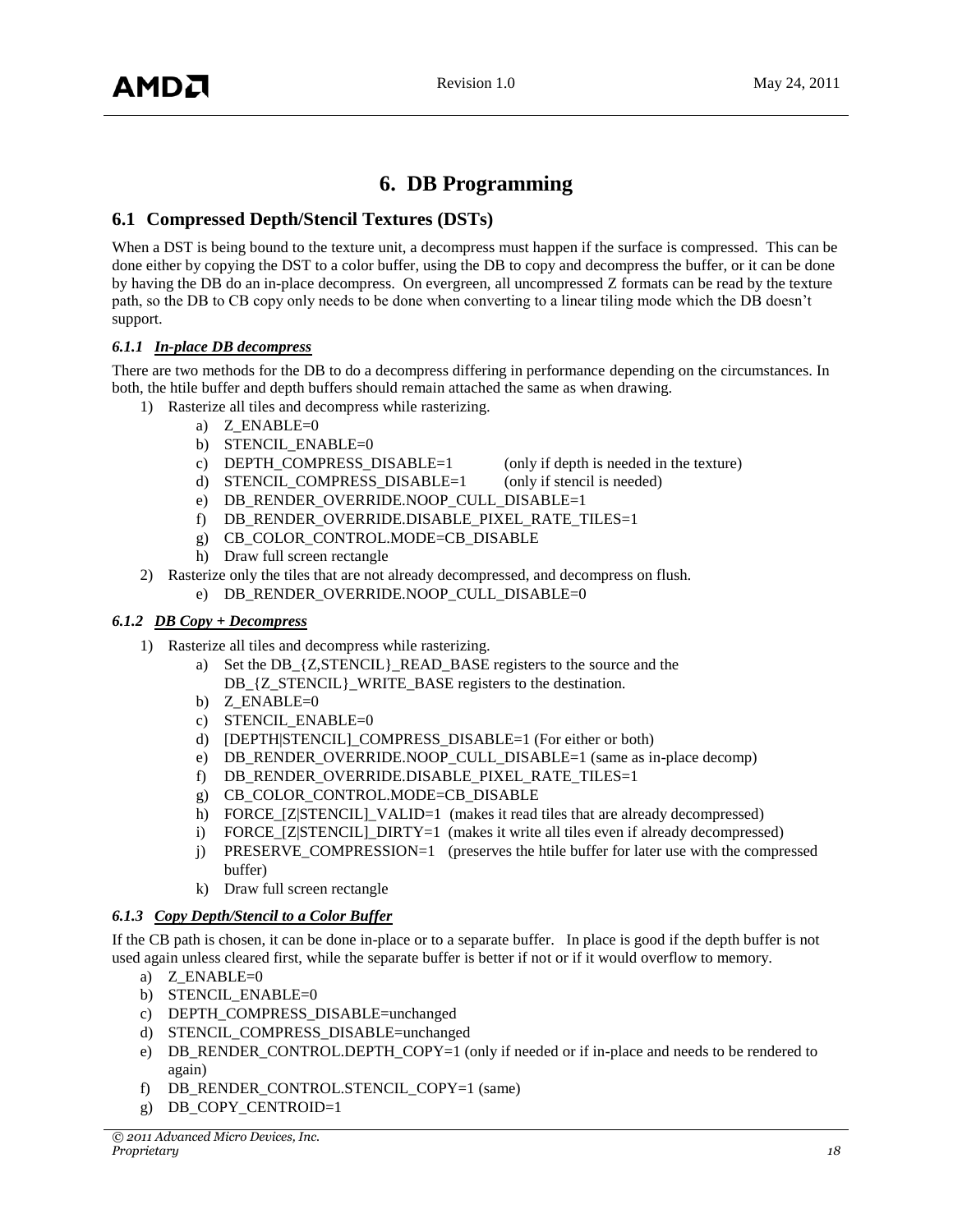# 6. DB Programming

## 6.1 Compressed Depth/Stencil Textures (DSTs)

When a DST is being bound to the texture unit, a decompress must happen if the surface is compressed. This can be done either by copying the DST to a color buffer, using the DB to copy and decompress the buffer, or it can be done by having the DB do an in-place decompress. On evergreen, all uncompressed Z formats can be read by the texture path, so the DB to CB copy only needs to be done when converting to a linear tiling mode which the DB doesn't support.

### *6.1.1 In-place DB decompress*

There are two methods for the DB to do a decompress differing in performance depending on the circumstances. In both, the htile buffer and depth buffers should remain attached the same as when drawing.

1) Rasterize all tiles and decompress while rasterizing.
   a) Z_ENABLE=0
   b) STENCIL_ENABLE=0
   c) DEPTH_COMPRESS_DISABLE=1 (only if depth is needed in the texture)
   d) STENCIL_COMPRESS_DISABLE=1 (only if stencil is needed)
   e) DB_RENDER_OVERRIDE.NOOP_CULL_DISABLE=1
   f) DB_RENDER_OVERRIDE.DISABLE_PIXEL_RATE_TILES=1
   g) CB_COLOR_CONTROL.MODE=CB_DISABLE
   h) Draw full screen rectangle
2) Rasterize only the tiles that are not already decompressed, and decompress on flush.
   e) DB_RENDER_OVERRIDE.NOOP_CULL_DISABLE=0

### *6.1.2 DB Copy + Decompress*

1) Rasterize all tiles and decompress while rasterizing.
   a) Set the DB_{Z,STENCIL}_READ_BASE registers to the source and the DB_{Z_STENCIL}_WRITE_BASE registers to the destination.
   b) Z_ENABLE=0
   c) STENCIL_ENABLE=0
   d) [DEPTH|STENCIL]_COMPRESS_DISABLE=1 (For either or both)
   e) DB_RENDER_OVERRIDE.NOOP_CULL_DISABLE=1 (same as in-place decomp)
   f) DB_RENDER_OVERRIDE.DISABLE_PIXEL_RATE_TILES=1
   g) CB_COLOR_CONTROL.MODE=CB_DISABLE
   h) FORCE_[Z|STENCIL]_VALID=1 (makes it read tiles that are already decompressed)
   i) FORCE_[Z|STENCIL]_DIRTY=1 (makes it write all tiles even if already decompressed)
   j) PRESERVE_COMPRESSION=1 (preserves the htile buffer for later use with the compressed buffer)
   k) Draw full screen rectangle

### *6.1.3 Copy Depth/Stencil to a Color Buffer*

If the CB path is chosen, it can be done in-place or to a separate buffer. In place is good if the depth buffer is not used again unless cleared first, while the separate buffer is better if not or if it would overflow to memory.

a) Z_ENABLE=0
b) STENCIL_ENABLE=0
c) DEPTH_COMPRESS_DISABLE=unchanged
d) STENCIL_COMPRESS_DISABLE=unchanged
e) DB_RENDER_CONTROL.DEPTH_COPY=1 (only if needed or if in-place and needs to be rendered to again)
f) DB_RENDER_CONTROL.STENCIL_COPY=1 (same)
g) DB_COPY_CENTROID=1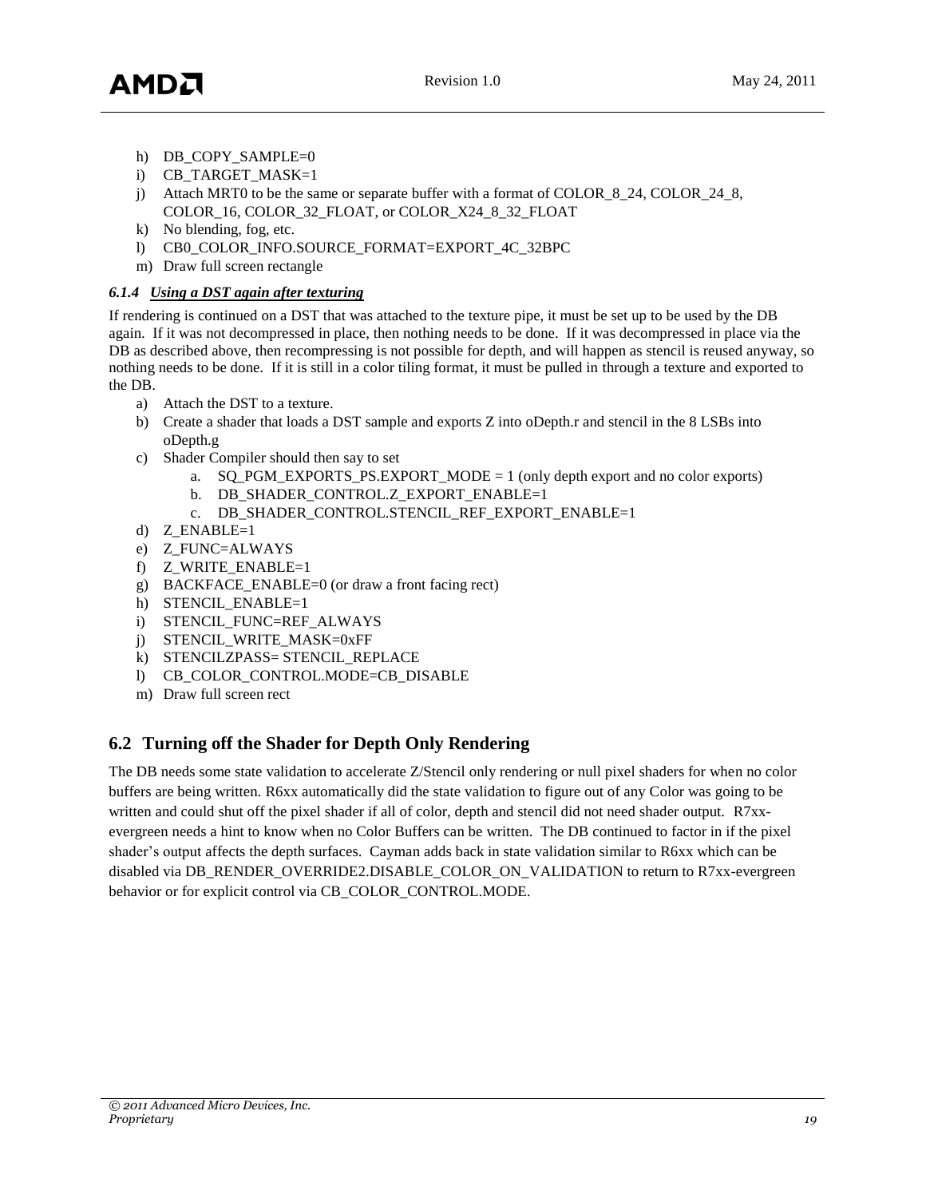h) DB_COPY_SAMPLE=0
i) CB_TARGET_MASK=1
j) Attach MRT0 to be the same or separate buffer with a format of COLOR_8_24, COLOR_24_8, COLOR_16, COLOR_32_FLOAT, or COLOR_X24_8_32_FLOAT
k) No blending, fog, etc.
l) CB0_COLOR_INFO.SOURCE_FORMAT=EXPORT_4C_32BPC
m) Draw full screen rectangle

#### *6.1.4 Using a DST again after texturing*

If rendering is continued on a DST that was attached to the texture pipe, it must be set up to be used by the DB again. If it was not decompressed in place, then nothing needs to be done. If it was decompressed in place via the DB as described above, then recompressing is not possible for depth, and will happen as stencil is reused anyway, so nothing needs to be done. If it is still in a color tiling format, it must be pulled in through a texture and exported to the DB.

a) Attach the DST to a texture.
b) Create a shader that loads a DST sample and exports Z into oDepth.r and stencil in the 8 LSBs into oDepth.g
c) Shader Compiler should then say to set
    a. SQ_PGM_EXPORTS_PS.EXPORT_MODE = 1 (only depth export and no color exports)
    b. DB_SHADER_CONTROL.Z_EXPORT_ENABLE=1
    c. DB_SHADER_CONTROL.STENCIL_REF_EXPORT_ENABLE=1
d) Z_ENABLE=1
e) Z_FUNC=ALWAYS
f) Z_WRITE_ENABLE=1
g) BACKFACE_ENABLE=0 (or draw a front facing rect)
h) STENCIL_ENABLE=1
i) STENCIL_FUNC=REF_ALWAYS
j) STENCIL_WRITE_MASK=0xFF
k) STENCILZPASS= STENCIL_REPLACE
l) CB_COLOR_CONTROL.MODE=CB_DISABLE
m) Draw full screen rect

## 6.2 Turning off the Shader for Depth Only Rendering

The DB needs some state validation to accelerate Z/Stencil only rendering or null pixel shaders for when no color buffers are being written. R6xx automatically did the state validation to figure out of any Color was going to be written and could shut off the pixel shader if all of color, depth and stencil did not need shader output. R7xx-evergreen needs a hint to know when no Color Buffers can be written. The DB continued to factor in if the pixel shader's output affects the depth surfaces. Cayman adds back in state validation similar to R6xx which can be disabled via DB_RENDER_OVERRIDE2.DISABLE_COLOR_ON_VALIDATION to return to R7xx-evergreen behavior or for explicit control via CB_COLOR_CONTROL.MODE.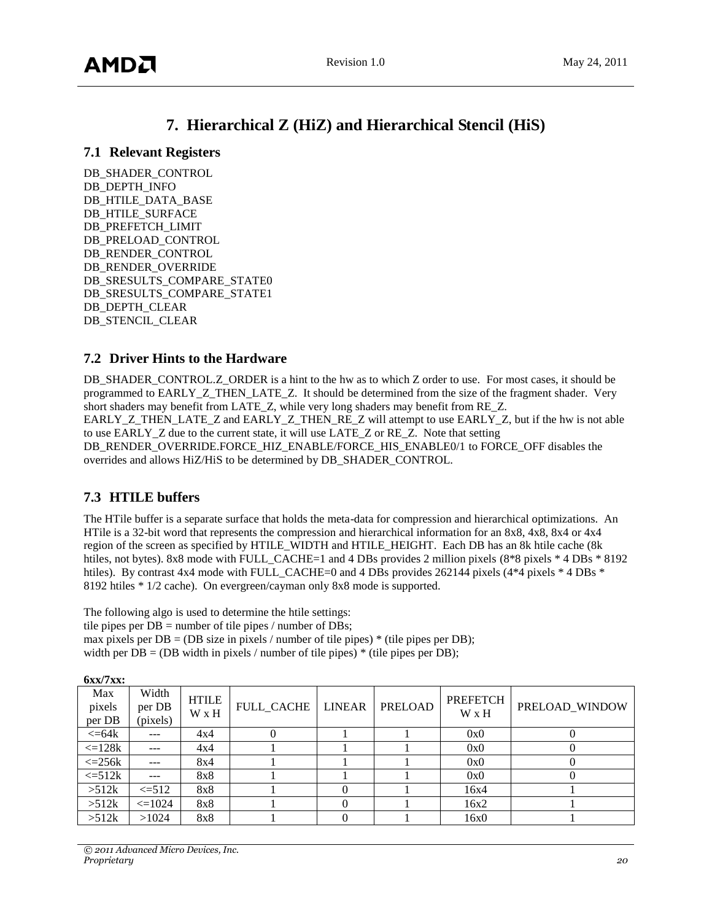# 7. Hierarchical Z (HiZ) and Hierarchical Stencil (HiS)

## 7.1 Relevant Registers

DB_SHADER_CONTROL
DB_DEPTH_INFO
DB_HTILE_DATA_BASE
DB_HTILE_SURFACE
DB_PREFETCH_LIMIT
DB_PRELOAD_CONTROL
DB_RENDER_CONTROL
DB_RENDER_OVERRIDE
DB_SRESULTS_COMPARE_STATE0
DB_SRESULTS_COMPARE_STATE1
DB_DEPTH_CLEAR
DB_STENCIL_CLEAR

## 7.2 Driver Hints to the Hardware

DB_SHADER_CONTROL.Z_ORDER is a hint to the hw as to which Z order to use. For most cases, it should be programmed to EARLY_Z_THEN_LATE_Z. It should be determined from the size of the fragment shader. Very short shaders may benefit from LATE_Z, while very long shaders may benefit from RE_Z. EARLY_Z_THEN_LATE_Z and EARLY_Z_THEN_RE_Z will attempt to use EARLY_Z, but if the hw is not able to use EARLY_Z due to the current state, it will use LATE_Z or RE_Z. Note that setting DB_RENDER_OVERRIDE.FORCE_HIZ_ENABLE/FORCE_HIS_ENABLE0/1 to FORCE_OFF disables the overrides and allows HiZ/HiS to be determined by DB_SHADER_CONTROL.

## 7.3 HTILE buffers

The HTile buffer is a separate surface that holds the meta-data for compression and hierarchical optimizations. An HTile is a 32-bit word that represents the compression and hierarchical information for an 8x8, 4x8, 8x4 or 4x4 region of the screen as specified by HTILE_WIDTH and HTILE_HEIGHT. Each DB has an 8k htile cache (8k htiles, not bytes). 8x8 mode with FULL_CACHE=1 and 4 DBs provides 2 million pixels (8*8 pixels * 4 DBs * 8192 htiles). By contrast 4x4 mode with FULL_CACHE=0 and 4 DBs provides 262144 pixels (4*4 pixels * 4 DBs * 8192 htiles * 1/2 cache). On evergreen/cayman only 8x8 mode is supported.

The following algo is used to determine the htile settings:
tile pipes per DB = number of tile pipes / number of DBs;
max pixels per DB = (DB size in pixels / number of tile pipes) * (tile pipes per DB);
width per DB = (DB width in pixels / number of tile pipes) * (tile pipes per DB);

**6xx/7xx:**

| Max pixels per DB | Width per DB (pixels) | HTILE W x H | FULL_CACHE | LINEAR | PRELOAD | PREFETCH W x H | PRELOAD_WINDOW |
|---|---|---|---|---|---|---|---|
| <=64k | --- | 4x4 | 0 | 1 | 1 | 0x0 | 0 |
| <=128k | --- | 4x4 | 1 | 1 | 1 | 0x0 | 0 |
| <=256k | --- | 8x4 | 1 | 1 | 1 | 0x0 | 0 |
| <=512k | --- | 8x8 | 1 | 1 | 1 | 0x0 | 0 |
| >512k | <=512 | 8x8 | 1 | 0 | 1 | 16x4 | 1 |
| >512k | <=1024 | 8x8 | 1 | 0 | 1 | 16x2 | 1 |
| >512k | >1024 | 8x8 | 1 | 0 | 1 | 16x0 | 1 |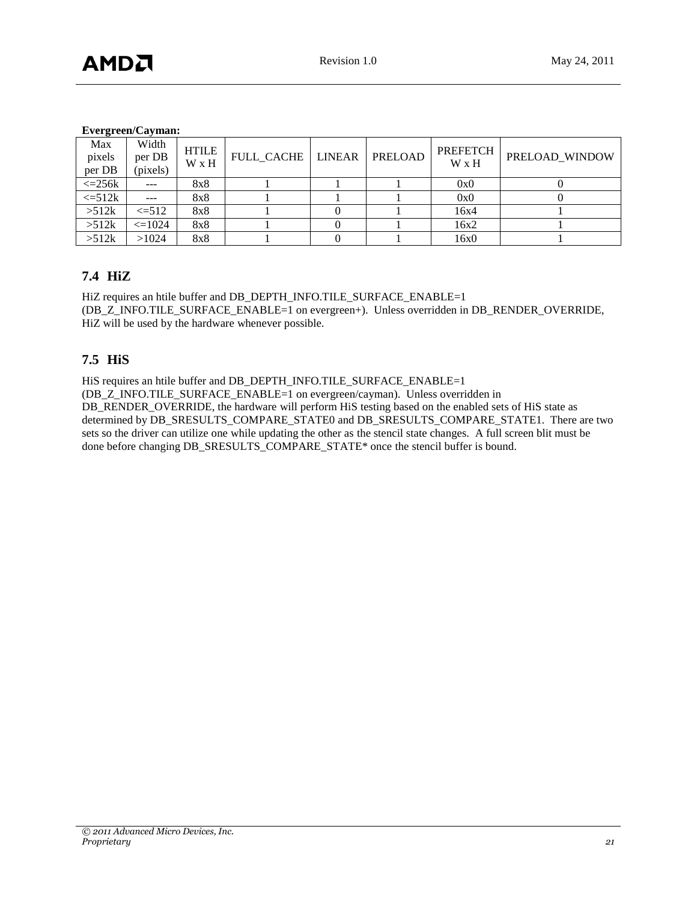**Evergreen/Cayman:**

| Max pixels per DB | Width per DB (pixels) | HTILE W x H | FULL_CACHE | LINEAR | PRELOAD | PREFETCH W x H | PRELOAD_WINDOW |
|---|---|---|---|---|---|---|---|
| <=256k | --- | 8x8 | 1 | 1 | 1 | 0x0 | 0 |
| <=512k | --- | 8x8 | 1 | 1 | 1 | 0x0 | 0 |
| >512k | <=512 | 8x8 | 1 | 0 | 1 | 16x4 | 1 |
| >512k | <=1024 | 8x8 | 1 | 0 | 1 | 16x2 | 1 |
| >512k | >1024 | 8x8 | 1 | 0 | 1 | 16x0 | 1 |

## 7.4 HiZ

HiZ requires an htile buffer and DB_DEPTH_INFO.TILE_SURFACE_ENABLE=1 (DB_Z_INFO.TILE_SURFACE_ENABLE=1 on evergreen+). Unless overridden in DB_RENDER_OVERRIDE, HiZ will be used by the hardware whenever possible.

## 7.5 HiS

HiS requires an htile buffer and DB_DEPTH_INFO.TILE_SURFACE_ENABLE=1 (DB_Z_INFO.TILE_SURFACE_ENABLE=1 on evergreen/cayman). Unless overridden in DB_RENDER_OVERRIDE, the hardware will perform HiS testing based on the enabled sets of HiS state as determined by DB_SRESULTS_COMPARE_STATE0 and DB_SRESULTS_COMPARE_STATE1. There are two sets so the driver can utilize one while updating the other as the stencil state changes. A full screen blit must be done before changing DB_SRESULTS_COMPARE_STATE* once the stencil buffer is bound.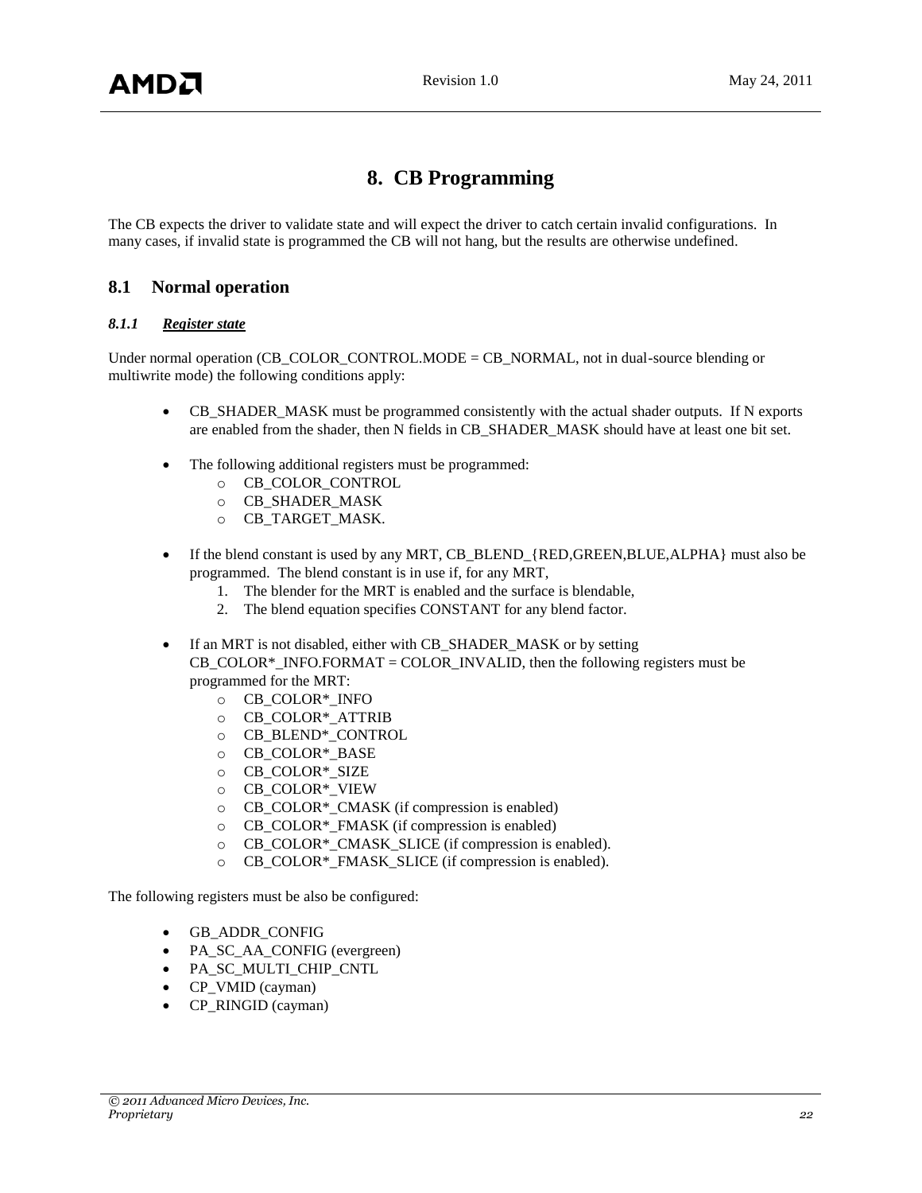# 8. CB Programming

The CB expects the driver to validate state and will expect the driver to catch certain invalid configurations. In many cases, if invalid state is programmed the CB will not hang, but the results are otherwise undefined.

## 8.1 Normal operation

### *8.1.1 Register state*

Under normal operation (CB_COLOR_CONTROL.MODE = CB_NORMAL, not in dual-source blending or multiwrite mode) the following conditions apply:

- CB_SHADER_MASK must be programmed consistently with the actual shader outputs. If N exports are enabled from the shader, then N fields in CB_SHADER_MASK should have at least one bit set.

- The following additional registers must be programmed:
  - CB_COLOR_CONTROL
  - CB_SHADER_MASK
  - CB_TARGET_MASK.

- If the blend constant is used by any MRT, CB_BLEND_{RED,GREEN,BLUE,ALPHA} must also be programmed. The blend constant is in use if, for any MRT,
  1. The blender for the MRT is enabled and the surface is blendable,
  2. The blend equation specifies CONSTANT for any blend factor.

- If an MRT is not disabled, either with CB_SHADER_MASK or by setting CB_COLOR*_INFO.FORMAT = COLOR_INVALID, then the following registers must be programmed for the MRT:
  - CB_COLOR*_INFO
  - CB_COLOR*_ATTRIB
  - CB_BLEND*_CONTROL
  - CB_COLOR*_BASE
  - CB_COLOR*_SIZE
  - CB_COLOR*_VIEW
  - CB_COLOR*_CMASK (if compression is enabled)
  - CB_COLOR*_FMASK (if compression is enabled)
  - CB_COLOR*_CMASK_SLICE (if compression is enabled).
  - CB_COLOR*_FMASK_SLICE (if compression is enabled).

The following registers must be also be configured:

- GB_ADDR_CONFIG
- PA_SC_AA_CONFIG (evergreen)
- PA_SC_MULTI_CHIP_CNTL
- CP_VMID (cayman)
- CP_RINGID (cayman)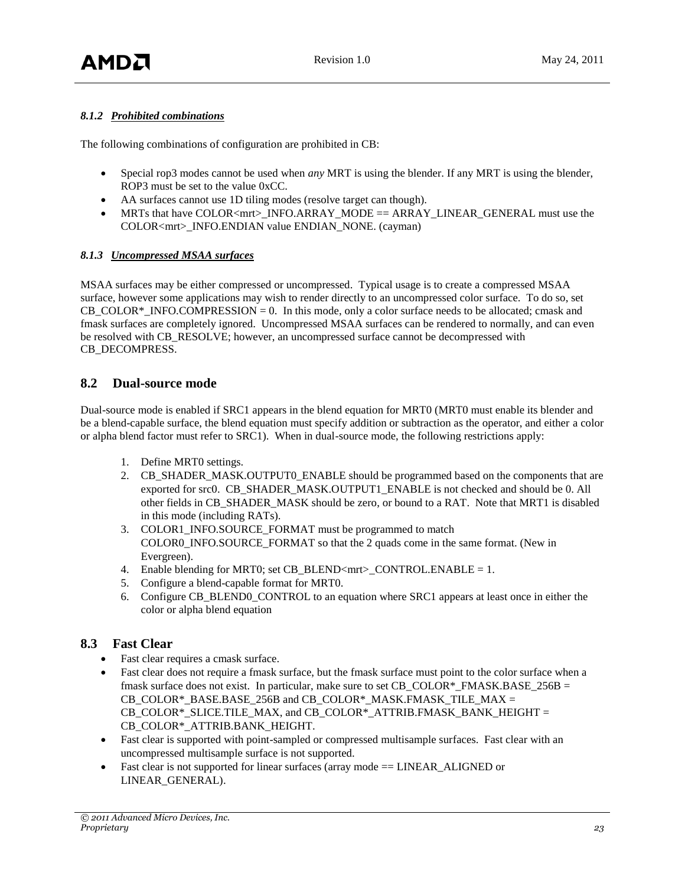#### *8.1.2 Prohibited combinations*

The following combinations of configuration are prohibited in CB:

- Special rop3 modes cannot be used when *any* MRT is using the blender. If any MRT is using the blender, ROP3 must be set to the value 0xCC.
- AA surfaces cannot use 1D tiling modes (resolve target can though).
- MRTs that have COLOR<mrt>_INFO.ARRAY_MODE == ARRAY_LINEAR_GENERAL must use the COLOR<mrt>_INFO.ENDIAN value ENDIAN_NONE. (cayman)

#### *8.1.3 Uncompressed MSAA surfaces*

MSAA surfaces may be either compressed or uncompressed. Typical usage is to create a compressed MSAA surface, however some applications may wish to render directly to an uncompressed color surface. To do so, set CB_COLOR*_INFO.COMPRESSION = 0. In this mode, only a color surface needs to be allocated; cmask and fmask surfaces are completely ignored. Uncompressed MSAA surfaces can be rendered to normally, and can even be resolved with CB_RESOLVE; however, an uncompressed surface cannot be decompressed with CB_DECOMPRESS.

## 8.2 Dual-source mode

Dual-source mode is enabled if SRC1 appears in the blend equation for MRT0 (MRT0 must enable its blender and be a blend-capable surface, the blend equation must specify addition or subtraction as the operator, and either a color or alpha blend factor must refer to SRC1). When in dual-source mode, the following restrictions apply:

1. Define MRT0 settings.
2. CB_SHADER_MASK.OUTPUT0_ENABLE should be programmed based on the components that are exported for src0. CB_SHADER_MASK.OUTPUT1_ENABLE is not checked and should be 0. All other fields in CB_SHADER_MASK should be zero, or bound to a RAT. Note that MRT1 is disabled in this mode (including RATs).
3. COLOR1_INFO.SOURCE_FORMAT must be programmed to match COLOR0_INFO.SOURCE_FORMAT so that the 2 quads come in the same format. (New in Evergreen).
4. Enable blending for MRT0; set CB_BLEND<mrt>_CONTROL.ENABLE = 1.
5. Configure a blend-capable format for MRT0.
6. Configure CB_BLEND0_CONTROL to an equation where SRC1 appears at least once in either the color or alpha blend equation

## 8.3 Fast Clear

- Fast clear requires a cmask surface.
- Fast clear does not require a fmask surface, but the fmask surface must point to the color surface when a fmask surface does not exist. In particular, make sure to set CB_COLOR*_FMASK.BASE_256B = CB_COLOR*_BASE.BASE_256B and CB_COLOR*_MASK.FMASK_TILE_MAX = CB_COLOR*_SLICE.TILE_MAX, and CB_COLOR*_ATTRIB.FMASK_BANK_HEIGHT = CB_COLOR*_ATTRIB.BANK_HEIGHT.
- Fast clear is supported with point-sampled or compressed multisample surfaces. Fast clear with an uncompressed multisample surface is not supported.
- Fast clear is not supported for linear surfaces (array mode == LINEAR_ALIGNED or LINEAR_GENERAL).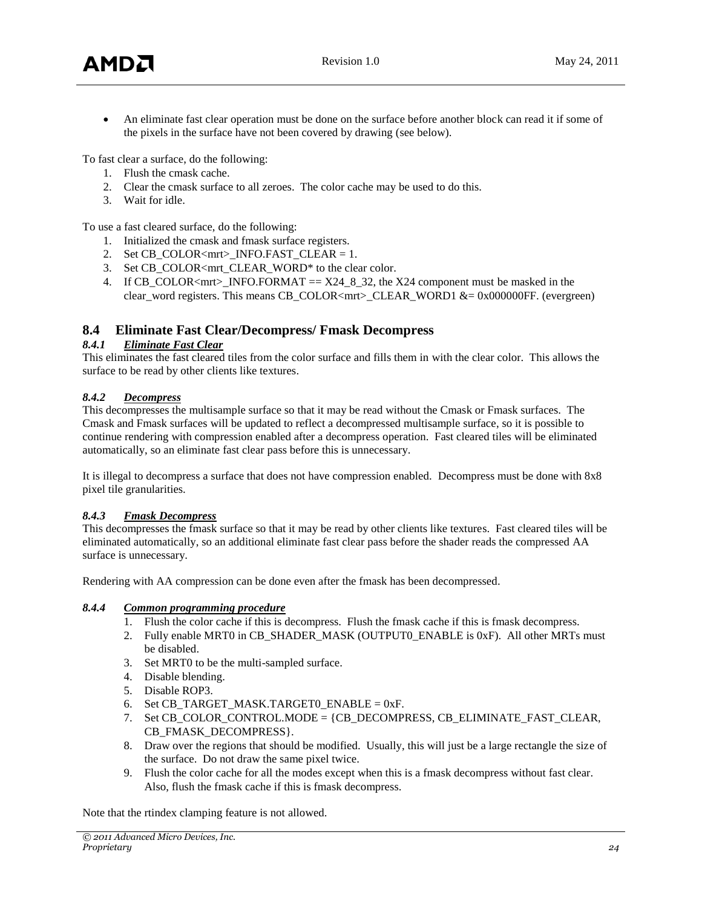- An eliminate fast clear operation must be done on the surface before another block can read it if some of the pixels in the surface have not been covered by drawing (see below).

To fast clear a surface, do the following:

1. Flush the cmask cache.
2. Clear the cmask surface to all zeroes. The color cache may be used to do this.
3. Wait for idle.

To use a fast cleared surface, do the following:

1. Initialized the cmask and fmask surface registers.
2. Set CB_COLOR<mrt>_INFO.FAST_CLEAR = 1.
3. Set CB_COLOR<mrt_CLEAR_WORD* to the clear color.
4. If CB_COLOR<mrt>_INFO.FORMAT == X24_8_32, the X24 component must be masked in the clear_word registers. This means CB_COLOR<mrt>_CLEAR_WORD1 &= 0x000000FF. (evergreen)

## 8.4 Eliminate Fast Clear/Decompress/ Fmask Decompress

### *8.4.1 Eliminate Fast Clear*

This eliminates the fast cleared tiles from the color surface and fills them in with the clear color. This allows the surface to be read by other clients like textures.

### *8.4.2 Decompress*

This decompresses the multisample surface so that it may be read without the Cmask or Fmask surfaces. The Cmask and Fmask surfaces will be updated to reflect a decompressed multisample surface, so it is possible to continue rendering with compression enabled after a decompress operation. Fast cleared tiles will be eliminated automatically, so an eliminate fast clear pass before this is unnecessary.

It is illegal to decompress a surface that does not have compression enabled. Decompress must be done with 8x8 pixel tile granularities.

### *8.4.3 Fmask Decompress*

This decompresses the fmask surface so that it may be read by other clients like textures. Fast cleared tiles will be eliminated automatically, so an additional eliminate fast clear pass before the shader reads the compressed AA surface is unnecessary.

Rendering with AA compression can be done even after the fmask has been decompressed.

### *8.4.4 Common programming procedure*

1. Flush the color cache if this is decompress. Flush the fmask cache if this is fmask decompress.
2. Fully enable MRT0 in CB_SHADER_MASK (OUTPUT0_ENABLE is 0xF). All other MRTs must be disabled.
3. Set MRT0 to be the multi-sampled surface.
4. Disable blending.
5. Disable ROP3.
6. Set CB_TARGET_MASK.TARGET0_ENABLE = 0xF.
7. Set CB_COLOR_CONTROL.MODE = {CB_DECOMPRESS, CB_ELIMINATE_FAST_CLEAR, CB_FMASK_DECOMPRESS}.
8. Draw over the regions that should be modified. Usually, this will just be a large rectangle the size of the surface. Do not draw the same pixel twice.
9. Flush the color cache for all the modes except when this is a fmask decompress without fast clear. Also, flush the fmask cache if this is fmask decompress.

Note that the rtindex clamping feature is not allowed.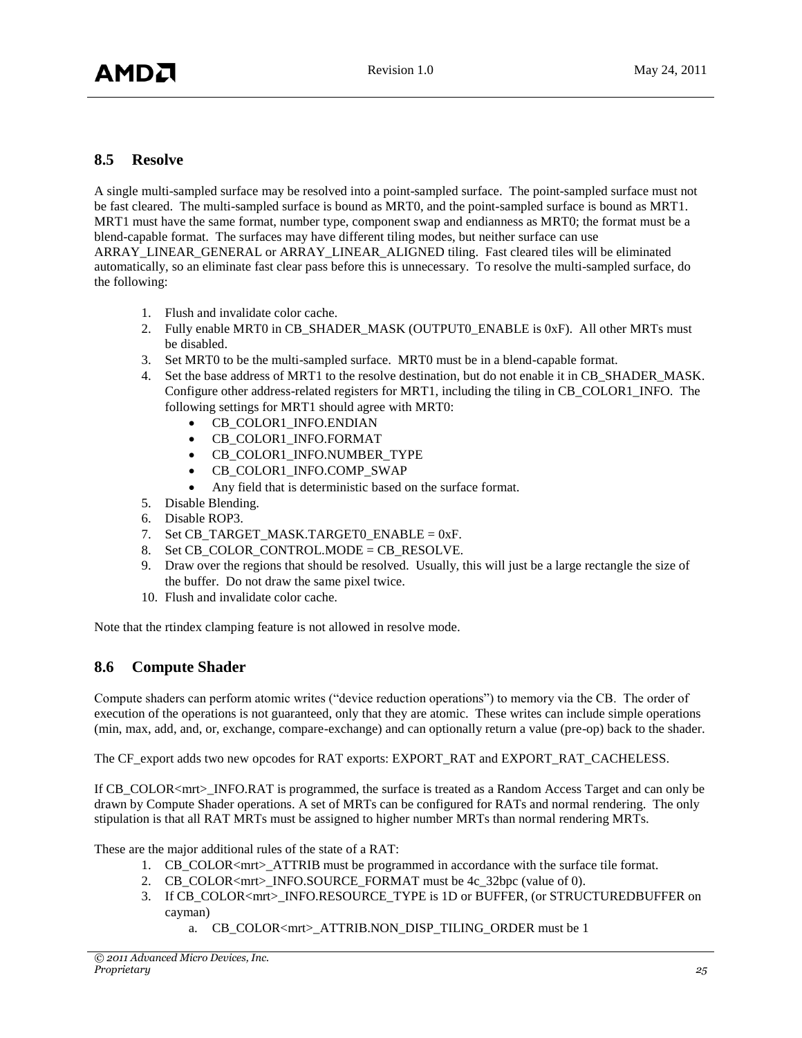## 8.5 Resolve

A single multi-sampled surface may be resolved into a point-sampled surface. The point-sampled surface must not be fast cleared. The multi-sampled surface is bound as MRT0, and the point-sampled surface is bound as MRT1. MRT1 must have the same format, number type, component swap and endianness as MRT0; the format must be a blend-capable format. The surfaces may have different tiling modes, but neither surface can use ARRAY_LINEAR_GENERAL or ARRAY_LINEAR_ALIGNED tiling. Fast cleared tiles will be eliminated automatically, so an eliminate fast clear pass before this is unnecessary. To resolve the multi-sampled surface, do the following:

1. Flush and invalidate color cache.
2. Fully enable MRT0 in CB_SHADER_MASK (OUTPUT0_ENABLE is 0xF). All other MRTs must be disabled.
3. Set MRT0 to be the multi-sampled surface. MRT0 must be in a blend-capable format.
4. Set the base address of MRT1 to the resolve destination, but do not enable it in CB_SHADER_MASK. Configure other address-related registers for MRT1, including the tiling in CB_COLOR1_INFO. The following settings for MRT1 should agree with MRT0:
   - CB_COLOR1_INFO.ENDIAN
   - CB_COLOR1_INFO.FORMAT
   - CB_COLOR1_INFO.NUMBER_TYPE
   - CB_COLOR1_INFO.COMP_SWAP
   - Any field that is deterministic based on the surface format.
5. Disable Blending.
6. Disable ROP3.
7. Set CB_TARGET_MASK.TARGET0_ENABLE = 0xF.
8. Set CB_COLOR_CONTROL.MODE = CB_RESOLVE.
9. Draw over the regions that should be resolved. Usually, this will just be a large rectangle the size of the buffer. Do not draw the same pixel twice.
10. Flush and invalidate color cache.

Note that the rtindex clamping feature is not allowed in resolve mode.

## 8.6 Compute Shader

Compute shaders can perform atomic writes ("device reduction operations") to memory via the CB. The order of execution of the operations is not guaranteed, only that they are atomic. These writes can include simple operations (min, max, add, and, or, exchange, compare-exchange) and can optionally return a value (pre-op) back to the shader.

The CF_export adds two new opcodes for RAT exports: EXPORT_RAT and EXPORT_RAT_CACHELESS.

If CB_COLOR<mrt>_INFO.RAT is programmed, the surface is treated as a Random Access Target and can only be drawn by Compute Shader operations. A set of MRTs can be configured for RATs and normal rendering. The only stipulation is that all RAT MRTs must be assigned to higher number MRTs than normal rendering MRTs.

These are the major additional rules of the state of a RAT:

1. CB_COLOR<mrt>_ATTRIB must be programmed in accordance with the surface tile format.
2. CB_COLOR<mrt>_INFO.SOURCE_FORMAT must be 4c_32bpc (value of 0).
3. If CB_COLOR<mrt>_INFO.RESOURCE_TYPE is 1D or BUFFER, (or STRUCTUREDBUFFER on cayman)
   a. CB_COLOR<mrt>_ATTRIB.NON_DISP_TILING_ORDER must be 1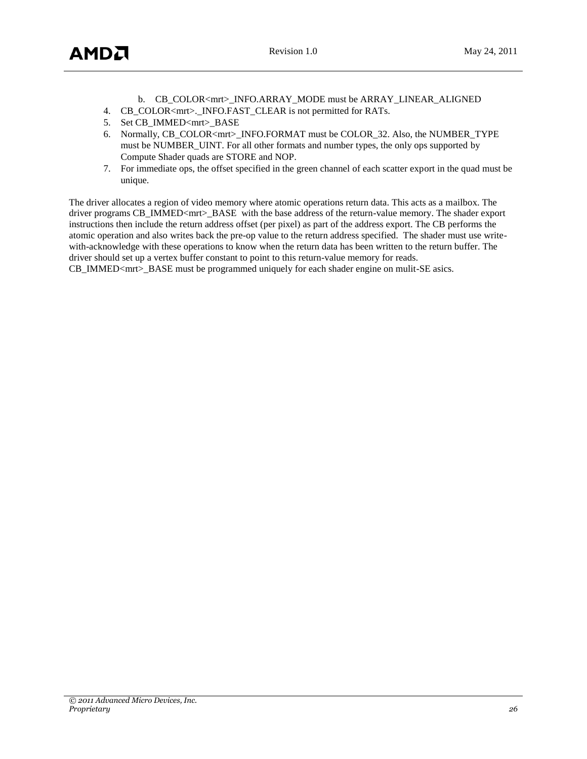b. CB_COLOR<mrt>_INFO.ARRAY_MODE must be ARRAY_LINEAR_ALIGNED
4. CB_COLOR<mrt>._INFO.FAST_CLEAR is not permitted for RATs.
5. Set CB_IMMED<mrt>_BASE
6. Normally, CB_COLOR<mrt>_INFO.FORMAT must be COLOR_32. Also, the NUMBER_TYPE must be NUMBER_UINT. For all other formats and number types, the only ops supported by Compute Shader quads are STORE and NOP.
7. For immediate ops, the offset specified in the green channel of each scatter export in the quad must be unique.

The driver allocates a region of video memory where atomic operations return data. This acts as a mailbox. The driver programs CB_IMMED<mrt>_BASE with the base address of the return-value memory. The shader export instructions then include the return address offset (per pixel) as part of the address export. The CB performs the atomic operation and also writes back the pre-op value to the return address specified. The shader must use write-with-acknowledge with these operations to know when the return data has been written to the return buffer. The driver should set up a vertex buffer constant to point to this return-value memory for reads. CB_IMMED<mrt>_BASE must be programmed uniquely for each shader engine on mulit-SE asics.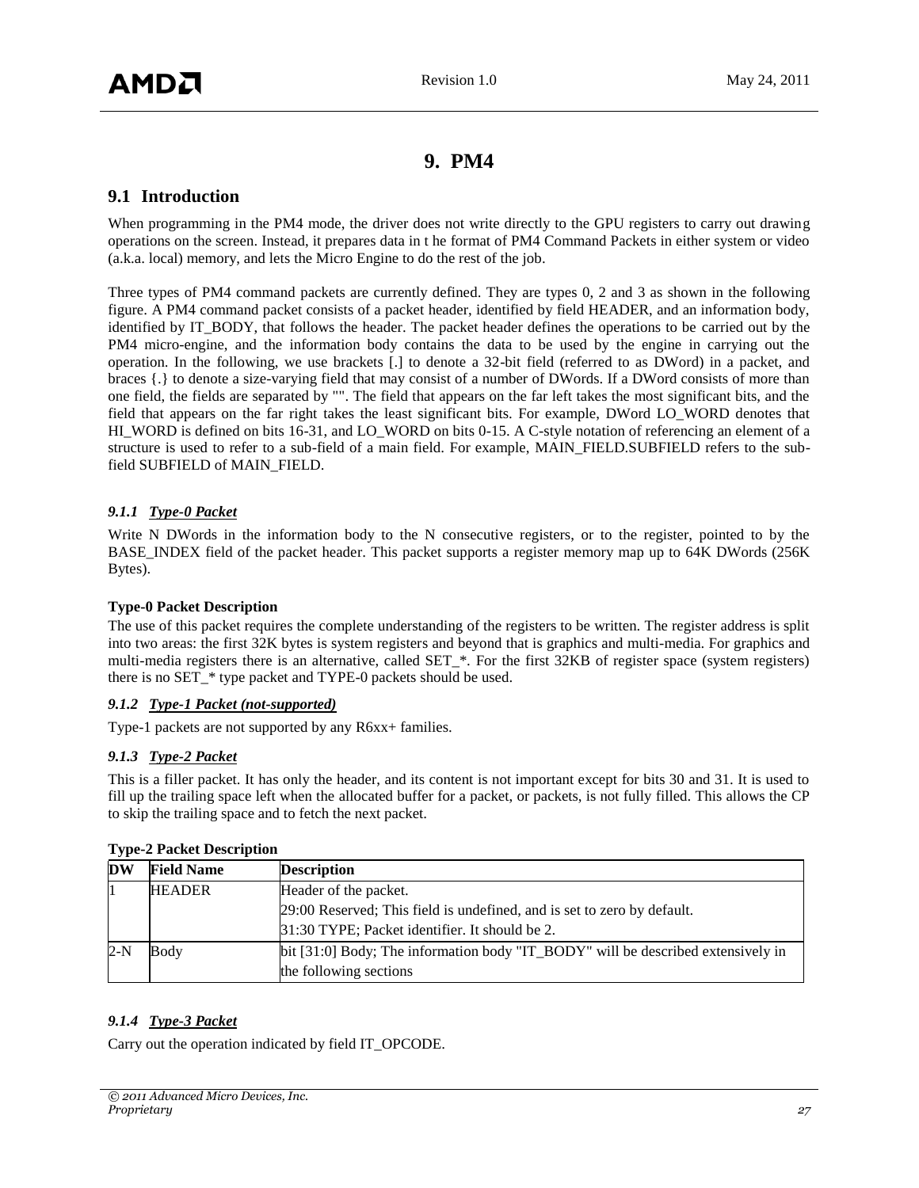# 9. PM4

## 9.1 Introduction

When programming in the PM4 mode, the driver does not write directly to the GPU registers to carry out drawing operations on the screen. Instead, it prepares data in t he format of PM4 Command Packets in either system or video (a.k.a. local) memory, and lets the Micro Engine to do the rest of the job.

Three types of PM4 command packets are currently defined. They are types 0, 2 and 3 as shown in the following figure. A PM4 command packet consists of a packet header, identified by field HEADER, and an information body, identified by IT_BODY, that follows the header. The packet header defines the operations to be carried out by the PM4 micro-engine, and the information body contains the data to be used by the engine in carrying out the operation. In the following, we use brackets [.] to denote a 32-bit field (referred to as DWord) in a packet, and braces {.} to denote a size-varying field that may consist of a number of DWords. If a DWord consists of more than one field, the fields are separated by "". The field that appears on the far left takes the most significant bits, and the field that appears on the far right takes the least significant bits. For example, DWord LO_WORD denotes that HI_WORD is defined on bits 16-31, and LO_WORD on bits 0-15. A C-style notation of referencing an element of a structure is used to refer to a sub-field of a main field. For example, MAIN_FIELD.SUBFIELD refers to the sub-field SUBFIELD of MAIN_FIELD.

### *9.1.1 Type-0 Packet*

Write N DWords in the information body to the N consecutive registers, or to the register, pointed to by the BASE_INDEX field of the packet header. This packet supports a register memory map up to 64K DWords (256K Bytes).

**Type-0 Packet Description**

The use of this packet requires the complete understanding of the registers to be written. The register address is split into two areas: the first 32K bytes is system registers and beyond that is graphics and multi-media. For graphics and multi-media registers there is an alternative, called SET_*. For the first 32KB of register space (system registers) there is no SET_* type packet and TYPE-0 packets should be used.

### *9.1.2 Type-1 Packet (not-supported)*

Type-1 packets are not supported by any R6xx+ families.

### *9.1.3 Type-2 Packet*

This is a filler packet. It has only the header, and its content is not important except for bits 30 and 31. It is used to fill up the trailing space left when the allocated buffer for a packet, or packets, is not fully filled. This allows the CP to skip the trailing space and to fetch the next packet.

**Type-2 Packet Description**

| DW | Field Name | Description |
|---|---|---|
| 1 | HEADER | Header of the packet.<br>29:00 Reserved; This field is undefined, and is set to zero by default.<br>31:30 TYPE; Packet identifier. It should be 2. |
| 2-N | Body | bit [31:0] Body; The information body "IT_BODY" will be described extensively in the following sections |

### *9.1.4 Type-3 Packet*

Carry out the operation indicated by field IT_OPCODE.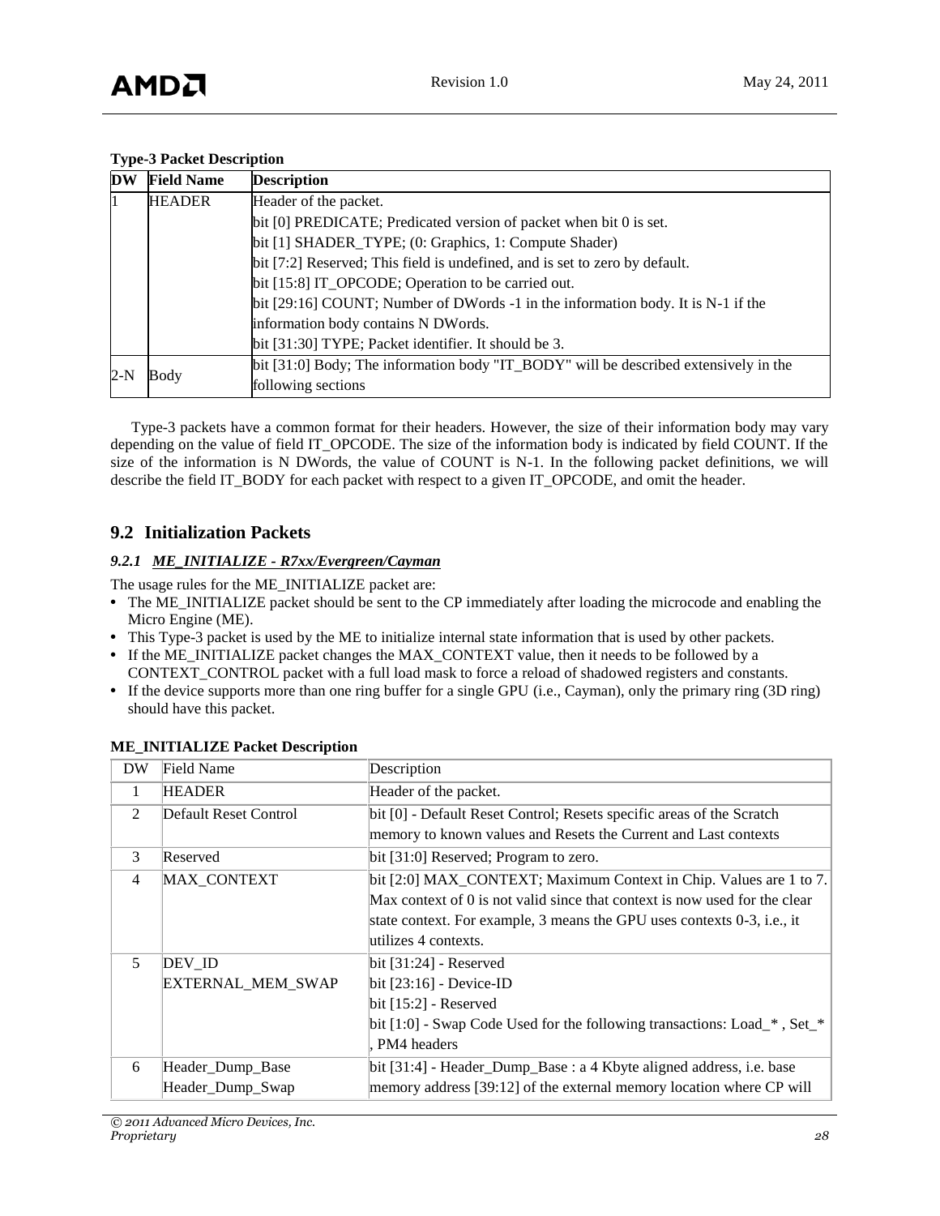**Type-3 Packet Description**

| DW | Field Name | Description |
|---|---|---|
| 1 | HEADER | Header of the packet.<br>bit [0] PREDICATE; Predicated version of packet when bit 0 is set.<br>bit [1] SHADER_TYPE; (0: Graphics, 1: Compute Shader)<br>bit [7:2] Reserved; This field is undefined, and is set to zero by default.<br>bit [15:8] IT_OPCODE; Operation to be carried out.<br>bit [29:16] COUNT; Number of DWords -1 in the information body. It is N-1 if the information body contains N DWords.<br>bit [31:30] TYPE; Packet identifier. It should be 3. |
| 2-N | Body | bit [31:0] Body; The information body "IT_BODY" will be described extensively in the following sections |

Type-3 packets have a common format for their headers. However, the size of their information body may vary depending on the value of field IT_OPCODE. The size of the information body is indicated by field COUNT. If the size of the information is N DWords, the value of COUNT is N-1. In the following packet definitions, we will describe the field IT_BODY for each packet with respect to a given IT_OPCODE, and omit the header.

## 9.2 Initialization Packets

### 9.2.1 ME_INITIALIZE - R7xx/Evergreen/Cayman

The usage rules for the ME_INITIALIZE packet are:

- The ME_INITIALIZE packet should be sent to the CP immediately after loading the microcode and enabling the Micro Engine (ME).
- This Type-3 packet is used by the ME to initialize internal state information that is used by other packets.
- If the ME_INITIALIZE packet changes the MAX_CONTEXT value, then it needs to be followed by a CONTEXT_CONTROL packet with a full load mask to force a reload of shadowed registers and constants.
- If the device supports more than one ring buffer for a single GPU (i.e., Cayman), only the primary ring (3D ring) should have this packet.

**ME_INITIALIZE Packet Description**

| DW | Field Name | Description |
|---|---|---|
| 1 | HEADER | Header of the packet. |
| 2 | Default Reset Control | bit [0] - Default Reset Control; Resets specific areas of the Scratch memory to known values and Resets the Current and Last contexts |
| 3 | Reserved | bit [31:0] Reserved; Program to zero. |
| 4 | MAX_CONTEXT | bit [2:0] MAX_CONTEXT; Maximum Context in Chip. Values are 1 to 7. Max context of 0 is not valid since that context is now used for the clear state context. For example, 3 means the GPU uses contexts 0-3, i.e., it utilizes 4 contexts. |
| 5 | DEV_ID<br>EXTERNAL_MEM_SWAP | bit [31:24] - Reserved<br>bit [23:16] - Device-ID<br>bit [15:2] - Reserved<br>bit [1:0] - Swap Code Used for the following transactions: Load_* , Set_* , PM4 headers |
| 6 | Header_Dump_Base<br>Header_Dump_Swap | bit [31:4] - Header_Dump_Base : a 4 Kbyte aligned address, i.e. base memory address [39:12] of the external memory location where CP will |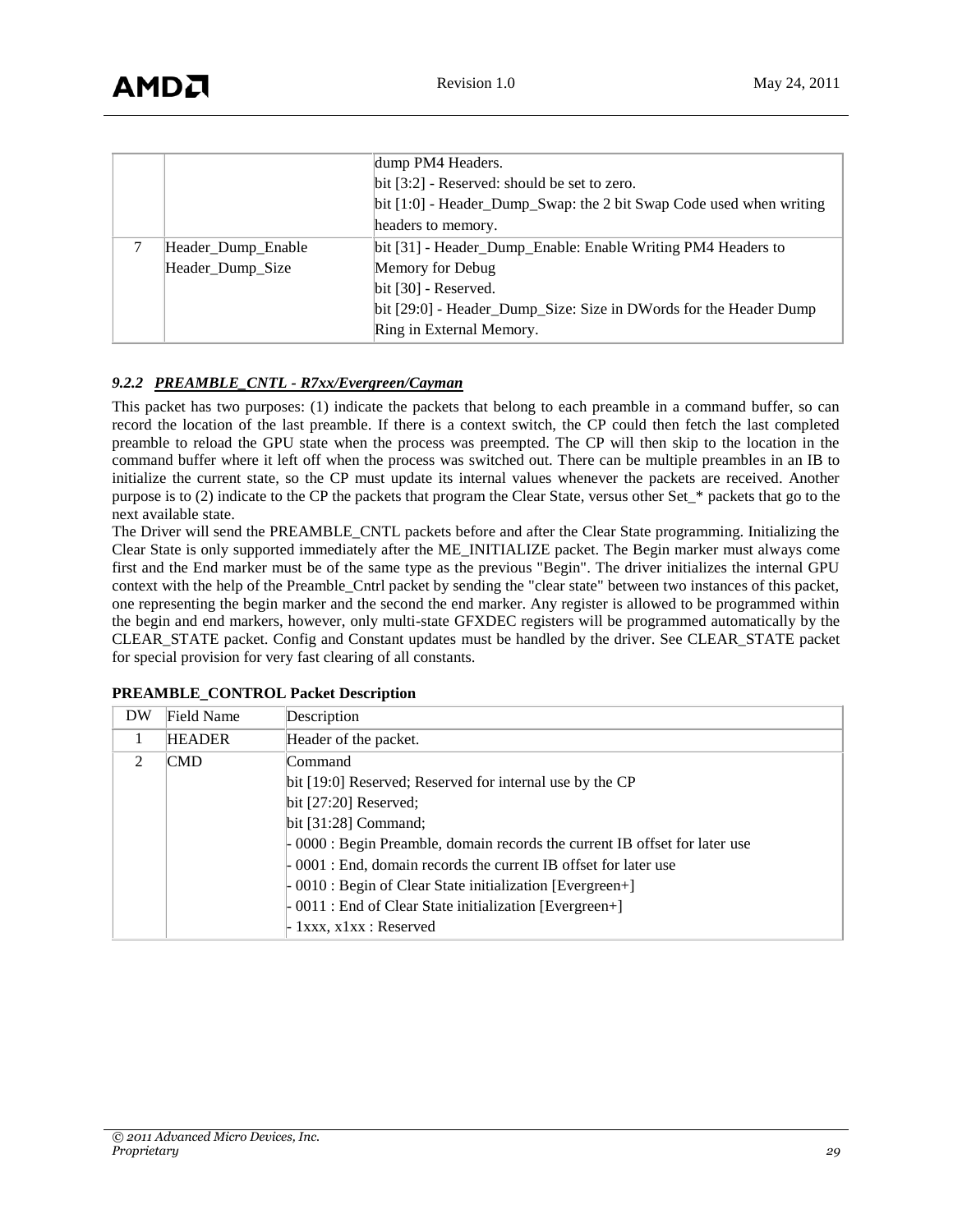| | | |
|---|---|---|
| | | dump PM4 Headers.<br>bit [3:2] - Reserved: should be set to zero.<br>bit [1:0] - Header_Dump_Swap: the 2 bit Swap Code used when writing headers to memory. |
| 7 | Header_Dump_Enable<br>Header_Dump_Size | bit [31] - Header_Dump_Enable: Enable Writing PM4 Headers to Memory for Debug<br>bit [30] - Reserved.<br>bit [29:0] - Header_Dump_Size: Size in DWords for the Header Dump Ring in External Memory. |

### *9.2.2 PREAMBLE_CNTL - R7xx/Evergreen/Cayman*

This packet has two purposes: (1) indicate the packets that belong to each preamble in a command buffer, so can record the location of the last preamble. If there is a context switch, the CP could then fetch the last completed preamble to reload the GPU state when the process was preempted. The CP will then skip to the location in the command buffer where it left off when the process was switched out. There can be multiple preambles in an IB to initialize the current state, so the CP must update its internal values whenever the packets are received. Another purpose is to (2) indicate to the CP the packets that program the Clear State, versus other Set_* packets that go to the next available state.

The Driver will send the PREAMBLE_CNTL packets before and after the Clear State programming. Initializing the Clear State is only supported immediately after the ME_INITIALIZE packet. The Begin marker must always come first and the End marker must be of the same type as the previous "Begin". The driver initializes the internal GPU context with the help of the Preamble_Cntrl packet by sending the "clear state" between two instances of this packet, one representing the begin marker and the second the end marker. Any register is allowed to be programmed within the begin and end markers, however, only multi-state GFXDEC registers will be programmed automatically by the CLEAR_STATE packet. Config and Constant updates must be handled by the driver. See CLEAR_STATE packet for special provision for very fast clearing of all constants.

**PREAMBLE_CONTROL Packet Description**

| DW | Field Name | Description |
|---|---|---|
| 1 | HEADER | Header of the packet. |
| 2 | CMD | Command<br>bit [19:0] Reserved; Reserved for internal use by the CP<br>bit [27:20] Reserved;<br>bit [31:28] Command;<br>- 0000 : Begin Preamble, domain records the current IB offset for later use<br>- 0001 : End, domain records the current IB offset for later use<br>- 0010 : Begin of Clear State initialization [Evergreen+]<br>- 0011 : End of Clear State initialization [Evergreen+]<br>- 1xxx, x1xx : Reserved |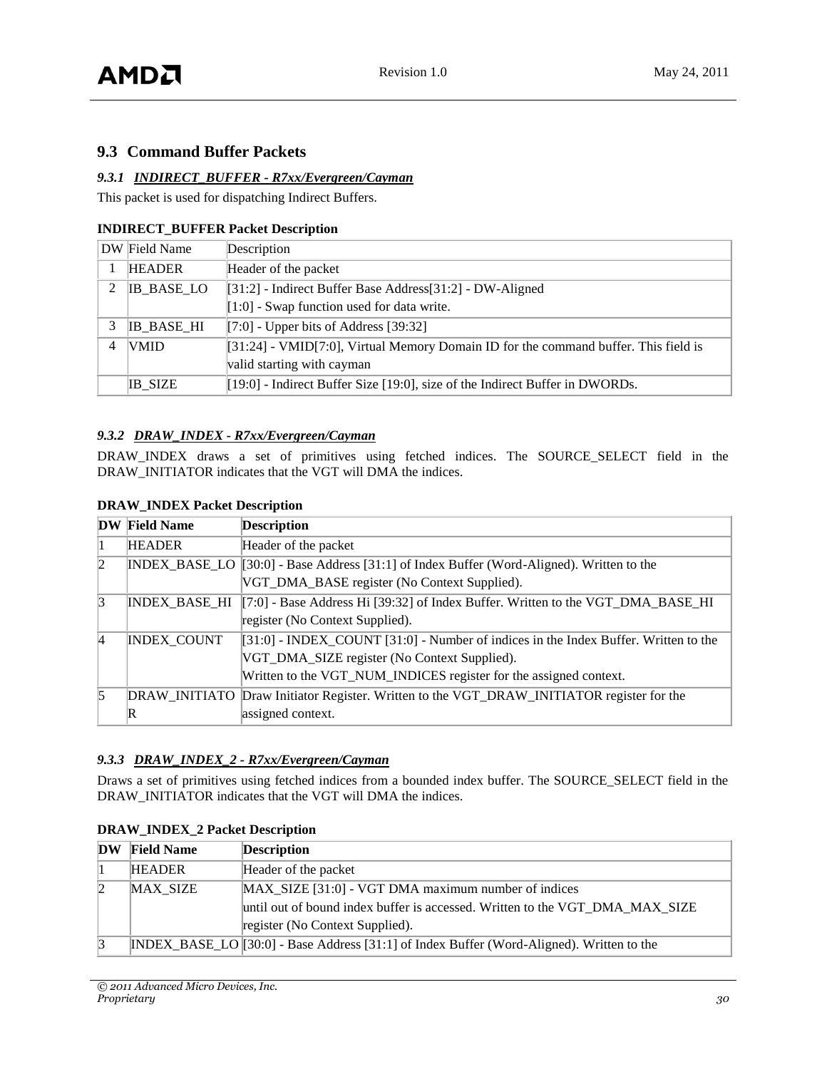## 9.3 Command Buffer Packets

### *9.3.1 INDIRECT_BUFFER - R7xx/Evergreen/Cayman*

This packet is used for dispatching Indirect Buffers.

**INDIRECT_BUFFER Packet Description**

| DW | Field Name | Description |
|---|---|---|
| 1 | HEADER | Header of the packet |
| 2 | IB_BASE_LO | [31:2] - Indirect Buffer Base Address[31:2] - DW-Aligned<br>[1:0] - Swap function used for data write. |
| 3 | IB_BASE_HI | [7:0] - Upper bits of Address [39:32] |
| 4 | VMID | [31:24] - VMID[7:0], Virtual Memory Domain ID for the command buffer. This field is valid starting with cayman |
| | IB_SIZE | [19:0] - Indirect Buffer Size [19:0], size of the Indirect Buffer in DWORDs. |

### *9.3.2 DRAW_INDEX - R7xx/Evergreen/Cayman*

DRAW_INDEX draws a set of primitives using fetched indices. The SOURCE_SELECT field in the DRAW_INITIATOR indicates that the VGT will DMA the indices.

**DRAW_INDEX Packet Description**

| DW | Field Name | Description |
|---|---|---|
| 1 | HEADER | Header of the packet |
| 2 | INDEX_BASE_LO | [30:0] - Base Address [31:1] of Index Buffer (Word-Aligned). Written to the VGT_DMA_BASE register (No Context Supplied). |
| 3 | INDEX_BASE_HI | [7:0] - Base Address Hi [39:32] of Index Buffer. Written to the VGT_DMA_BASE_HI register (No Context Supplied). |
| 4 | INDEX_COUNT | [31:0] - INDEX_COUNT [31:0] - Number of indices in the Index Buffer. Written to the VGT_DMA_SIZE register (No Context Supplied).<br>Written to the VGT_NUM_INDICES register for the assigned context. |
| 5 | DRAW_INITIATOR | Draw Initiator Register. Written to the VGT_DRAW_INITIATOR register for the assigned context. |

### *9.3.3 DRAW_INDEX_2 - R7xx/Evergreen/Cayman*

Draws a set of primitives using fetched indices from a bounded index buffer. The SOURCE_SELECT field in the DRAW_INITIATOR indicates that the VGT will DMA the indices.

**DRAW_INDEX_2 Packet Description**

| DW | Field Name | Description |
|---|---|---|
| 1 | HEADER | Header of the packet |
| 2 | MAX_SIZE | MAX_SIZE [31:0] - VGT DMA maximum number of indices until out of bound index buffer is accessed. Written to the VGT_DMA_MAX_SIZE register (No Context Supplied). |
| 3 | INDEX_BASE_LO | [30:0] - Base Address [31:1] of Index Buffer (Word-Aligned). Written to the |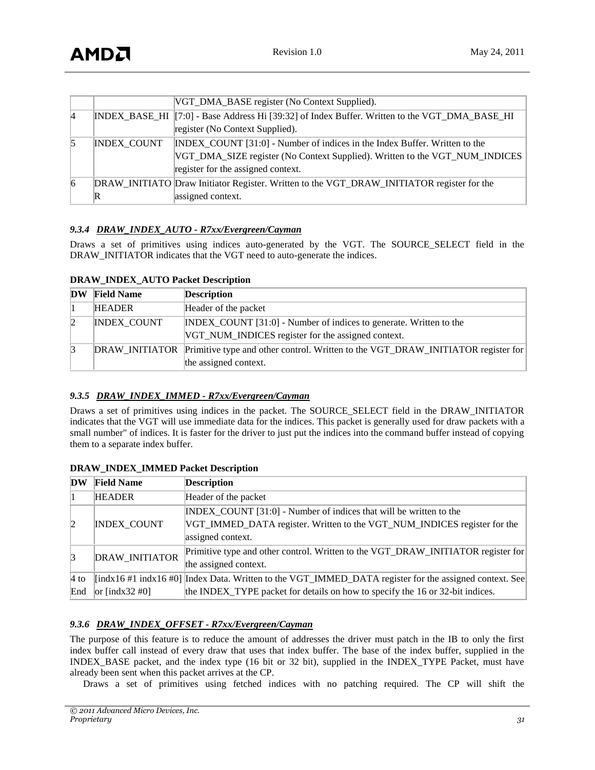| | | VGT_DMA_BASE register (No Context Supplied). |
|---|---|---|
| 4 | INDEX_BASE_HI | [7:0] - Base Address Hi [39:32] of Index Buffer. Written to the VGT_DMA_BASE_HI register (No Context Supplied). |
| 5 | INDEX_COUNT | INDEX_COUNT [31:0] - Number of indices in the Index Buffer. Written to the VGT_DMA_SIZE register (No Context Supplied). Written to the VGT_NUM_INDICES register for the assigned context. |
| 6 | DRAW_INITIATOR | Draw Initiator Register. Written to the VGT_DRAW_INITIATOR register for the assigned context. |

### 9.3.4 DRAW_INDEX_AUTO - R7xx/Evergreen/Cayman

Draws a set of primitives using indices auto-generated by the VGT. The SOURCE_SELECT field in the DRAW_INITIATOR indicates that the VGT need to auto-generate the indices.

**DRAW_INDEX_AUTO Packet Description**

| DW | Field Name | Description |
|---|---|---|
| 1 | HEADER | Header of the packet |
| 2 | INDEX_COUNT | INDEX_COUNT [31:0] - Number of indices to generate. Written to the VGT_NUM_INDICES register for the assigned context. |
| 3 | DRAW_INITIATOR | Primitive type and other control. Written to the VGT_DRAW_INITIATOR register for the assigned context. |

### 9.3.5 DRAW_INDEX_IMMED - R7xx/Evergreen/Cayman

Draws a set of primitives using indices in the packet. The SOURCE_SELECT field in the DRAW_INITIATOR indicates that the VGT will use immediate data for the indices. This packet is generally used for draw packets with a small number" of indices. It is faster for the driver to just put the indices into the command buffer instead of copying them to a separate index buffer.

**DRAW_INDEX_IMMED Packet Description**

| DW | Field Name | Description |
|---|---|---|
| 1 | HEADER | Header of the packet |
| 2 | INDEX_COUNT | INDEX_COUNT [31:0] - Number of indices that will be written to the VGT_IMMED_DATA register. Written to the VGT_NUM_INDICES register for the assigned context. |
| 3 | DRAW_INITIATOR | Primitive type and other control. Written to the VGT_DRAW_INITIATOR register for the assigned context. |
| 4 to End | [indx16 #1 indx16 #0] or [indx32 #0] | Index Data. Written to the VGT_IMMED_DATA register for the assigned context. See the INDEX_TYPE packet for details on how to specify the 16 or 32-bit indices. |

### 9.3.6 DRAW_INDEX_OFFSET - R7xx/Evergreen/Cayman

The purpose of this feature is to reduce the amount of addresses the driver must patch in the IB to only the first index buffer call instead of every draw that uses that index buffer. The base of the index buffer, supplied in the INDEX_BASE packet, and the index type (16 bit or 32 bit), supplied in the INDEX_TYPE Packet, must have already been sent when this packet arrives at the CP.

Draws a set of primitives using fetched indices with no patching required. The CP will shift the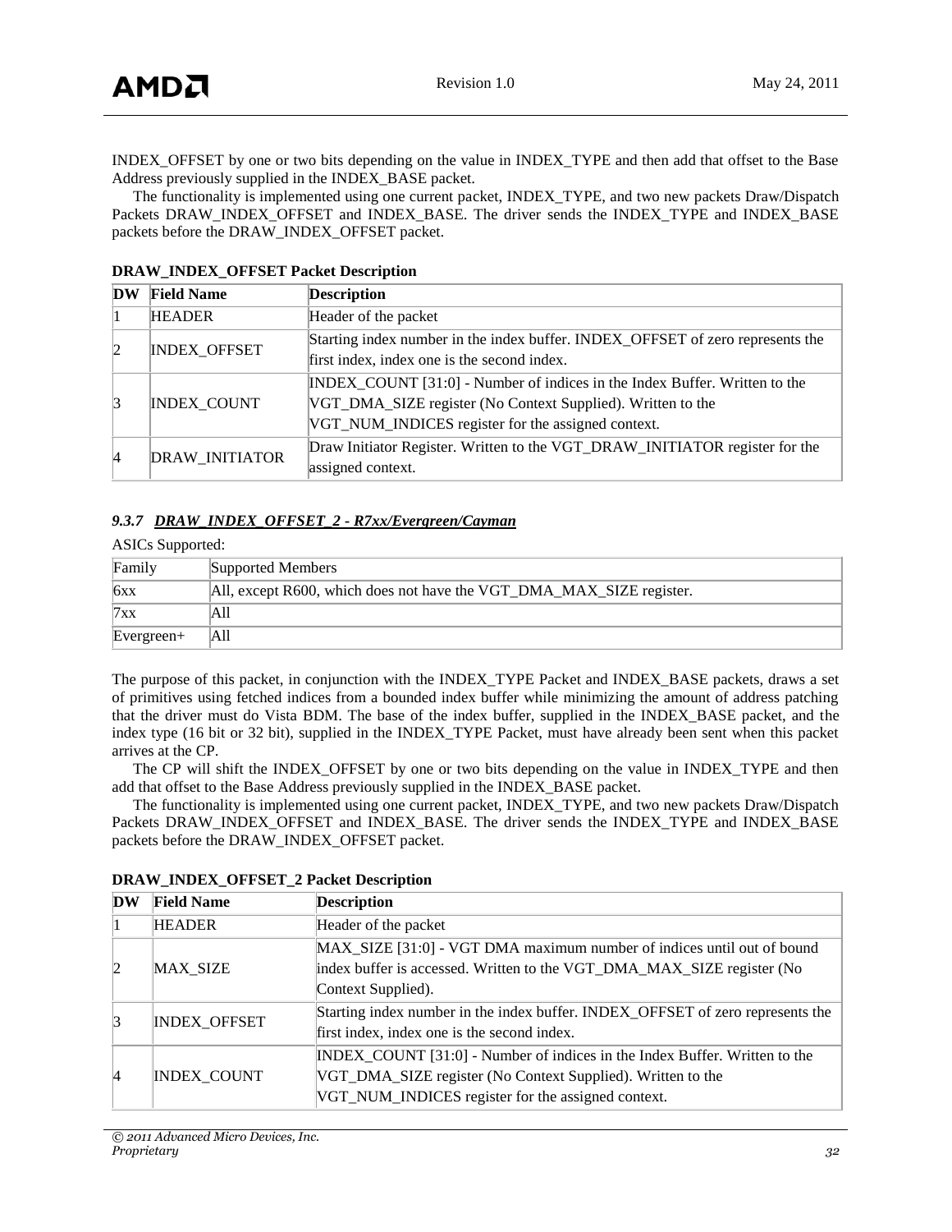INDEX_OFFSET by one or two bits depending on the value in INDEX_TYPE and then add that offset to the Base Address previously supplied in the INDEX_BASE packet.

The functionality is implemented using one current packet, INDEX_TYPE, and two new packets Draw/Dispatch Packets DRAW_INDEX_OFFSET and INDEX_BASE. The driver sends the INDEX_TYPE and INDEX_BASE packets before the DRAW_INDEX_OFFSET packet.

**DRAW_INDEX_OFFSET Packet Description**

| DW | Field Name | Description |
|---|---|---|
| 1 | HEADER | Header of the packet |
| 2 | INDEX_OFFSET | Starting index number in the index buffer. INDEX_OFFSET of zero represents the first index, index one is the second index. |
| 3 | INDEX_COUNT | INDEX_COUNT [31:0] - Number of indices in the Index Buffer. Written to the VGT_DMA_SIZE register (No Context Supplied). Written to the VGT_NUM_INDICES register for the assigned context. |
| 4 | DRAW_INITIATOR | Draw Initiator Register. Written to the VGT_DRAW_INITIATOR register for the assigned context. |

### *9.3.7 DRAW_INDEX_OFFSET_2 - R7xx/Evergreen/Cayman*

ASICs Supported:

| Family | Supported Members |
|---|---|
| 6xx | All, except R600, which does not have the VGT_DMA_MAX_SIZE register. |
| 7xx | All |
| Evergreen+ | All |

The purpose of this packet, in conjunction with the INDEX_TYPE Packet and INDEX_BASE packets, draws a set of primitives using fetched indices from a bounded index buffer while minimizing the amount of address patching that the driver must do Vista BDM. The base of the index buffer, supplied in the INDEX_BASE packet, and the index type (16 bit or 32 bit), supplied in the INDEX_TYPE Packet, must have already been sent when this packet arrives at the CP.

The CP will shift the INDEX_OFFSET by one or two bits depending on the value in INDEX_TYPE and then add that offset to the Base Address previously supplied in the INDEX_BASE packet.

The functionality is implemented using one current packet, INDEX_TYPE, and two new packets Draw/Dispatch Packets DRAW_INDEX_OFFSET and INDEX_BASE. The driver sends the INDEX_TYPE and INDEX_BASE packets before the DRAW_INDEX_OFFSET packet.

**DRAW_INDEX_OFFSET_2 Packet Description**

| DW | Field Name | Description |
|---|---|---|
| 1 | HEADER | Header of the packet |
| 2 | MAX_SIZE | MAX_SIZE [31:0] - VGT DMA maximum number of indices until out of bound index buffer is accessed. Written to the VGT_DMA_MAX_SIZE register (No Context Supplied). |
| 3 | INDEX_OFFSET | Starting index number in the index buffer. INDEX_OFFSET of zero represents the first index, index one is the second index. |
| 4 | INDEX_COUNT | INDEX_COUNT [31:0] - Number of indices in the Index Buffer. Written to the VGT_DMA_SIZE register (No Context Supplied). Written to the VGT_NUM_INDICES register for the assigned context. |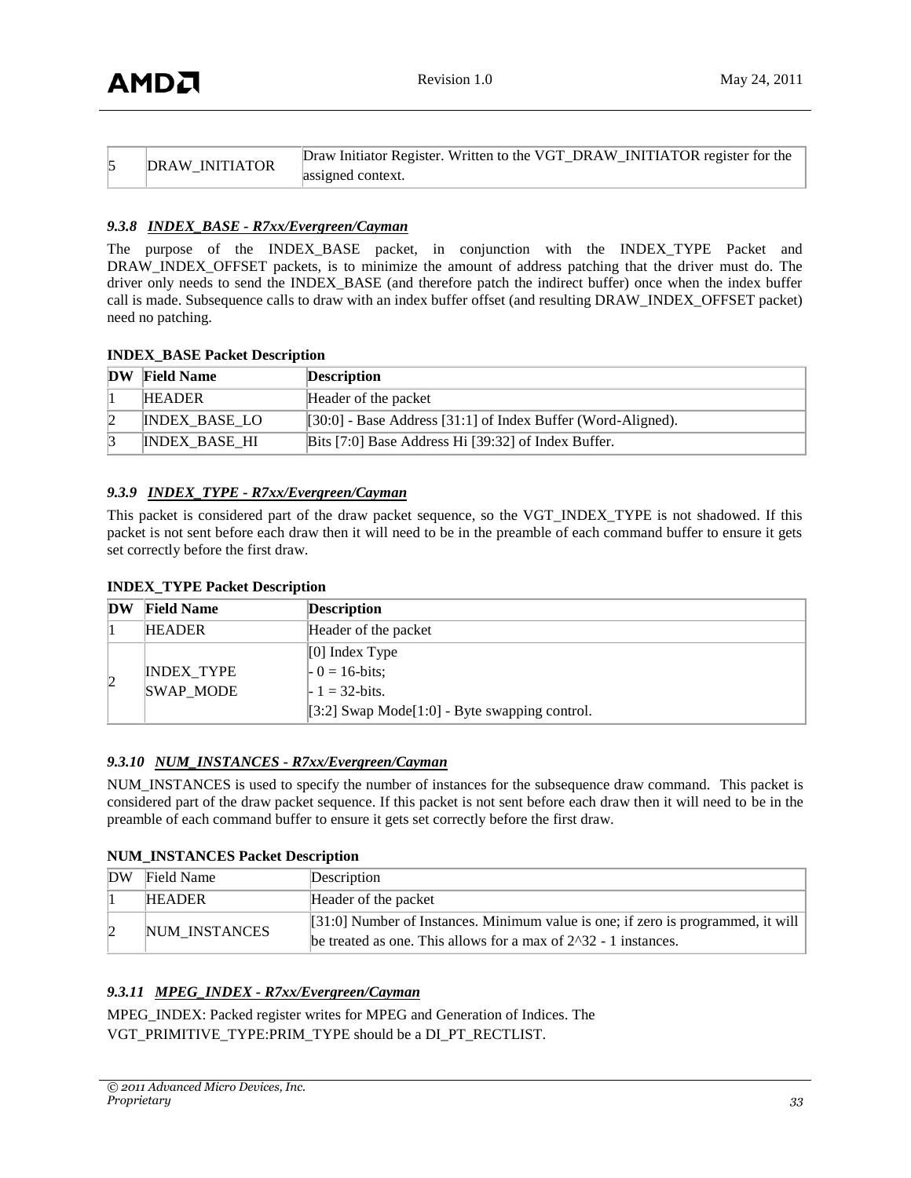| 5 | DRAW_INITIATOR | Draw Initiator Register. Written to the VGT_DRAW_INITIATOR register for the assigned context. |
|---|---|---|

### *9.3.8 INDEX_BASE - R7xx/Evergreen/Cayman*

The purpose of the INDEX_BASE packet, in conjunction with the INDEX_TYPE Packet and DRAW_INDEX_OFFSET packets, is to minimize the amount of address patching that the driver must do. The driver only needs to send the INDEX_BASE (and therefore patch the indirect buffer) once when the index buffer call is made. Subsequence calls to draw with an index buffer offset (and resulting DRAW_INDEX_OFFSET packet) need no patching.

**INDEX_BASE Packet Description**

| DW | Field Name | Description |
|---|---|---|
| 1 | HEADER | Header of the packet |
| 2 | INDEX_BASE_LO | [30:0] - Base Address [31:1] of Index Buffer (Word-Aligned). |
| 3 | INDEX_BASE_HI | Bits [7:0] Base Address Hi [39:32] of Index Buffer. |

### *9.3.9 INDEX_TYPE - R7xx/Evergreen/Cayman*

This packet is considered part of the draw packet sequence, so the VGT_INDEX_TYPE is not shadowed. If this packet is not sent before each draw then it will need to be in the preamble of each command buffer to ensure it gets set correctly before the first draw.

**INDEX_TYPE Packet Description**

| DW | Field Name | Description |
|---|---|---|
| 1 | HEADER | Header of the packet |
| 2 | INDEX_TYPE<br>SWAP_MODE | [0] Index Type<br>- 0 = 16-bits;<br>- 1 = 32-bits.<br>[3:2] Swap Mode[1:0] - Byte swapping control. |

### *9.3.10 NUM_INSTANCES - R7xx/Evergreen/Cayman*

NUM_INSTANCES is used to specify the number of instances for the subsequence draw command. This packet is considered part of the draw packet sequence. If this packet is not sent before each draw then it will need to be in the preamble of each command buffer to ensure it gets set correctly before the first draw.

**NUM_INSTANCES Packet Description**

| DW | Field Name | Description |
|---|---|---|
| 1 | HEADER | Header of the packet |
| 2 | NUM_INSTANCES | [31:0] Number of Instances. Minimum value is one; if zero is programmed, it will be treated as one. This allows for a max of 2^32 - 1 instances. |

### *9.3.11 MPEG_INDEX - R7xx/Evergreen/Cayman*

MPEG_INDEX: Packed register writes for MPEG and Generation of Indices. The VGT_PRIMITIVE_TYPE:PRIM_TYPE should be a DI_PT_RECTLIST.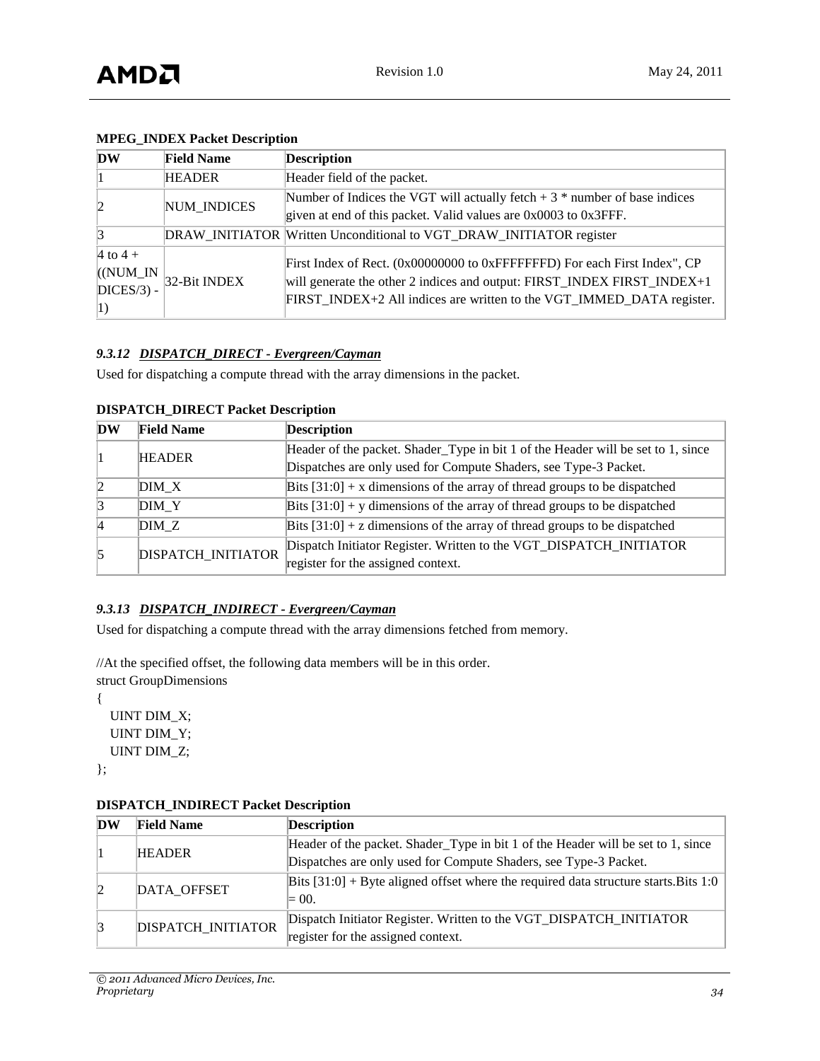**MPEG_INDEX Packet Description**

| DW | Field Name | Description |
|---|---|---|
| 1 | HEADER | Header field of the packet. |
| 2 | NUM_INDICES | Number of Indices the VGT will actually fetch + 3 * number of base indices given at end of this packet. Valid values are 0x0003 to 0x3FFF. |
| 3 | DRAW_INITIATOR | Written Unconditional to VGT_DRAW_INITIATOR register |
| 4 to 4 + ((NUM_INDICES/3) - 1) | 32-Bit INDEX | First Index of Rect. (0x00000000 to 0xFFFFFFFD) For each First Index", CP will generate the other 2 indices and output: FIRST_INDEX FIRST_INDEX+1 FIRST_INDEX+2 All indices are written to the VGT_IMMED_DATA register. |

### *9.3.12 DISPATCH_DIRECT - Evergreen/Cayman*

Used for dispatching a compute thread with the array dimensions in the packet.

**DISPATCH_DIRECT Packet Description**

| DW | Field Name | Description |
|---|---|---|
| 1 | HEADER | Header of the packet. Shader_Type in bit 1 of the Header will be set to 1, since Dispatches are only used for Compute Shaders, see Type-3 Packet. |
| 2 | DIM_X | Bits [31:0] + x dimensions of the array of thread groups to be dispatched |
| 3 | DIM_Y | Bits [31:0] + y dimensions of the array of thread groups to be dispatched |
| 4 | DIM_Z | Bits [31:0] + z dimensions of the array of thread groups to be dispatched |
| 5 | DISPATCH_INITIATOR | Dispatch Initiator Register. Written to the VGT_DISPATCH_INITIATOR register for the assigned context. |

### *9.3.13 DISPATCH_INDIRECT - Evergreen/Cayman*

Used for dispatching a compute thread with the array dimensions fetched from memory.

```
//At the specified offset, the following data members will be in this order.
struct GroupDimensions
{
   UINT DIM_X;
   UINT DIM_Y;
   UINT DIM_Z;
};
```

**DISPATCH_INDIRECT Packet Description**

| DW | Field Name | Description |
|---|---|---|
| 1 | HEADER | Header of the packet. Shader_Type in bit 1 of the Header will be set to 1, since Dispatches are only used for Compute Shaders, see Type-3 Packet. |
| 2 | DATA_OFFSET | Bits [31:0] + Byte aligned offset where the required data structure starts.Bits 1:0 = 00. |
| 3 | DISPATCH_INITIATOR | Dispatch Initiator Register. Written to the VGT_DISPATCH_INITIATOR register for the assigned context. |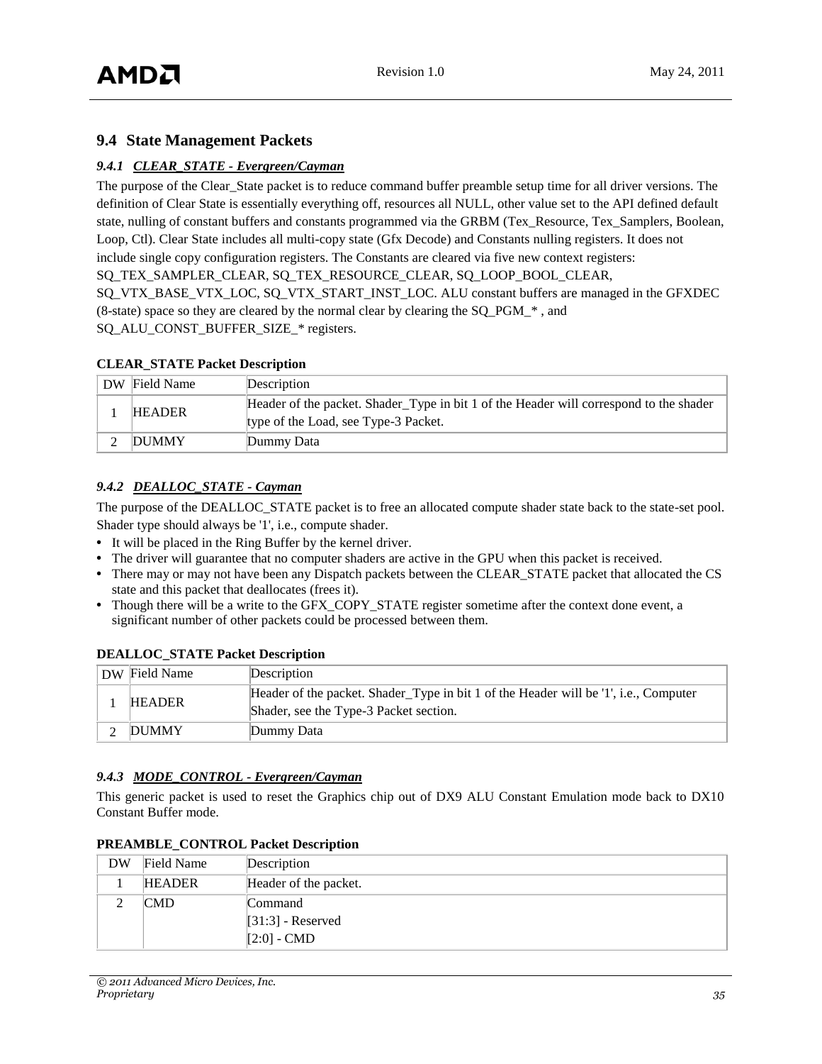## 9.4 State Management Packets

### *9.4.1 CLEAR_STATE - Evergreen/Cayman*

The purpose of the Clear_State packet is to reduce command buffer preamble setup time for all driver versions. The definition of Clear State is essentially everything off, resources all NULL, other value set to the API defined default state, nulling of constant buffers and constants programmed via the GRBM (Tex_Resource, Tex_Samplers, Boolean, Loop, Ctl). Clear State includes all multi-copy state (Gfx Decode) and Constants nulling registers. It does not include single copy configuration registers. The Constants are cleared via five new context registers: SQ_TEX_SAMPLER_CLEAR, SQ_TEX_RESOURCE_CLEAR, SQ_LOOP_BOOL_CLEAR, SQ_VTX_BASE_VTX_LOC, SQ_VTX_START_INST_LOC. ALU constant buffers are managed in the GFXDEC (8-state) space so they are cleared by the normal clear by clearing the SQ_PGM_* , and SQ_ALU_CONST_BUFFER_SIZE_* registers.

**CLEAR_STATE Packet Description**

| DW | Field Name | Description |
|---|---|---|
| 1 | HEADER | Header of the packet. Shader_Type in bit 1 of the Header will correspond to the shader type of the Load, see Type-3 Packet. |
| 2 | DUMMY | Dummy Data |

### *9.4.2 DEALLOC_STATE - Cayman*

The purpose of the DEALLOC_STATE packet is to free an allocated compute shader state back to the state-set pool. Shader type should always be '1', i.e., compute shader.

- It will be placed in the Ring Buffer by the kernel driver.
- The driver will guarantee that no computer shaders are active in the GPU when this packet is received.
- There may or may not have been any Dispatch packets between the CLEAR_STATE packet that allocated the CS state and this packet that deallocates (frees it).
- Though there will be a write to the GFX_COPY_STATE register sometime after the context done event, a significant number of other packets could be processed between them.

**DEALLOC_STATE Packet Description**

| DW | Field Name | Description |
|---|---|---|
| 1 | HEADER | Header of the packet. Shader_Type in bit 1 of the Header will be '1', i.e., Computer Shader, see the Type-3 Packet section. |
| 2 | DUMMY | Dummy Data |

### *9.4.3 MODE_CONTROL - Evergreen/Cayman*

This generic packet is used to reset the Graphics chip out of DX9 ALU Constant Emulation mode back to DX10 Constant Buffer mode.

**PREAMBLE_CONTROL Packet Description**

| DW | Field Name | Description |
|---|---|---|
| 1 | HEADER | Header of the packet. |
| 2 | CMD | Command<br>[31:3] - Reserved<br>[2:0] - CMD |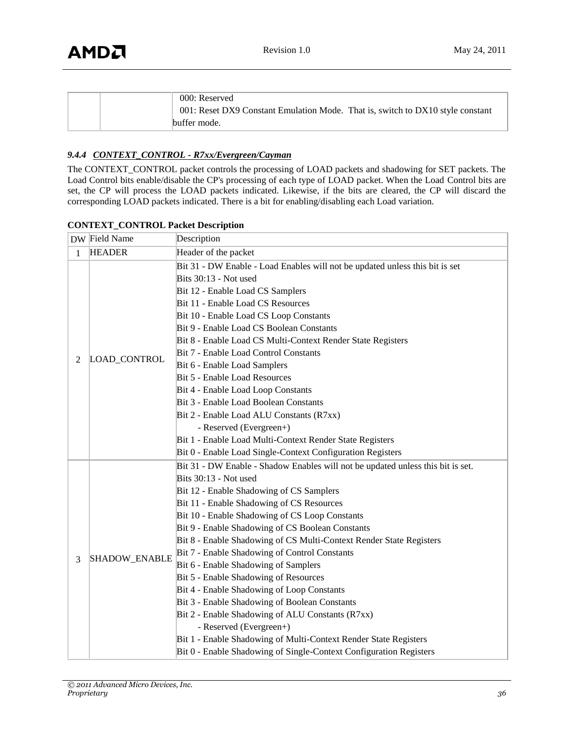| | | 000: Reserved<br>001: Reset DX9 Constant Emulation Mode. That is, switch to DX10 style constant buffer mode. |
|---|---|---|

### 9.4.4 CONTEXT_CONTROL - R7xx/Evergreen/Cayman

The CONTEXT_CONTROL packet controls the processing of LOAD packets and shadowing for SET packets. The Load Control bits enable/disable the CP's processing of each type of LOAD packet. When the Load Control bits are set, the CP will process the LOAD packets indicated. Likewise, if the bits are cleared, the CP will discard the corresponding LOAD packets indicated. There is a bit for enabling/disabling each Load variation.

**CONTEXT_CONTROL Packet Description**

| DW | Field Name | Description |
|---|---|---|
| 1 | HEADER | Header of the packet |
| 2 | LOAD_CONTROL | Bit 31 - DW Enable - Load Enables will not be updated unless this bit is set<br>Bits 30:13 - Not used<br>Bit 12 - Enable Load CS Samplers<br>Bit 11 - Enable Load CS Resources<br>Bit 10 - Enable Load CS Loop Constants<br>Bit 9 - Enable Load CS Boolean Constants<br>Bit 8 - Enable Load CS Multi-Context Render State Registers<br>Bit 7 - Enable Load Control Constants<br>Bit 6 - Enable Load Samplers<br>Bit 5 - Enable Load Resources<br>Bit 4 - Enable Load Loop Constants<br>Bit 3 - Enable Load Boolean Constants<br>Bit 2 - Enable Load ALU Constants (R7xx)<br>- Reserved (Evergreen+)<br>Bit 1 - Enable Load Multi-Context Render State Registers<br>Bit 0 - Enable Load Single-Context Configuration Registers |
| 3 | SHADOW_ENABLE | Bit 31 - DW Enable - Shadow Enables will not be updated unless this bit is set.<br>Bits 30:13 - Not used<br>Bit 12 - Enable Shadowing of CS Samplers<br>Bit 11 - Enable Shadowing of CS Resources<br>Bit 10 - Enable Shadowing of CS Loop Constants<br>Bit 9 - Enable Shadowing of CS Boolean Constants<br>Bit 8 - Enable Shadowing of CS Multi-Context Render State Registers<br>Bit 7 - Enable Shadowing of Control Constants<br>Bit 6 - Enable Shadowing of Samplers<br>Bit 5 - Enable Shadowing of Resources<br>Bit 4 - Enable Shadowing of Loop Constants<br>Bit 3 - Enable Shadowing of Boolean Constants<br>Bit 2 - Enable Shadowing of ALU Constants (R7xx)<br>- Reserved (Evergreen+)<br>Bit 1 - Enable Shadowing of Multi-Context Render State Registers<br>Bit 0 - Enable Shadowing of Single-Context Configuration Registers |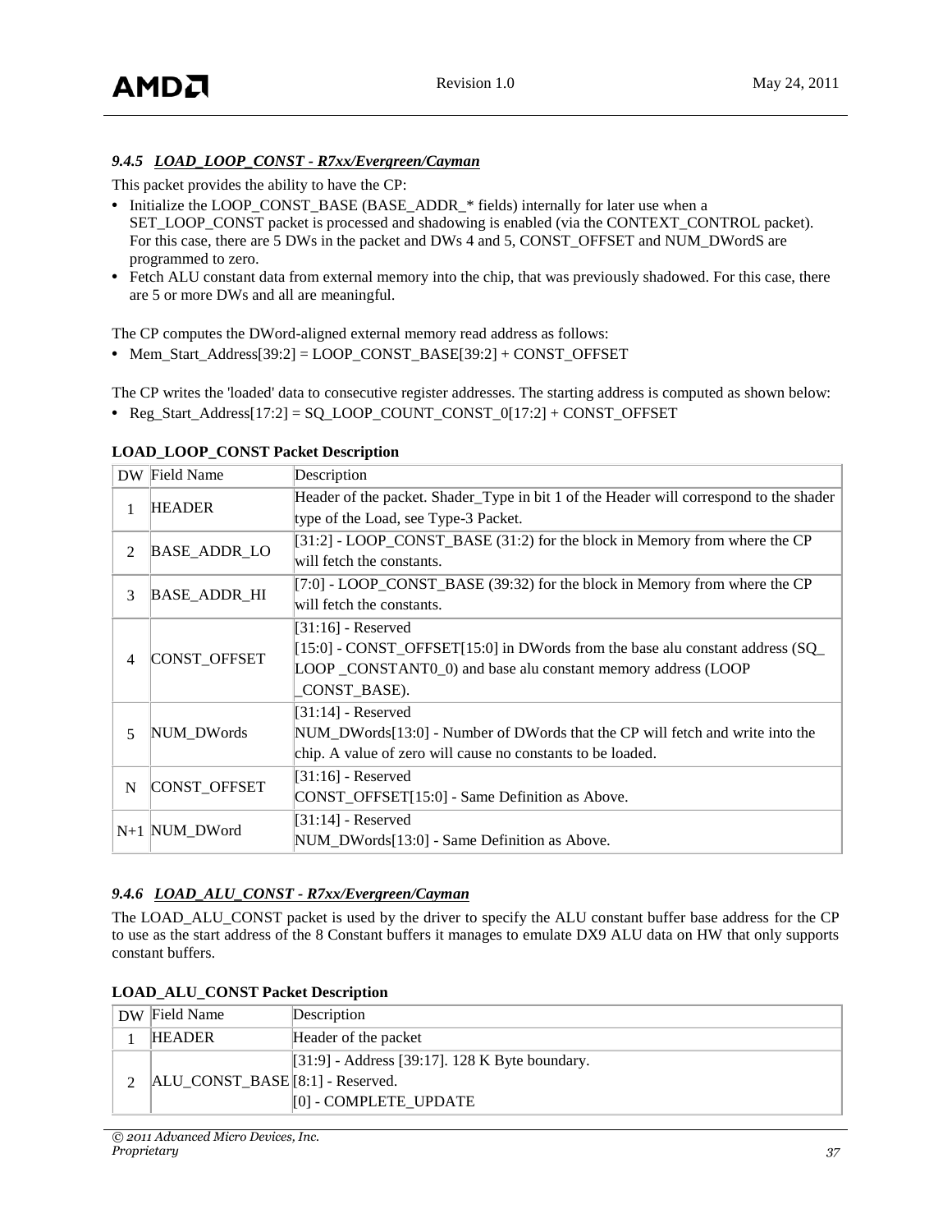### 9.4.5 *LOAD_LOOP_CONST - R7xx/Evergreen/Cayman*

This packet provides the ability to have the CP:

- Initialize the LOOP_CONST_BASE (BASE_ADDR_* fields) internally for later use when a SET_LOOP_CONST packet is processed and shadowing is enabled (via the CONTEXT_CONTROL packet). For this case, there are 5 DWs in the packet and DWs 4 and 5, CONST_OFFSET and NUM_DWordS are programmed to zero.
- Fetch ALU constant data from external memory into the chip, that was previously shadowed. For this case, there are 5 or more DWs and all are meaningful.

The CP computes the DWord-aligned external memory read address as follows:

- Mem_Start_Address[39:2] = LOOP_CONST_BASE[39:2] + CONST_OFFSET

The CP writes the 'loaded' data to consecutive register addresses. The starting address is computed as shown below:

- Reg_Start_Address[17:2] = SQ_LOOP_COUNT_CONST_0[17:2] + CONST_OFFSET

**LOAD_LOOP_CONST Packet Description**

| DW | Field Name | Description |
|---|---|---|
| 1 | HEADER | Header of the packet. Shader_Type in bit 1 of the Header will correspond to the shader type of the Load, see Type-3 Packet. |
| 2 | BASE_ADDR_LO | [31:2] - LOOP_CONST_BASE (31:2) for the block in Memory from where the CP will fetch the constants. |
| 3 | BASE_ADDR_HI | [7:0] - LOOP_CONST_BASE (39:32) for the block in Memory from where the CP will fetch the constants. |
| 4 | CONST_OFFSET | [31:16] - Reserved<br>[15:0] - CONST_OFFSET[15:0] in DWords from the base alu constant address (SQ_ LOOP _CONSTANT0_0) and base alu constant memory address (LOOP _CONST_BASE). |
| 5 | NUM_DWords | [31:14] - Reserved<br>NUM_DWords[13:0] - Number of DWords that the CP will fetch and write into the chip. A value of zero will cause no constants to be loaded. |
| N | CONST_OFFSET | [31:16] - Reserved<br>CONST_OFFSET[15:0] - Same Definition as Above. |
| N+1 | NUM_DWord | [31:14] - Reserved<br>NUM_DWords[13:0] - Same Definition as Above. |

### 9.4.6 *LOAD_ALU_CONST - R7xx/Evergreen/Cayman*

The LOAD_ALU_CONST packet is used by the driver to specify the ALU constant buffer base address for the CP to use as the start address of the 8 Constant buffers it manages to emulate DX9 ALU data on HW that only supports constant buffers.

**LOAD_ALU_CONST Packet Description**

| DW | Field Name | Description |
|---|---|---|
| 1 | HEADER | Header of the packet |
| 2 | ALU_CONST_BASE | [31:9] - Address [39:17]. 128 K Byte boundary.<br>[8:1] - Reserved.<br>[0] - COMPLETE_UPDATE |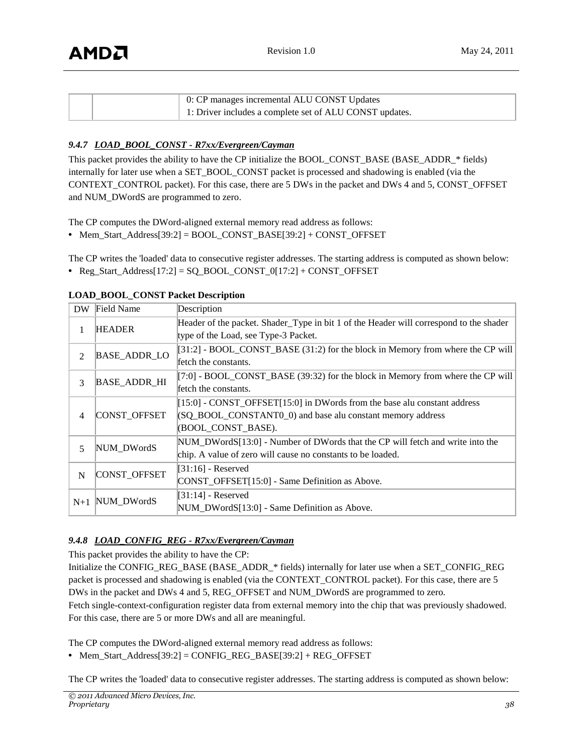| | | 0: CP manages incremental ALU CONST Updates<br>1: Driver includes a complete set of ALU CONST updates. |
|---|---|---|

### *9.4.7 LOAD_BOOL_CONST - R7xx/Evergreen/Cayman*

This packet provides the ability to have the CP initialize the BOOL_CONST_BASE (BASE_ADDR_* fields) internally for later use when a SET_BOOL_CONST packet is processed and shadowing is enabled (via the CONTEXT_CONTROL packet). For this case, there are 5 DWs in the packet and DWs 4 and 5, CONST_OFFSET and NUM_DWordS are programmed to zero.

The CP computes the DWord-aligned external memory read address as follows:

- Mem_Start_Address[39:2] = BOOL_CONST_BASE[39:2] + CONST_OFFSET

The CP writes the 'loaded' data to consecutive register addresses. The starting address is computed as shown below:

- Reg_Start_Address[17:2] = SQ_BOOL_CONST_0[17:2] + CONST_OFFSET

**LOAD_BOOL_CONST Packet Description**

| DW | Field Name | Description |
|---|---|---|
| 1 | HEADER | Header of the packet. Shader_Type in bit 1 of the Header will correspond to the shader type of the Load, see Type-3 Packet. |
| 2 | BASE_ADDR_LO | [31:2] - BOOL_CONST_BASE (31:2) for the block in Memory from where the CP will fetch the constants. |
| 3 | BASE_ADDR_HI | [7:0] - BOOL_CONST_BASE (39:32) for the block in Memory from where the CP will fetch the constants. |
| 4 | CONST_OFFSET | [15:0] - CONST_OFFSET[15:0] in DWords from the base alu constant address (SQ_BOOL_CONSTANT0_0) and base alu constant memory address (BOOL_CONST_BASE). |
| 5 | NUM_DWordS | NUM_DWordS[13:0] - Number of DWords that the CP will fetch and write into the chip. A value of zero will cause no constants to be loaded. |
| N | CONST_OFFSET | [31:16] - Reserved<br>CONST_OFFSET[15:0] - Same Definition as Above. |
| N+1 | NUM_DWordS | [31:14] - Reserved<br>NUM_DWordS[13:0] - Same Definition as Above. |

### *9.4.8 LOAD_CONFIG_REG - R7xx/Evergreen/Cayman*

This packet provides the ability to have the CP:

Initialize the CONFIG_REG_BASE (BASE_ADDR_* fields) internally for later use when a SET_CONFIG_REG packet is processed and shadowing is enabled (via the CONTEXT_CONTROL packet). For this case, there are 5 DWs in the packet and DWs 4 and 5, REG_OFFSET and NUM_DWordS are programmed to zero.

Fetch single-context-configuration register data from external memory into the chip that was previously shadowed. For this case, there are 5 or more DWs and all are meaningful.

The CP computes the DWord-aligned external memory read address as follows:

- Mem_Start_Address[39:2] = CONFIG_REG_BASE[39:2] + REG_OFFSET

The CP writes the 'loaded' data to consecutive register addresses. The starting address is computed as shown below: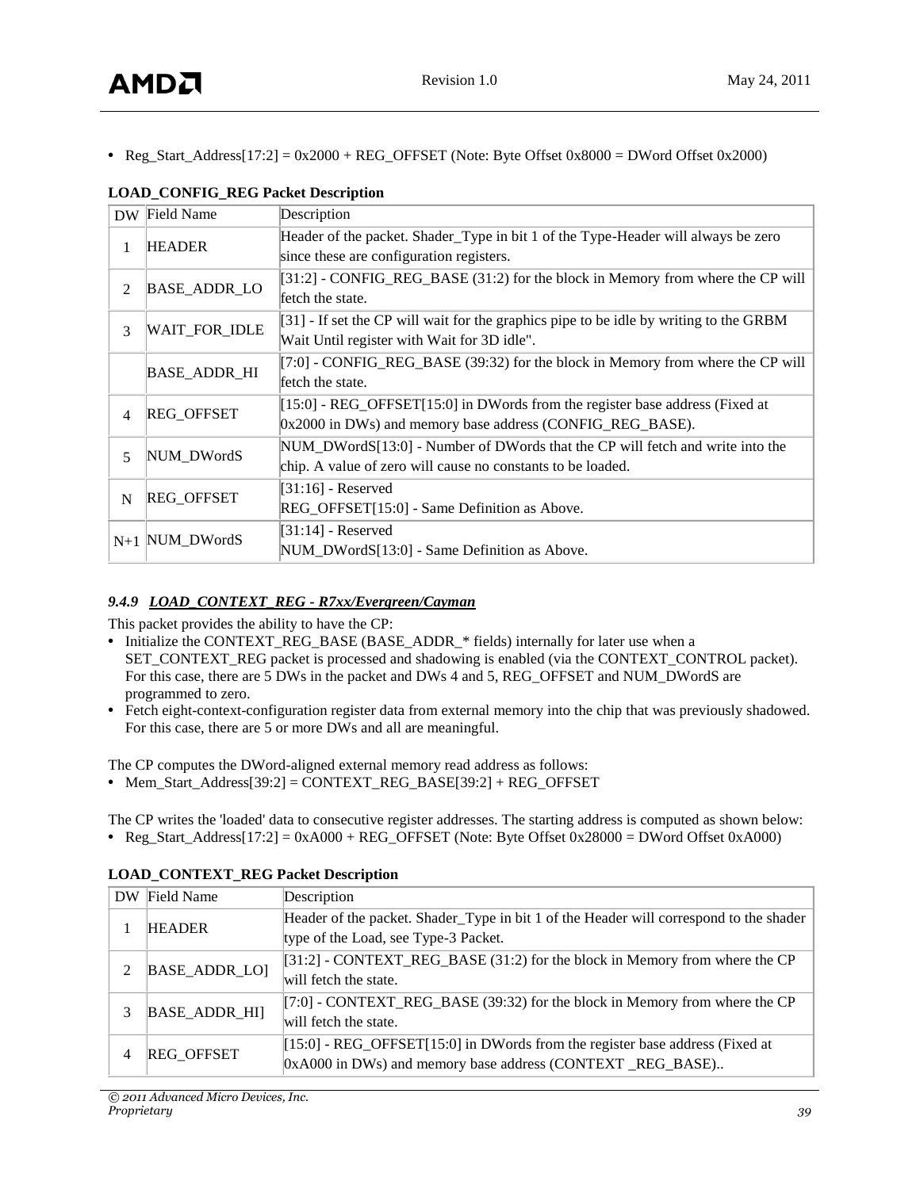- Reg_Start_Address[17:2] = 0x2000 + REG_OFFSET (Note: Byte Offset 0x8000 = DWord Offset 0x2000)

**LOAD_CONFIG_REG Packet Description**

| DW | Field Name | Description |
|---|---|---|
| 1 | HEADER | Header of the packet. Shader_Type in bit 1 of the Type-Header will always be zero since these are configuration registers. |
| 2 | BASE_ADDR_LO | [31:2] - CONFIG_REG_BASE (31:2) for the block in Memory from where the CP will fetch the state. |
| 3 | WAIT_FOR_IDLE | [31] - If set the CP will wait for the graphics pipe to be idle by writing to the GRBM Wait Until register with Wait for 3D idle". |
| | BASE_ADDR_HI | [7:0] - CONFIG_REG_BASE (39:32) for the block in Memory from where the CP will fetch the state. |
| 4 | REG_OFFSET | [15:0] - REG_OFFSET[15:0] in DWords from the register base address (Fixed at 0x2000 in DWs) and memory base address (CONFIG_REG_BASE). |
| 5 | NUM_DWordS | NUM_DWordS[13:0] - Number of DWords that the CP will fetch and write into the chip. A value of zero will cause no constants to be loaded. |
| N | REG_OFFSET | [31:16] - Reserved<br>REG_OFFSET[15:0] - Same Definition as Above. |
| N+1 | NUM_DWordS | [31:14] - Reserved<br>NUM_DWordS[13:0] - Same Definition as Above. |

### 9.4.9 LOAD_CONTEXT_REG - R7xx/Evergreen/Cayman

This packet provides the ability to have the CP:

- Initialize the CONTEXT_REG_BASE (BASE_ADDR_* fields) internally for later use when a SET_CONTEXT_REG packet is processed and shadowing is enabled (via the CONTEXT_CONTROL packet). For this case, there are 5 DWs in the packet and DWs 4 and 5, REG_OFFSET and NUM_DWordS are programmed to zero.
- Fetch eight-context-configuration register data from external memory into the chip that was previously shadowed. For this case, there are 5 or more DWs and all are meaningful.

The CP computes the DWord-aligned external memory read address as follows:

- Mem_Start_Address[39:2] = CONTEXT_REG_BASE[39:2] + REG_OFFSET

The CP writes the 'loaded' data to consecutive register addresses. The starting address is computed as shown below:

- Reg_Start_Address[17:2] = 0xA000 + REG_OFFSET (Note: Byte Offset 0x28000 = DWord Offset 0xA000)

**LOAD_CONTEXT_REG Packet Description**

| DW | Field Name | Description |
|---|---|---|
| 1 | HEADER | Header of the packet. Shader_Type in bit 1 of the Header will correspond to the shader type of the Load, see Type-3 Packet. |
| 2 | BASE_ADDR_LO] | [31:2] - CONTEXT_REG_BASE (31:2) for the block in Memory from where the CP will fetch the state. |
| 3 | BASE_ADDR_HI] | [7:0] - CONTEXT_REG_BASE (39:32) for the block in Memory from where the CP will fetch the state. |
| 4 | REG_OFFSET | [15:0] - REG_OFFSET[15:0] in DWords from the register base address (Fixed at 0xA000 in DWs) and memory base address (CONTEXT _REG_BASE).. |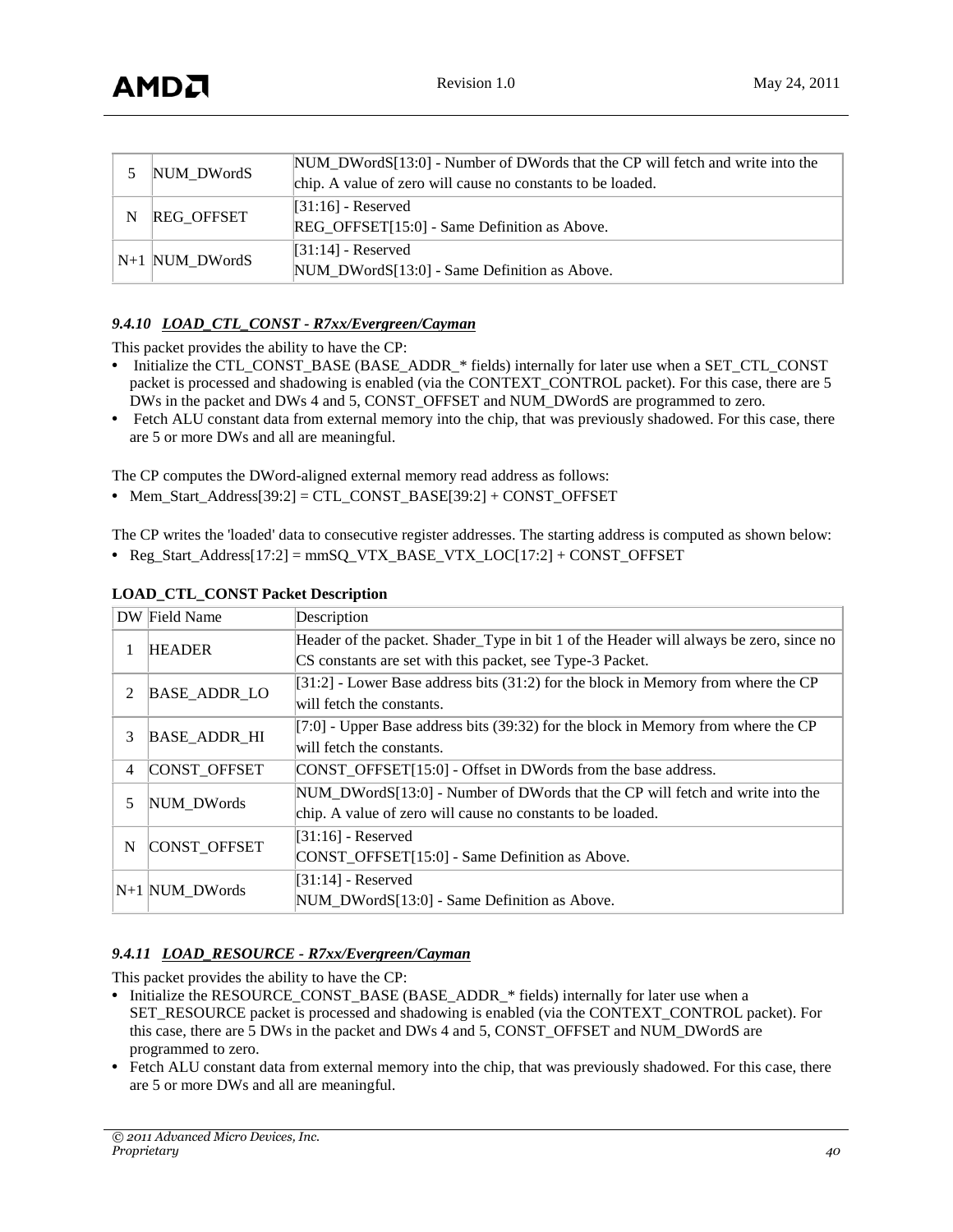| 5 | NUM_DWordS | NUM_DWordS[13:0] - Number of DWords that the CP will fetch and write into the chip. A value of zero will cause no constants to be loaded. |
|---|---|---|
| N | REG_OFFSET | [31:16] - Reserved<br>REG_OFFSET[15:0] - Same Definition as Above. |
| N+1 | NUM_DWordS | [31:14] - Reserved<br>NUM_DWordS[13:0] - Same Definition as Above. |

### 9.4.10 *LOAD_CTL_CONST - R7xx/Evergreen/Cayman*

This packet provides the ability to have the CP:

- Initialize the CTL_CONST_BASE (BASE_ADDR_* fields) internally for later use when a SET_CTL_CONST packet is processed and shadowing is enabled (via the CONTEXT_CONTROL packet). For this case, there are 5 DWs in the packet and DWs 4 and 5, CONST_OFFSET and NUM_DWordS are programmed to zero.
- Fetch ALU constant data from external memory into the chip, that was previously shadowed. For this case, there are 5 or more DWs and all are meaningful.

The CP computes the DWord-aligned external memory read address as follows:

- Mem_Start_Address[39:2] = CTL_CONST_BASE[39:2] + CONST_OFFSET

The CP writes the 'loaded' data to consecutive register addresses. The starting address is computed as shown below:

- Reg_Start_Address[17:2] = mmSQ_VTX_BASE_VTX_LOC[17:2] + CONST_OFFSET

**LOAD_CTL_CONST Packet Description**

| DW | Field Name | Description |
|---|---|---|
| 1 | HEADER | Header of the packet. Shader_Type in bit 1 of the Header will always be zero, since no CS constants are set with this packet, see Type-3 Packet. |
| 2 | BASE_ADDR_LO | [31:2] - Lower Base address bits (31:2) for the block in Memory from where the CP will fetch the constants. |
| 3 | BASE_ADDR_HI | [7:0] - Upper Base address bits (39:32) for the block in Memory from where the CP will fetch the constants. |
| 4 | CONST_OFFSET | CONST_OFFSET[15:0] - Offset in DWords from the base address. |
| 5 | NUM_DWords | NUM_DWordS[13:0] - Number of DWords that the CP will fetch and write into the chip. A value of zero will cause no constants to be loaded. |
| N | CONST_OFFSET | [31:16] - Reserved<br>CONST_OFFSET[15:0] - Same Definition as Above. |
| N+1 | NUM_DWords | [31:14] - Reserved<br>NUM_DWordS[13:0] - Same Definition as Above. |

### 9.4.11 *LOAD_RESOURCE - R7xx/Evergreen/Cayman*

This packet provides the ability to have the CP:

- Initialize the RESOURCE_CONST_BASE (BASE_ADDR_* fields) internally for later use when a SET_RESOURCE packet is processed and shadowing is enabled (via the CONTEXT_CONTROL packet). For this case, there are 5 DWs in the packet and DWs 4 and 5, CONST_OFFSET and NUM_DWordS are programmed to zero.
- Fetch ALU constant data from external memory into the chip, that was previously shadowed. For this case, there are 5 or more DWs and all are meaningful.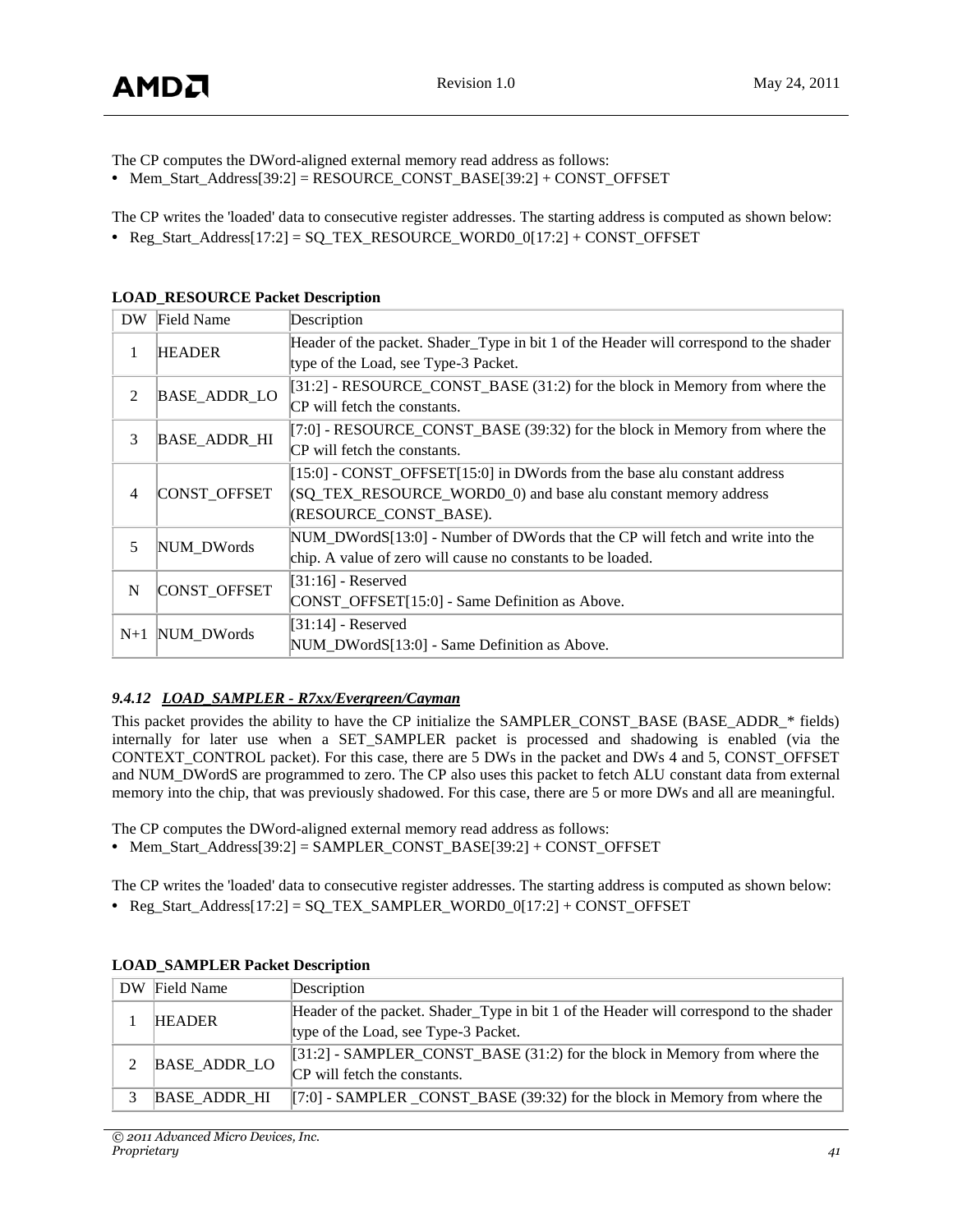The CP computes the DWord-aligned external memory read address as follows:

- Mem_Start_Address[39:2] = RESOURCE_CONST_BASE[39:2] + CONST_OFFSET

The CP writes the 'loaded' data to consecutive register addresses. The starting address is computed as shown below:

- Reg_Start_Address[17:2] = SQ_TEX_RESOURCE_WORD0_0[17:2] + CONST_OFFSET

**LOAD_RESOURCE Packet Description**

| DW | Field Name | Description |
|---|---|---|
| 1 | HEADER | Header of the packet. Shader_Type in bit 1 of the Header will correspond to the shader type of the Load, see Type-3 Packet. |
| 2 | BASE_ADDR_LO | [31:2] - RESOURCE_CONST_BASE (31:2) for the block in Memory from where the CP will fetch the constants. |
| 3 | BASE_ADDR_HI | [7:0] - RESOURCE_CONST_BASE (39:32) for the block in Memory from where the CP will fetch the constants. |
| 4 | CONST_OFFSET | [15:0] - CONST_OFFSET[15:0] in DWords from the base alu constant address (SQ_TEX_RESOURCE_WORD0_0) and base alu constant memory address (RESOURCE_CONST_BASE). |
| 5 | NUM_DWords | NUM_DWordS[13:0] - Number of DWords that the CP will fetch and write into the chip. A value of zero will cause no constants to be loaded. |
| N | CONST_OFFSET | [31:16] - Reserved<br>CONST_OFFSET[15:0] - Same Definition as Above. |
| N+1 | NUM_DWords | [31:14] - Reserved<br>NUM_DWordS[13:0] - Same Definition as Above. |

### 9.4.12 *LOAD_SAMPLER - R7xx/Evergreen/Cayman*

This packet provides the ability to have the CP initialize the SAMPLER_CONST_BASE (BASE_ADDR_* fields) internally for later use when a SET_SAMPLER packet is processed and shadowing is enabled (via the CONTEXT_CONTROL packet). For this case, there are 5 DWs in the packet and DWs 4 and 5, CONST_OFFSET and NUM_DWordS are programmed to zero. The CP also uses this packet to fetch ALU constant data from external memory into the chip, that was previously shadowed. For this case, there are 5 or more DWs and all are meaningful.

The CP computes the DWord-aligned external memory read address as follows:

- Mem_Start_Address[39:2] = SAMPLER_CONST_BASE[39:2] + CONST_OFFSET

The CP writes the 'loaded' data to consecutive register addresses. The starting address is computed as shown below:

- Reg_Start_Address[17:2] = SQ_TEX_SAMPLER_WORD0_0[17:2] + CONST_OFFSET

**LOAD_SAMPLER Packet Description**

| DW | Field Name | Description |
|---|---|---|
| 1 | HEADER | Header of the packet. Shader_Type in bit 1 of the Header will correspond to the shader type of the Load, see Type-3 Packet. |
| 2 | BASE_ADDR_LO | [31:2] - SAMPLER_CONST_BASE (31:2) for the block in Memory from where the CP will fetch the constants. |
| 3 | BASE_ADDR_HI | [7:0] - SAMPLER _CONST_BASE (39:32) for the block in Memory from where the |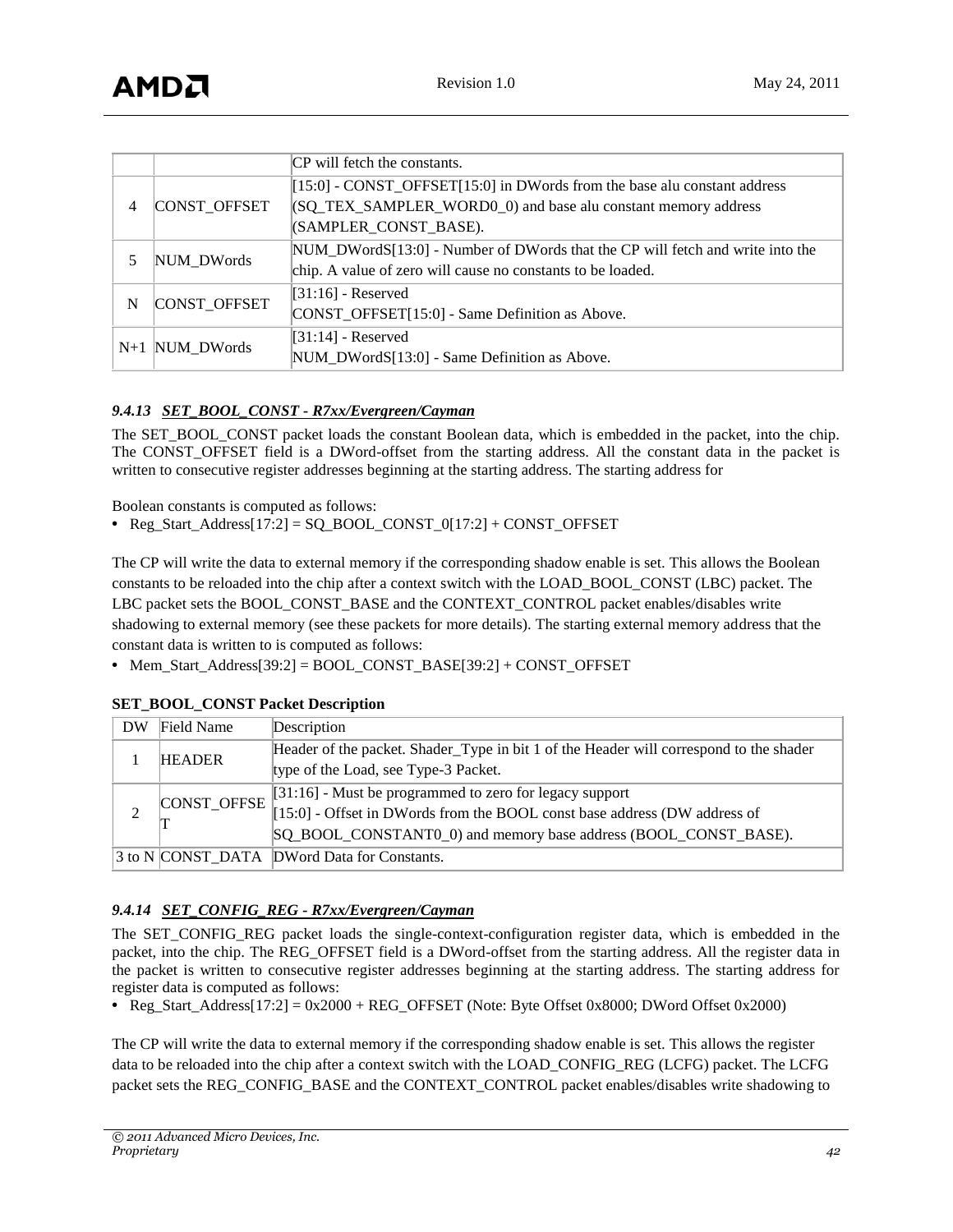| | | CP will fetch the constants. |
|---|---|---|
| 4 | CONST_OFFSET | [15:0] - CONST_OFFSET[15:0] in DWords from the base alu constant address (SQ_TEX_SAMPLER_WORD0_0) and base alu constant memory address (SAMPLER_CONST_BASE). |
| 5 | NUM_DWords | NUM_DWordS[13:0] - Number of DWords that the CP will fetch and write into the chip. A value of zero will cause no constants to be loaded. |
| N | CONST_OFFSET | [31:16] - Reserved<br>CONST_OFFSET[15:0] - Same Definition as Above. |
| N+1 | NUM_DWords | [31:14] - Reserved<br>NUM_DWordS[13:0] - Same Definition as Above. |

### *9.4.13 SET_BOOL_CONST - R7xx/Evergreen/Cayman*

The SET_BOOL_CONST packet loads the constant Boolean data, which is embedded in the packet, into the chip. The CONST_OFFSET field is a DWord-offset from the starting address. All the constant data in the packet is written to consecutive register addresses beginning at the starting address. The starting address for

Boolean constants is computed as follows:

- Reg_Start_Address[17:2] = SQ_BOOL_CONST_0[17:2] + CONST_OFFSET

The CP will write the data to external memory if the corresponding shadow enable is set. This allows the Boolean constants to be reloaded into the chip after a context switch with the LOAD_BOOL_CONST (LBC) packet. The LBC packet sets the BOOL_CONST_BASE and the CONTEXT_CONTROL packet enables/disables write shadowing to external memory (see these packets for more details). The starting external memory address that the constant data is written to is computed as follows:

- Mem_Start_Address[39:2] = BOOL_CONST_BASE[39:2] + CONST_OFFSET

**SET_BOOL_CONST Packet Description**

| DW | Field Name | Description |
|---|---|---|
| 1 | HEADER | Header of the packet. Shader_Type in bit 1 of the Header will correspond to the shader type of the Load, see Type-3 Packet. |
| 2 | CONST_OFFSET | [31:16] - Must be programmed to zero for legacy support<br>[15:0] - Offset in DWords from the BOOL const base address (DW address of SQ_BOOL_CONSTANT0_0) and memory base address (BOOL_CONST_BASE). |
| 3 to N | CONST_DATA | DWord Data for Constants. |

### *9.4.14 SET_CONFIG_REG - R7xx/Evergreen/Cayman*

The SET_CONFIG_REG packet loads the single-context-configuration register data, which is embedded in the packet, into the chip. The REG_OFFSET field is a DWord-offset from the starting address. All the register data in the packet is written to consecutive register addresses beginning at the starting address. The starting address for register data is computed as follows:

- Reg_Start_Address[17:2] = 0x2000 + REG_OFFSET (Note: Byte Offset 0x8000; DWord Offset 0x2000)

The CP will write the data to external memory if the corresponding shadow enable is set. This allows the register data to be reloaded into the chip after a context switch with the LOAD_CONFIG_REG (LCFG) packet. The LCFG packet sets the REG_CONFIG_BASE and the CONTEXT_CONTROL packet enables/disables write shadowing to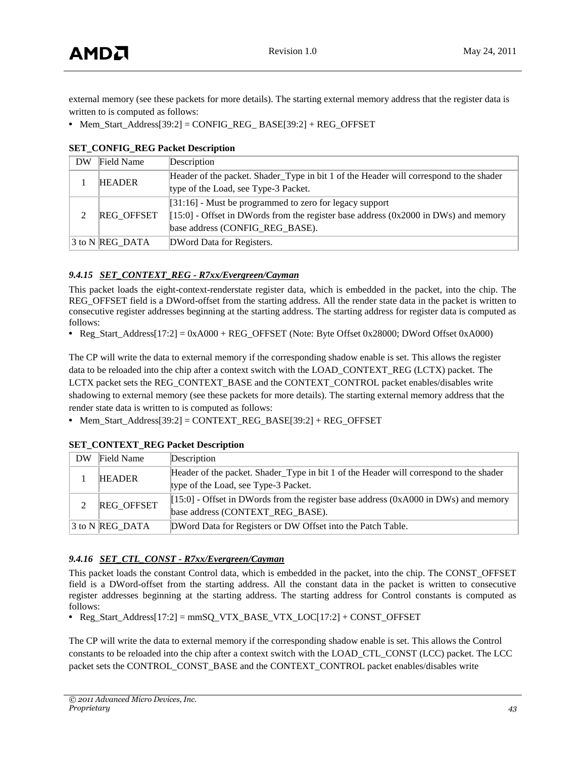external memory (see these packets for more details). The starting external memory address that the register data is written to is computed as follows:

- Mem_Start_Address[39:2] = CONFIG_REG_ BASE[39:2] + REG_OFFSET

**SET_CONFIG_REG Packet Description**

| DW | Field Name | Description |
|---|---|---|
| 1 | HEADER | Header of the packet. Shader_Type in bit 1 of the Header will correspond to the shader type of the Load, see Type-3 Packet. |
| 2 | REG_OFFSET | [31:16] - Must be programmed to zero for legacy support<br>[15:0] - Offset in DWords from the register base address (0x2000 in DWs) and memory base address (CONFIG_REG_BASE). |
| 3 to N | REG_DATA | DWord Data for Registers. |

#### *9.4.15 SET_CONTEXT_REG - R7xx/Evergreen/Cayman*

This packet loads the eight-context-renderstate register data, which is embedded in the packet, into the chip. The REG_OFFSET field is a DWord-offset from the starting address. All the render state data in the packet is written to consecutive register addresses beginning at the starting address. The starting address for register data is computed as follows:

- Reg_Start_Address[17:2] = 0xA000 + REG_OFFSET (Note: Byte Offset 0x28000; DWord Offset 0xA000)

The CP will write the data to external memory if the corresponding shadow enable is set. This allows the register data to be reloaded into the chip after a context switch with the LOAD_CONTEXT_REG (LCTX) packet. The LCTX packet sets the REG_CONTEXT_BASE and the CONTEXT_CONTROL packet enables/disables write shadowing to external memory (see these packets for more details). The starting external memory address that the render state data is written to is computed as follows:

- Mem_Start_Address[39:2] = CONTEXT_REG_BASE[39:2] + REG_OFFSET

**SET_CONTEXT_REG Packet Description**

| DW | Field Name | Description |
|---|---|---|
| 1 | HEADER | Header of the packet. Shader_Type in bit 1 of the Header will correspond to the shader type of the Load, see Type-3 Packet. |
| 2 | REG_OFFSET | [15:0] - Offset in DWords from the register base address (0xA000 in DWs) and memory base address (CONTEXT_REG_BASE). |
| 3 to N | REG_DATA | DWord Data for Registers or DW Offset into the Patch Table. |

#### *9.4.16 SET_CTL_CONST - R7xx/Evergreen/Cayman*

This packet loads the constant Control data, which is embedded in the packet, into the chip. The CONST_OFFSET field is a DWord-offset from the starting address. All the constant data in the packet is written to consecutive register addresses beginning at the starting address. The starting address for Control constants is computed as follows:

- Reg_Start_Address[17:2] = mmSQ_VTX_BASE_VTX_LOC[17:2] + CONST_OFFSET

The CP will write the data to external memory if the corresponding shadow enable is set. This allows the Control constants to be reloaded into the chip after a context switch with the LOAD_CTL_CONST (LCC) packet. The LCC packet sets the CONTROL_CONST_BASE and the CONTEXT_CONTROL packet enables/disables write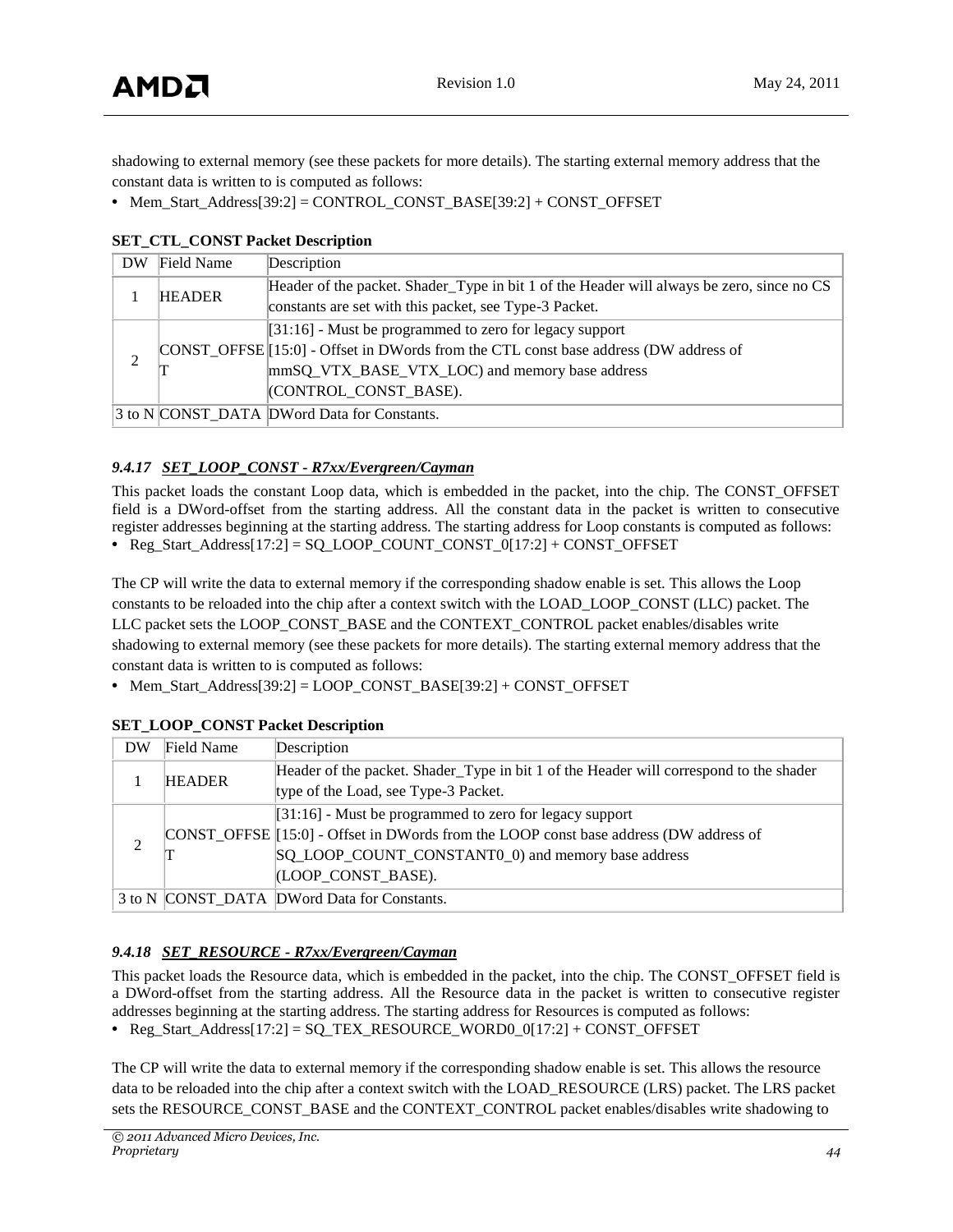shadowing to external memory (see these packets for more details). The starting external memory address that the constant data is written to is computed as follows:

- Mem_Start_Address[39:2] = CONTROL_CONST_BASE[39:2] + CONST_OFFSET

**SET_CTL_CONST Packet Description**

| DW | Field Name | Description |
|---|---|---|
| 1 | HEADER | Header of the packet. Shader_Type in bit 1 of the Header will always be zero, since no CS constants are set with this packet, see Type-3 Packet. |
| 2 | CONST_OFFSET | [31:16] - Must be programmed to zero for legacy support<br>[15:0] - Offset in DWords from the CTL const base address (DW address of mmSQ_VTX_BASE_VTX_LOC) and memory base address (CONTROL_CONST_BASE). |
| 3 to N | CONST_DATA | DWord Data for Constants. |

### *9.4.17 SET_LOOP_CONST - R7xx/Evergreen/Cayman*

This packet loads the constant Loop data, which is embedded in the packet, into the chip. The CONST_OFFSET field is a DWord-offset from the starting address. All the constant data in the packet is written to consecutive register addresses beginning at the starting address. The starting address for Loop constants is computed as follows:

- Reg_Start_Address[17:2] = SQ_LOOP_COUNT_CONST_0[17:2] + CONST_OFFSET

The CP will write the data to external memory if the corresponding shadow enable is set. This allows the Loop constants to be reloaded into the chip after a context switch with the LOAD_LOOP_CONST (LLC) packet. The LLC packet sets the LOOP_CONST_BASE and the CONTEXT_CONTROL packet enables/disables write shadowing to external memory (see these packets for more details). The starting external memory address that the constant data is written to is computed as follows:

- Mem_Start_Address[39:2] = LOOP_CONST_BASE[39:2] + CONST_OFFSET

**SET_LOOP_CONST Packet Description**

| DW | Field Name | Description |
|---|---|---|
| 1 | HEADER | Header of the packet. Shader_Type in bit 1 of the Header will correspond to the shader type of the Load, see Type-3 Packet. |
| 2 | CONST_OFFSET | [31:16] - Must be programmed to zero for legacy support<br>[15:0] - Offset in DWords from the LOOP const base address (DW address of SQ_LOOP_COUNT_CONSTANT0_0) and memory base address (LOOP_CONST_BASE). |
| 3 to N | CONST_DATA | DWord Data for Constants. |

### *9.4.18 SET_RESOURCE - R7xx/Evergreen/Cayman*

This packet loads the Resource data, which is embedded in the packet, into the chip. The CONST_OFFSET field is a DWord-offset from the starting address. All the Resource data in the packet is written to consecutive register addresses beginning at the starting address. The starting address for Resources is computed as follows:

- Reg_Start_Address[17:2] = SQ_TEX_RESOURCE_WORD0_0[17:2] + CONST_OFFSET

The CP will write the data to external memory if the corresponding shadow enable is set. This allows the resource data to be reloaded into the chip after a context switch with the LOAD_RESOURCE (LRS) packet. The LRS packet sets the RESOURCE_CONST_BASE and the CONTEXT_CONTROL packet enables/disables write shadowing to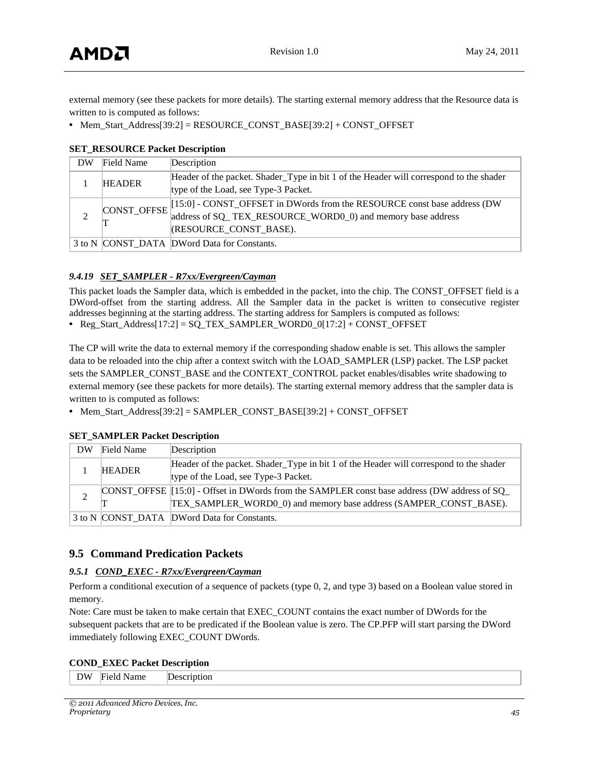external memory (see these packets for more details). The starting external memory address that the Resource data is written to is computed as follows:

- Mem_Start_Address[39:2] = RESOURCE_CONST_BASE[39:2] + CONST_OFFSET

**SET_RESOURCE Packet Description**

| DW | Field Name | Description |
|---|---|---|
| 1 | HEADER | Header of the packet. Shader_Type in bit 1 of the Header will correspond to the shader type of the Load, see Type-3 Packet. |
| 2 | CONST_OFFSET | [15:0] - CONST_OFFSET in DWords from the RESOURCE const base address (DW address of SQ_ TEX_RESOURCE_WORD0_0) and memory base address (RESOURCE_CONST_BASE). |
| 3 to N | CONST_DATA | DWord Data for Constants. |

#### *9.4.19 SET_SAMPLER - R7xx/Evergreen/Cayman*

This packet loads the Sampler data, which is embedded in the packet, into the chip. The CONST_OFFSET field is a DWord-offset from the starting address. All the Sampler data in the packet is written to consecutive register addresses beginning at the starting address. The starting address for Samplers is computed as follows:

- Reg_Start_Address[17:2] = SQ_TEX_SAMPLER_WORD0_0[17:2] + CONST_OFFSET

The CP will write the data to external memory if the corresponding shadow enable is set. This allows the sampler data to be reloaded into the chip after a context switch with the LOAD_SAMPLER (LSP) packet. The LSP packet sets the SAMPLER_CONST_BASE and the CONTEXT_CONTROL packet enables/disables write shadowing to external memory (see these packets for more details). The starting external memory address that the sampler data is written to is computed as follows:

- Mem_Start_Address[39:2] = SAMPLER_CONST_BASE[39:2] + CONST_OFFSET

**SET_SAMPLER Packet Description**

| DW | Field Name | Description |
|---|---|---|
| 1 | HEADER | Header of the packet. Shader_Type in bit 1 of the Header will correspond to the shader type of the Load, see Type-3 Packet. |
| 2 | CONST_OFFSET | [15:0] - Offset in DWords from the SAMPLER const base address (DW address of SQ_ TEX_SAMPLER_WORD0_0) and memory base address (SAMPER_CONST_BASE). |
| 3 to N | CONST_DATA | DWord Data for Constants. |

## 9.5 Command Predication Packets

#### *9.5.1 COND_EXEC - R7xx/Evergreen/Cayman*

Perform a conditional execution of a sequence of packets (type 0, 2, and type 3) based on a Boolean value stored in memory.

Note: Care must be taken to make certain that EXEC_COUNT contains the exact number of DWords for the subsequent packets that are to be predicated if the Boolean value is zero. The CP.PFP will start parsing the DWord immediately following EXEC_COUNT DWords.

**COND_EXEC Packet Description**

| DW | Field Name | Description |
|---|---|---|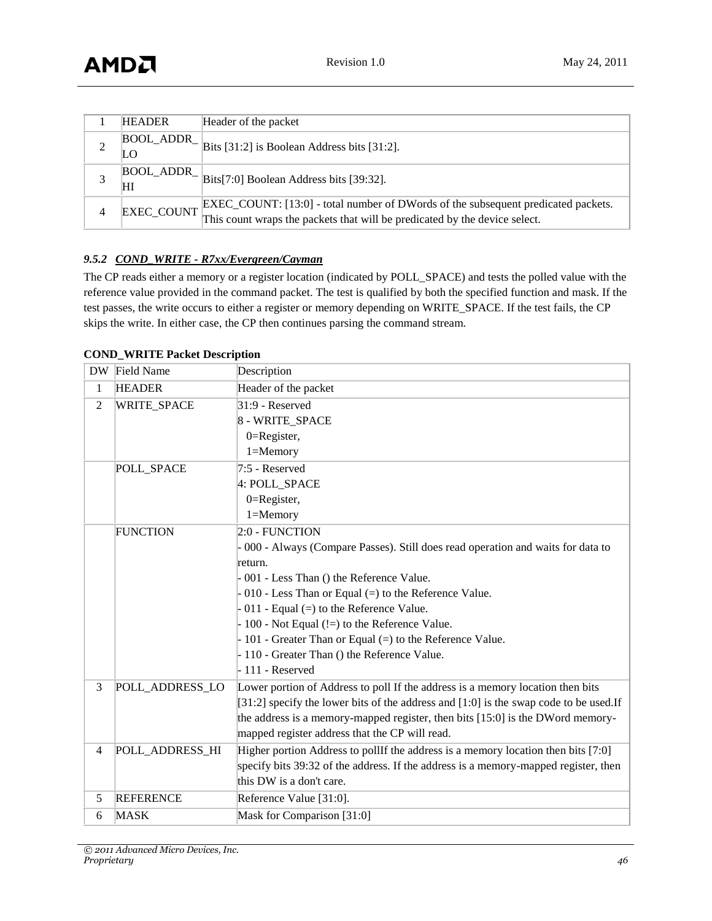| 1 | HEADER | Header of the packet |
|---|---|---|
| 2 | BOOL_ADDR_LO | Bits [31:2] is Boolean Address bits [31:2]. |
| 3 | BOOL_ADDR_HI | Bits[7:0] Boolean Address bits [39:32]. |
| 4 | EXEC_COUNT | EXEC_COUNT: [13:0] - total number of DWords of the subsequent predicated packets. This count wraps the packets that will be predicated by the device select. |

### *9.5.2 COND_WRITE - R7xx/Evergreen/Cayman*

The CP reads either a memory or a register location (indicated by POLL_SPACE) and tests the polled value with the reference value provided in the command packet. The test is qualified by both the specified function and mask. If the test passes, the write occurs to either a register or memory depending on WRITE_SPACE. If the test fails, the CP skips the write. In either case, the CP then continues parsing the command stream.

**COND_WRITE Packet Description**

| DW | Field Name | Description |
|---|---|---|
| 1 | HEADER | Header of the packet |
| 2 | WRITE_SPACE | 31:9 - Reserved<br>8 - WRITE_SPACE<br>0=Register,<br>1=Memory |
| | POLL_SPACE | 7:5 - Reserved<br>4: POLL_SPACE<br>0=Register,<br>1=Memory |
| | FUNCTION | 2:0 - FUNCTION<br>- 000 - Always (Compare Passes). Still does read operation and waits for data to return.<br>- 001 - Less Than () the Reference Value.<br>- 010 - Less Than or Equal (=) to the Reference Value.<br>- 011 - Equal (=) to the Reference Value.<br>- 100 - Not Equal (!=) to the Reference Value.<br>- 101 - Greater Than or Equal (=) to the Reference Value.<br>- 110 - Greater Than () the Reference Value.<br>- 111 - Reserved |
| 3 | POLL_ADDRESS_LO | Lower portion of Address to poll If the address is a memory location then bits [31:2] specify the lower bits of the address and [1:0] is the swap code to be used.If the address is a memory-mapped register, then bits [15:0] is the DWord memory-mapped register address that the CP will read. |
| 4 | POLL_ADDRESS_HI | Higher portion Address to pollIf the address is a memory location then bits [7:0] specify bits 39:32 of the address. If the address is a memory-mapped register, then this DW is a don't care. |
| 5 | REFERENCE | Reference Value [31:0]. |
| 6 | MASK | Mask for Comparison [31:0] |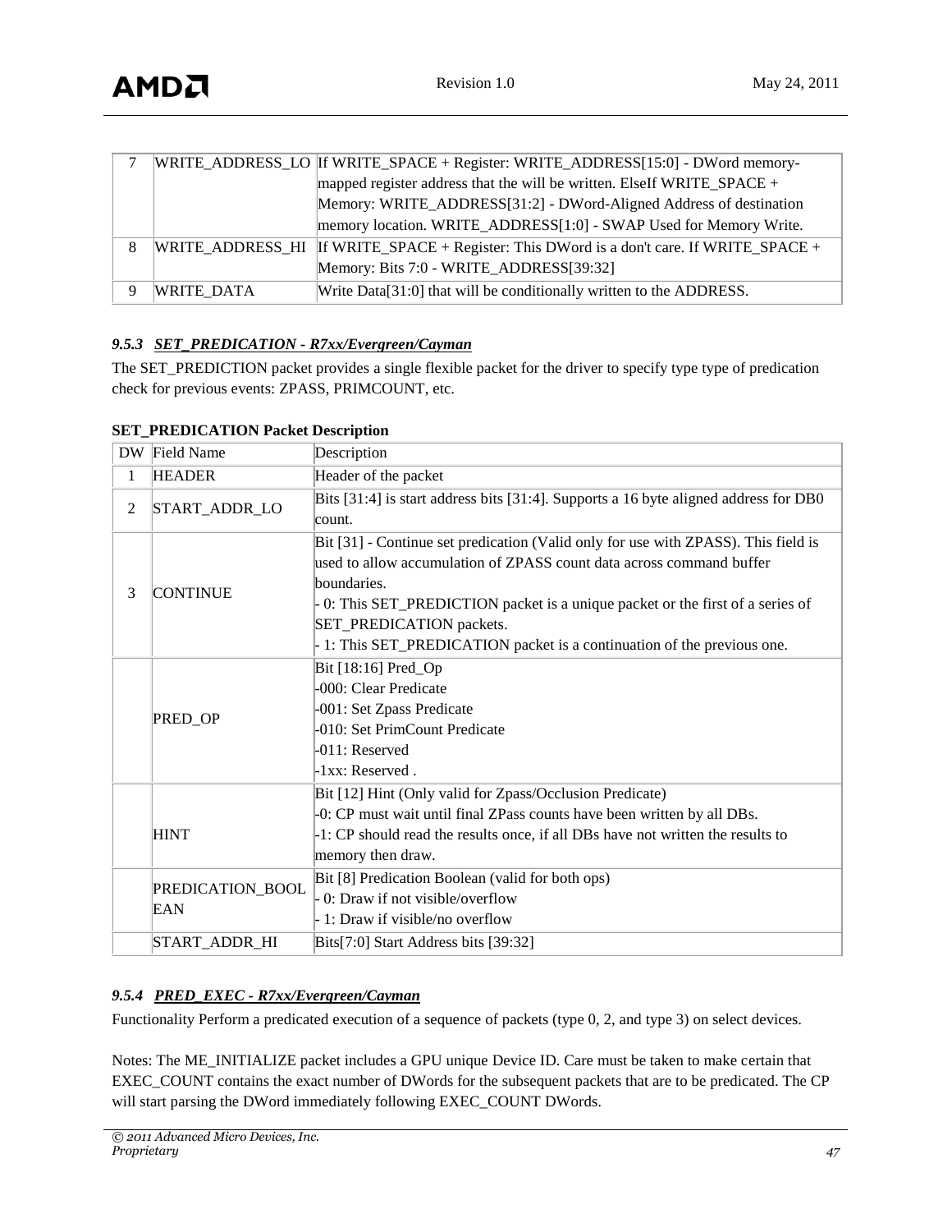| 7 | WRITE_ADDRESS_LO | If WRITE_SPACE + Register: WRITE_ADDRESS[15:0] - DWord memory-mapped register address that the will be written. ElseIf WRITE_SPACE + Memory: WRITE_ADDRESS[31:2] - DWord-Aligned Address of destination memory location. WRITE_ADDRESS[1:0] - SWAP Used for Memory Write. |
|---|---|---|
| 8 | WRITE_ADDRESS_HI | If WRITE_SPACE + Register: This DWord is a don't care. If WRITE_SPACE + Memory: Bits 7:0 - WRITE_ADDRESS[39:32] |
| 9 | WRITE_DATA | Write Data[31:0] that will be conditionally written to the ADDRESS. |

### *9.5.3 SET_PREDICATION - R7xx/Evergreen/Cayman*

The SET_PREDICTION packet provides a single flexible packet for the driver to specify type type of predication check for previous events: ZPASS, PRIMCOUNT, etc.

**SET_PREDICATION Packet Description**

| DW | Field Name | Description |
|---|---|---|
| 1 | HEADER | Header of the packet |
| 2 | START_ADDR_LO | Bits [31:4] is start address bits [31:4]. Supports a 16 byte aligned address for DB0 count. |
| 3 | CONTINUE | Bit [31] - Continue set predication (Valid only for use with ZPASS). This field is used to allow accumulation of ZPASS count data across command buffer boundaries.<br>- 0: This SET_PREDICTION packet is a unique packet or the first of a series of SET_PREDICATION packets.<br>- 1: This SET_PREDICATION packet is a continuation of the previous one. |
| | PRED_OP | Bit [18:16] Pred_Op<br>-000: Clear Predicate<br>-001: Set Zpass Predicate<br>-010: Set PrimCount Predicate<br>-011: Reserved<br>-1xx: Reserved . |
| | HINT | Bit [12] Hint (Only valid for Zpass/Occlusion Predicate)<br>-0: CP must wait until final ZPass counts have been written by all DBs.<br>-1: CP should read the results once, if all DBs have not written the results to memory then draw. |
| | PREDICATION_BOOLEAN | Bit [8] Predication Boolean (valid for both ops)<br>- 0: Draw if not visible/overflow<br>- 1: Draw if visible/no overflow |
| | START_ADDR_HI | Bits[7:0] Start Address bits [39:32] |

### *9.5.4 PRED_EXEC - R7xx/Evergreen/Cayman*

Functionality Perform a predicated execution of a sequence of packets (type 0, 2, and type 3) on select devices.

Notes: The ME_INITIALIZE packet includes a GPU unique Device ID. Care must be taken to make certain that EXEC_COUNT contains the exact number of DWords for the subsequent packets that are to be predicated. The CP will start parsing the DWord immediately following EXEC_COUNT DWords.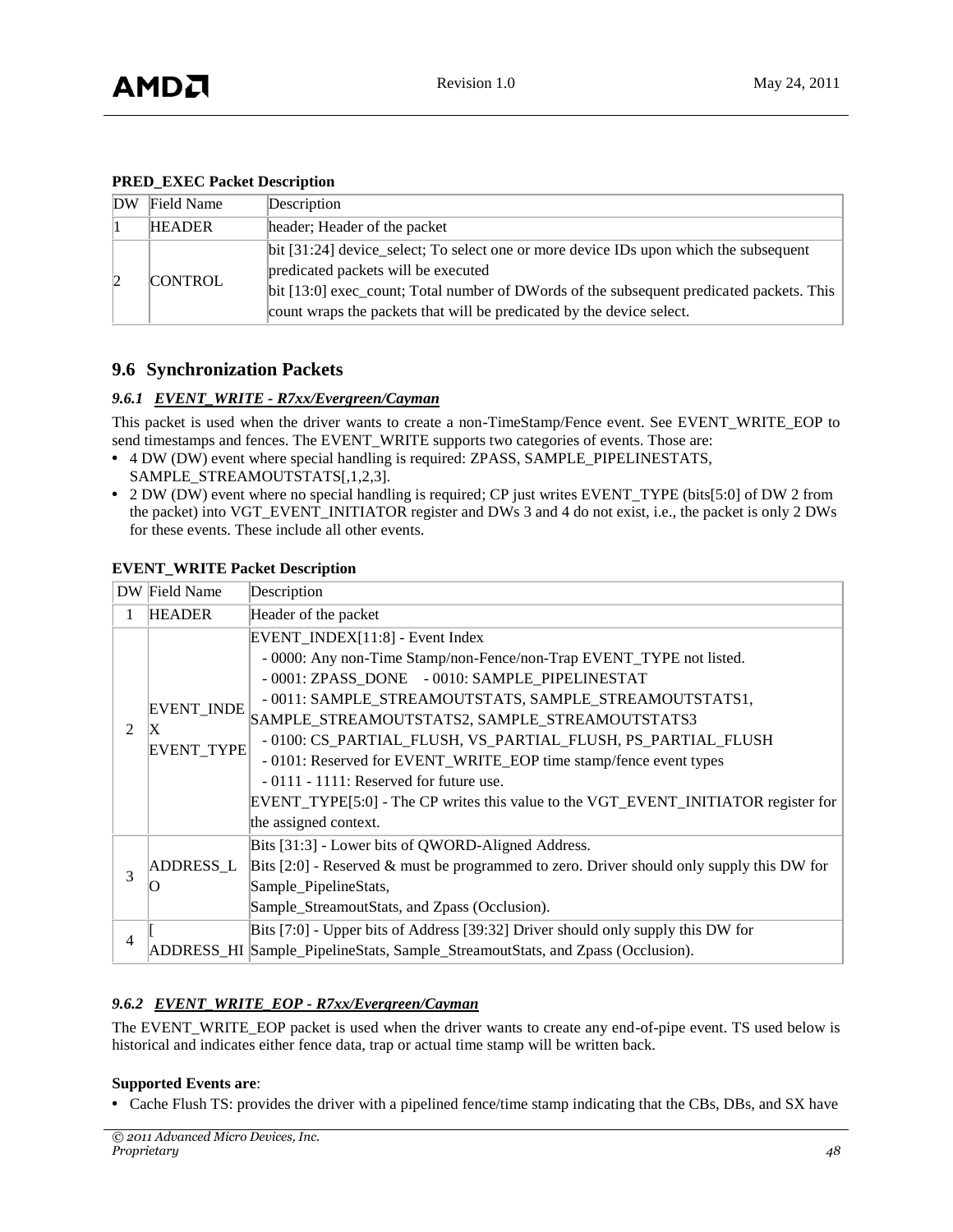**PRED_EXEC Packet Description**

| DW | Field Name | Description |
|---|---|---|
| 1 | HEADER | header; Header of the packet |
| 2 | CONTROL | bit [31:24] device_select; To select one or more device IDs upon which the subsequent predicated packets will be executed<br>bit [13:0] exec_count; Total number of DWords of the subsequent predicated packets. This count wraps the packets that will be predicated by the device select. |

## 9.6 Synchronization Packets

### *9.6.1 EVENT_WRITE - R7xx/Evergreen/Cayman*

This packet is used when the driver wants to create a non-TimeStamp/Fence event. See EVENT_WRITE_EOP to send timestamps and fences. The EVENT_WRITE supports two categories of events. Those are:

- 4 DW (DW) event where special handling is required: ZPASS, SAMPLE_PIPELINESTATS, SAMPLE_STREAMOUTSTATS[,1,2,3].
- 2 DW (DW) event where no special handling is required; CP just writes EVENT_TYPE (bits[5:0] of DW 2 from the packet) into VGT_EVENT_INITIATOR register and DWs 3 and 4 do not exist, i.e., the packet is only 2 DWs for these events. These include all other events.

**EVENT_WRITE Packet Description**

| DW | Field Name | Description |
|---|---|---|
| 1 | HEADER | Header of the packet |
| 2 | EVENT_INDEX<br>EVENT_TYPE | EVENT_INDEX[11:8] - Event Index<br>- 0000: Any non-Time Stamp/non-Fence/non-Trap EVENT_TYPE not listed.<br>- 0001: ZPASS_DONE - 0010: SAMPLE_PIPELINESTAT<br>- 0011: SAMPLE_STREAMOUTSTATS, SAMPLE_STREAMOUTSTATS1, SAMPLE_STREAMOUTSTATS2, SAMPLE_STREAMOUTSTATS3<br>- 0100: CS_PARTIAL_FLUSH, VS_PARTIAL_FLUSH, PS_PARTIAL_FLUSH<br>- 0101: Reserved for EVENT_WRITE_EOP time stamp/fence event types<br>- 0111 - 1111: Reserved for future use.<br>EVENT_TYPE[5:0] - The CP writes this value to the VGT_EVENT_INITIATOR register for the assigned context. |
| 3 | ADDRESS_LO | Bits [31:3] - Lower bits of QWORD-Aligned Address.<br>Bits [2:0] - Reserved & must be programmed to zero. Driver should only supply this DW for Sample_PipelineStats,<br>Sample_StreamoutStats, and Zpass (Occlusion). |
| 4 | [ ADDRESS_HI | Bits [7:0] - Upper bits of Address [39:32] Driver should only supply this DW for Sample_PipelineStats, Sample_StreamoutStats, and Zpass (Occlusion). |

### *9.6.2 EVENT_WRITE_EOP - R7xx/Evergreen/Cayman*

The EVENT_WRITE_EOP packet is used when the driver wants to create any end-of-pipe event. TS used below is historical and indicates either fence data, trap or actual time stamp will be written back.

**Supported Events are**:

- Cache Flush TS: provides the driver with a pipelined fence/time stamp indicating that the CBs, DBs, and SX have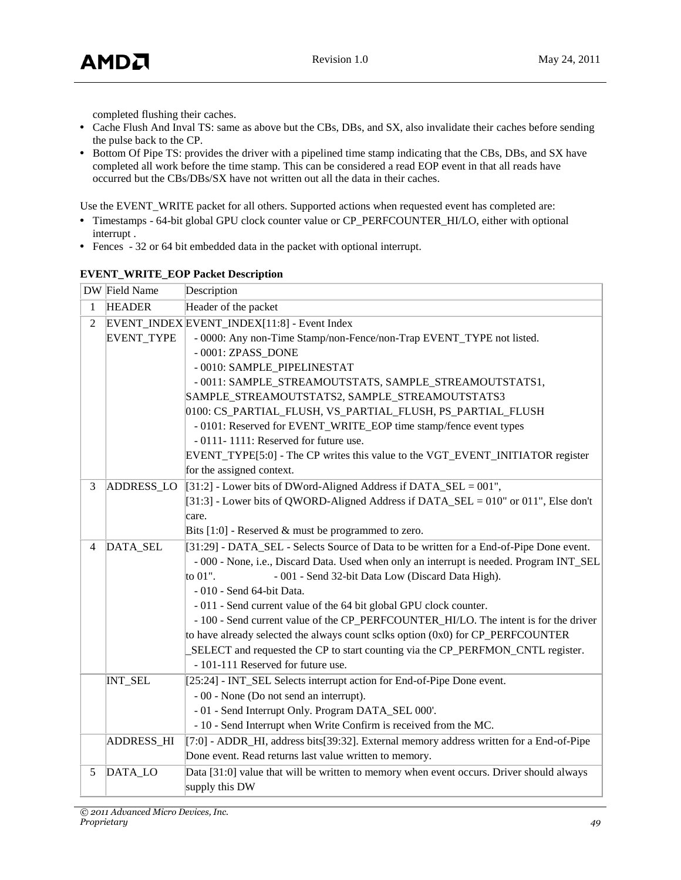completed flushing their caches.

- Cache Flush And Inval TS: same as above but the CBs, DBs, and SX, also invalidate their caches before sending the pulse back to the CP.
- Bottom Of Pipe TS: provides the driver with a pipelined time stamp indicating that the CBs, DBs, and SX have completed all work before the time stamp. This can be considered a read EOP event in that all reads have occurred but the CBs/DBs/SX have not written out all the data in their caches.

Use the EVENT_WRITE packet for all others. Supported actions when requested event has completed are:

- Timestamps - 64-bit global GPU clock counter value or CP_PERFCOUNTER_HI/LO, either with optional interrupt .
- Fences - 32 or 64 bit embedded data in the packet with optional interrupt.

**EVENT_WRITE_EOP Packet Description**

| DW | Field Name | Description |
|---|---|---|
| 1 | HEADER | Header of the packet |
| 2 | EVENT_INDEX EVENT_TYPE | EVENT_INDEX[11:8] - Event Index<br>- 0000: Any non-Time Stamp/non-Fence/non-Trap EVENT_TYPE not listed.<br>- 0001: ZPASS_DONE<br>- 0010: SAMPLE_PIPELINESTAT<br>- 0011: SAMPLE_STREAMOUTSTATS, SAMPLE_STREAMOUTSTATS1, SAMPLE_STREAMOUTSTATS2, SAMPLE_STREAMOUTSTATS3<br>0100: CS_PARTIAL_FLUSH, VS_PARTIAL_FLUSH, PS_PARTIAL_FLUSH<br>- 0101: Reserved for EVENT_WRITE_EOP time stamp/fence event types<br>- 0111- 1111: Reserved for future use.<br>EVENT_TYPE[5:0] - The CP writes this value to the VGT_EVENT_INITIATOR register for the assigned context. |
| 3 | ADDRESS_LO | [31:2] - Lower bits of DWord-Aligned Address if DATA_SEL = 001",<br>[31:3] - Lower bits of QWORD-Aligned Address if DATA_SEL = 010" or 011", Else don't care.<br>Bits [1:0] - Reserved & must be programmed to zero. |
| 4 | DATA_SEL | [31:29] - DATA_SEL - Selects Source of Data to be written for a End-of-Pipe Done event.<br>- 000 - None, i.e., Discard Data. Used when only an interrupt is needed. Program INT_SEL to 01". - 001 - Send 32-bit Data Low (Discard Data High).<br>- 010 - Send 64-bit Data.<br>- 011 - Send current value of the 64 bit global GPU clock counter.<br>- 100 - Send current value of the CP_PERFCOUNTER_HI/LO. The intent is for the driver to have already selected the always count sclks option (0x0) for CP_PERFCOUNTER _SELECT and requested the CP to start counting via the CP_PERFMON_CNTL register.<br>- 101-111 Reserved for future use. |
| | INT_SEL | [25:24] - INT_SEL Selects interrupt action for End-of-Pipe Done event.<br>- 00 - None (Do not send an interrupt).<br>- 01 - Send Interrupt Only. Program DATA_SEL 000'.<br>- 10 - Send Interrupt when Write Confirm is received from the MC. |
| | ADDRESS_HI | [7:0] - ADDR_HI, address bits[39:32]. External memory address written for a End-of-Pipe Done event. Read returns last value written to memory. |
| 5 | DATA_LO | Data [31:0] value that will be written to memory when event occurs. Driver should always supply this DW |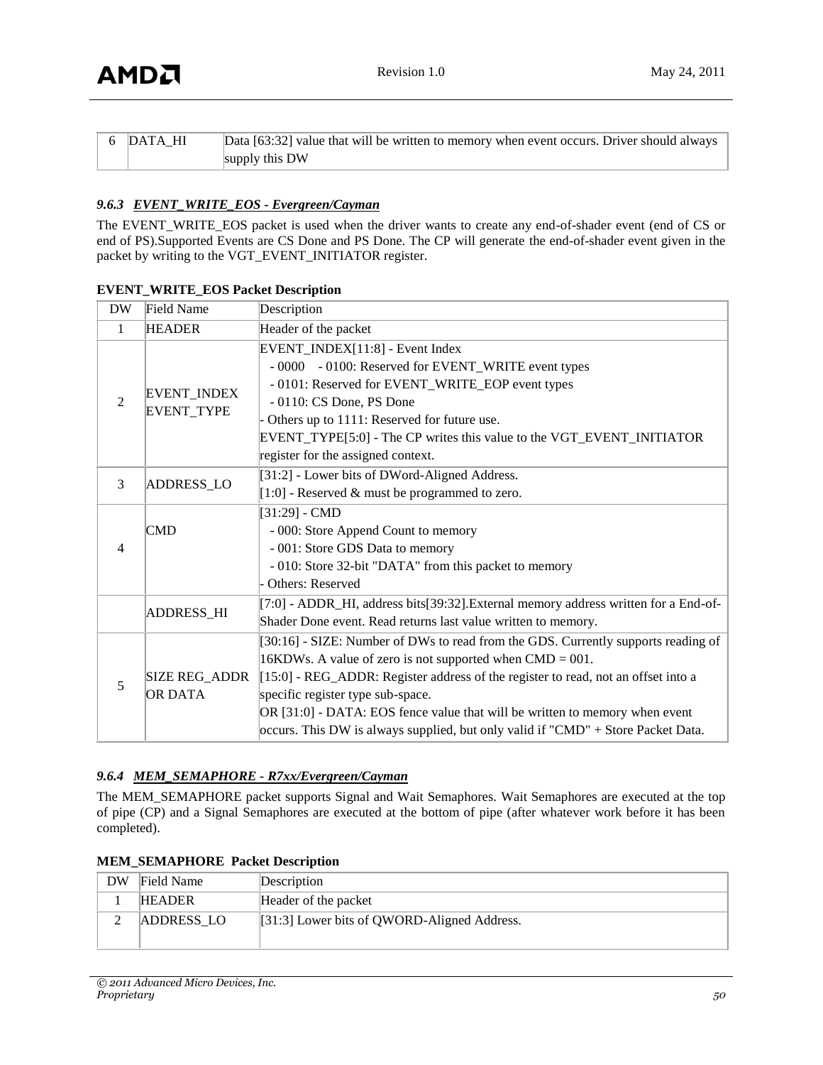| 6 | DATA_HI | Data [63:32] value that will be written to memory when event occurs. Driver should always supply this DW |
|---|---|---|

### *9.6.3 EVENT_WRITE_EOS - Evergreen/Cayman*

The EVENT_WRITE_EOS packet is used when the driver wants to create any end-of-shader event (end of CS or end of PS).Supported Events are CS Done and PS Done. The CP will generate the end-of-shader event given in the packet by writing to the VGT_EVENT_INITIATOR register.

**EVENT_WRITE_EOS Packet Description**

| DW | Field Name | Description |
|---|---|---|
| 1 | HEADER | Header of the packet |
| 2 | EVENT_INDEX EVENT_TYPE | EVENT_INDEX[11:8] - Event Index<br>- 0000 - 0100: Reserved for EVENT_WRITE event types<br>- 0101: Reserved for EVENT_WRITE_EOP event types<br>- 0110: CS Done, PS Done<br>- Others up to 1111: Reserved for future use.<br>EVENT_TYPE[5:0] - The CP writes this value to the VGT_EVENT_INITIATOR register for the assigned context. |
| 3 | ADDRESS_LO | [31:2] - Lower bits of DWord-Aligned Address.<br>[1:0] - Reserved & must be programmed to zero. |
| 4 | CMD | [31:29] - CMD<br>- 000: Store Append Count to memory<br>- 001: Store GDS Data to memory<br>- 010: Store 32-bit "DATA" from this packet to memory<br>- Others: Reserved |
|  | ADDRESS_HI | [7:0] - ADDR_HI, address bits[39:32].External memory address written for a End-of-Shader Done event. Read returns last value written to memory. |
| 5 | SIZE REG_ADDR OR DATA | [30:16] - SIZE: Number of DWs to read from the GDS. Currently supports reading of 16KDWs. A value of zero is not supported when CMD = 001.<br>[15:0] - REG_ADDR: Register address of the register to read, not an offset into a specific register type sub-space.<br>OR [31:0] - DATA: EOS fence value that will be written to memory when event occurs. This DW is always supplied, but only valid if "CMD" + Store Packet Data. |

### *9.6.4 MEM_SEMAPHORE - R7xx/Evergreen/Cayman*

The MEM_SEMAPHORE packet supports Signal and Wait Semaphores. Wait Semaphores are executed at the top of pipe (CP) and a Signal Semaphores are executed at the bottom of pipe (after whatever work before it has been completed).

**MEM_SEMAPHORE Packet Description**

| DW | Field Name | Description |
|---|---|---|
| 1 | HEADER | Header of the packet |
| 2 | ADDRESS_LO | [31:3] Lower bits of QWORD-Aligned Address. |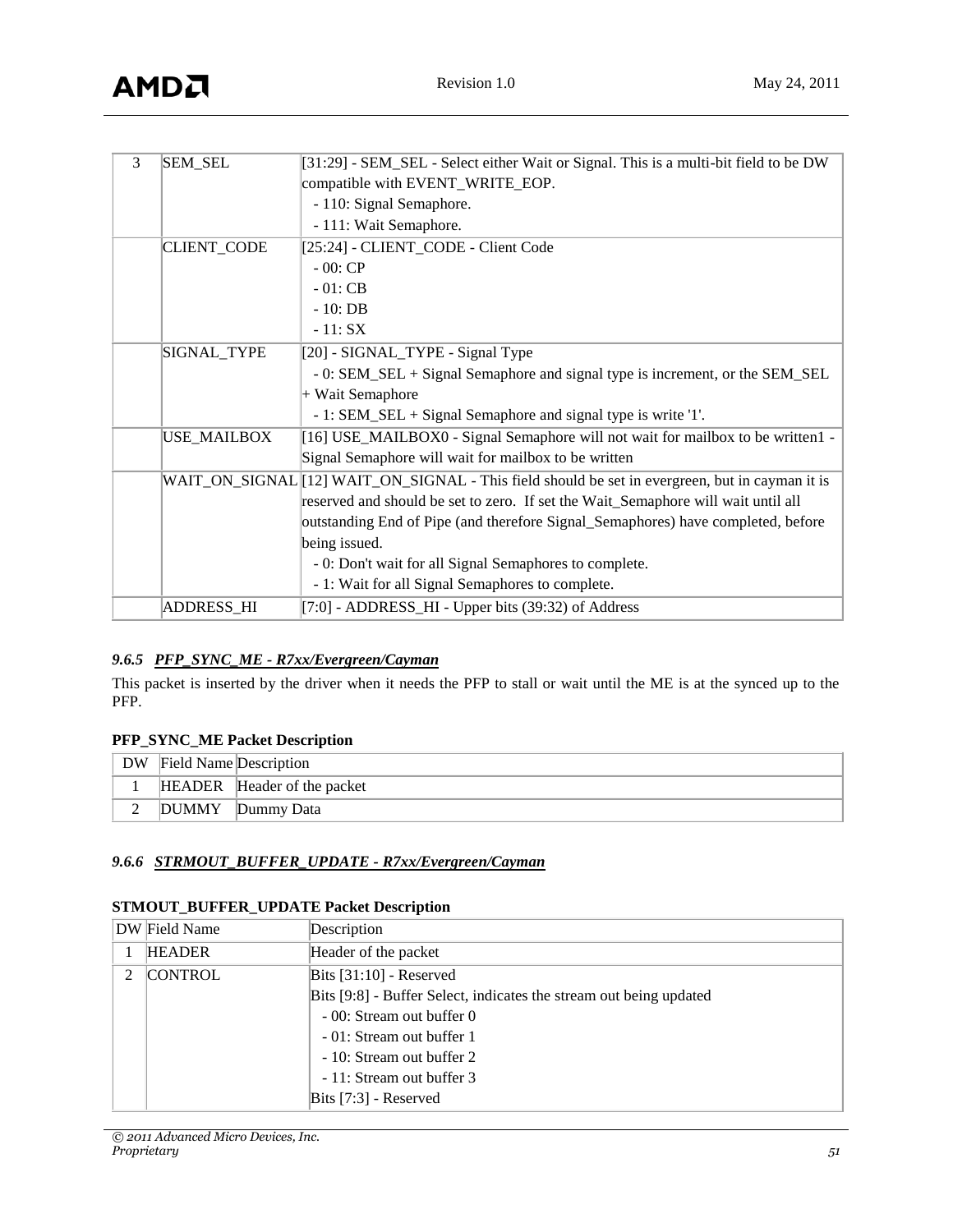| 3 | SEM_SEL | [31:29] - SEM_SEL - Select either Wait or Signal. This is a multi-bit field to be DW compatible with EVENT_WRITE_EOP.<br>- 110: Signal Semaphore.<br>- 111: Wait Semaphore. |
|---|---|---|
| | CLIENT_CODE | [25:24] - CLIENT_CODE - Client Code<br>- 00: CP<br>- 01: CB<br>- 10: DB<br>- 11: SX |
| | SIGNAL_TYPE | [20] - SIGNAL_TYPE - Signal Type<br>- 0: SEM_SEL + Signal Semaphore and signal type is increment, or the SEM_SEL + Wait Semaphore<br>- 1: SEM_SEL + Signal Semaphore and signal type is write '1'. |
| | USE_MAILBOX | [16] USE_MAILBOX0 - Signal Semaphore will not wait for mailbox to be written1 - Signal Semaphore will wait for mailbox to be written |
| | WAIT_ON_SIGNAL | [12] WAIT_ON_SIGNAL - This field should be set in evergreen, but in cayman it is reserved and should be set to zero. If set the Wait_Semaphore will wait until all outstanding End of Pipe (and therefore Signal_Semaphores) have completed, before being issued.<br>- 0: Don't wait for all Signal Semaphores to complete.<br>- 1: Wait for all Signal Semaphores to complete. |
| | ADDRESS_HI | [7:0] - ADDRESS_HI - Upper bits (39:32) of Address |

### *9.6.5 PFP_SYNC_ME - R7xx/Evergreen/Cayman*

This packet is inserted by the driver when it needs the PFP to stall or wait until the ME is at the synced up to the PFP.

**PFP_SYNC_ME Packet Description**

| DW | Field Name | Description |
|---|---|---|
| 1 | HEADER | Header of the packet |
| 2 | DUMMY | Dummy Data |

### *9.6.6 STRMOUT_BUFFER_UPDATE - R7xx/Evergreen/Cayman*

**STMOUT_BUFFER_UPDATE Packet Description**

| DW | Field Name | Description |
|---|---|---|
| 1 | HEADER | Header of the packet |
| 2 | CONTROL | Bits [31:10] - Reserved<br>Bits [9:8] - Buffer Select, indicates the stream out being updated<br>- 00: Stream out buffer 0<br>- 01: Stream out buffer 1<br>- 10: Stream out buffer 2<br>- 11: Stream out buffer 3<br>Bits [7:3] - Reserved |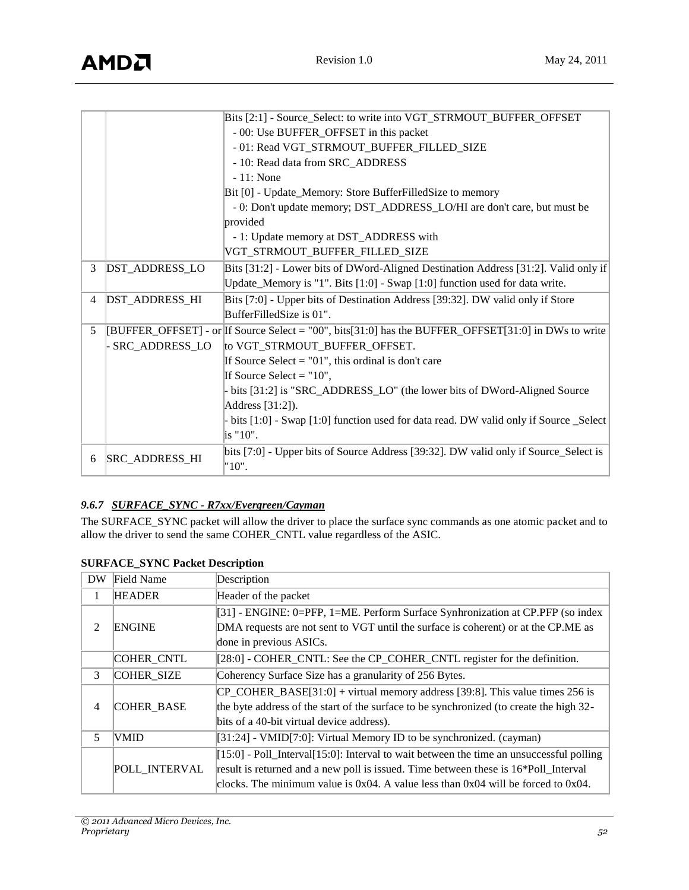| | | |
|---|---|---|
| | | Bits [2:1] - Source_Select: to write into VGT_STRMOUT_BUFFER_OFFSET<br>- 00: Use BUFFER_OFFSET in this packet<br>- 01: Read VGT_STRMOUT_BUFFER_FILLED_SIZE<br>- 10: Read data from SRC_ADDRESS<br>- 11: None<br>Bit [0] - Update_Memory: Store BufferFilledSize to memory<br>- 0: Don't update memory; DST_ADDRESS_LO/HI are don't care, but must be provided<br>- 1: Update memory at DST_ADDRESS with VGT_STRMOUT_BUFFER_FILLED_SIZE |
| 3 | DST_ADDRESS_LO | Bits [31:2] - Lower bits of DWord-Aligned Destination Address [31:2]. Valid only if Update_Memory is "1". Bits [1:0] - Swap [1:0] function used for data write. |
| 4 | DST_ADDRESS_HI | Bits [7:0] - Upper bits of Destination Address [39:32]. DW valid only if Store BufferFilledSize is 01". |
| 5 | [BUFFER_OFFSET] - or - SRC_ADDRESS_LO | If Source Select = "00", bits[31:0] has the BUFFER_OFFSET[31:0] in DWs to write to VGT_STRMOUT_BUFFER_OFFSET.<br>If Source Select = "01", this ordinal is don't care<br>If Source Select = "10",<br>- bits [31:2] is "SRC_ADDRESS_LO" (the lower bits of DWord-Aligned Source Address [31:2]).<br>- bits [1:0] - Swap [1:0] function used for data read. DW valid only if Source _Select is "10". |
| 6 | SRC_ADDRESS_HI | bits [7:0] - Upper bits of Source Address [39:32]. DW valid only if Source_Select is "10". |

#### *9.6.7 SURFACE_SYNC - R7xx/Evergreen/Cayman*

The SURFACE_SYNC packet will allow the driver to place the surface sync commands as one atomic packet and to allow the driver to send the same COHER_CNTL value regardless of the ASIC.

**SURFACE_SYNC Packet Description**

| DW | Field Name | Description |
|---|---|---|
| 1 | HEADER | Header of the packet |
| 2 | ENGINE | [31] - ENGINE: 0=PFP, 1=ME. Perform Surface Synhronization at CP.PFP (so index DMA requests are not sent to VGT until the surface is coherent) or at the CP.ME as done in previous ASICs. |
| | COHER_CNTL | [28:0] - COHER_CNTL: See the CP_COHER_CNTL register for the definition. |
| 3 | COHER_SIZE | Coherency Surface Size has a granularity of 256 Bytes. |
| 4 | COHER_BASE | CP_COHER_BASE[31:0] + virtual memory address [39:8]. This value times 256 is the byte address of the start of the surface to be synchronized (to create the high 32-bits of a 40-bit virtual device address). |
| 5 | VMID | [31:24] - VMID[7:0]: Virtual Memory ID to be synchronized. (cayman) |
| | POLL_INTERVAL | [15:0] - Poll_Interval[15:0]: Interval to wait between the time an unsuccessful polling result is returned and a new poll is issued. Time between these is 16*Poll_Interval clocks. The minimum value is 0x04. A value less than 0x04 will be forced to 0x04. |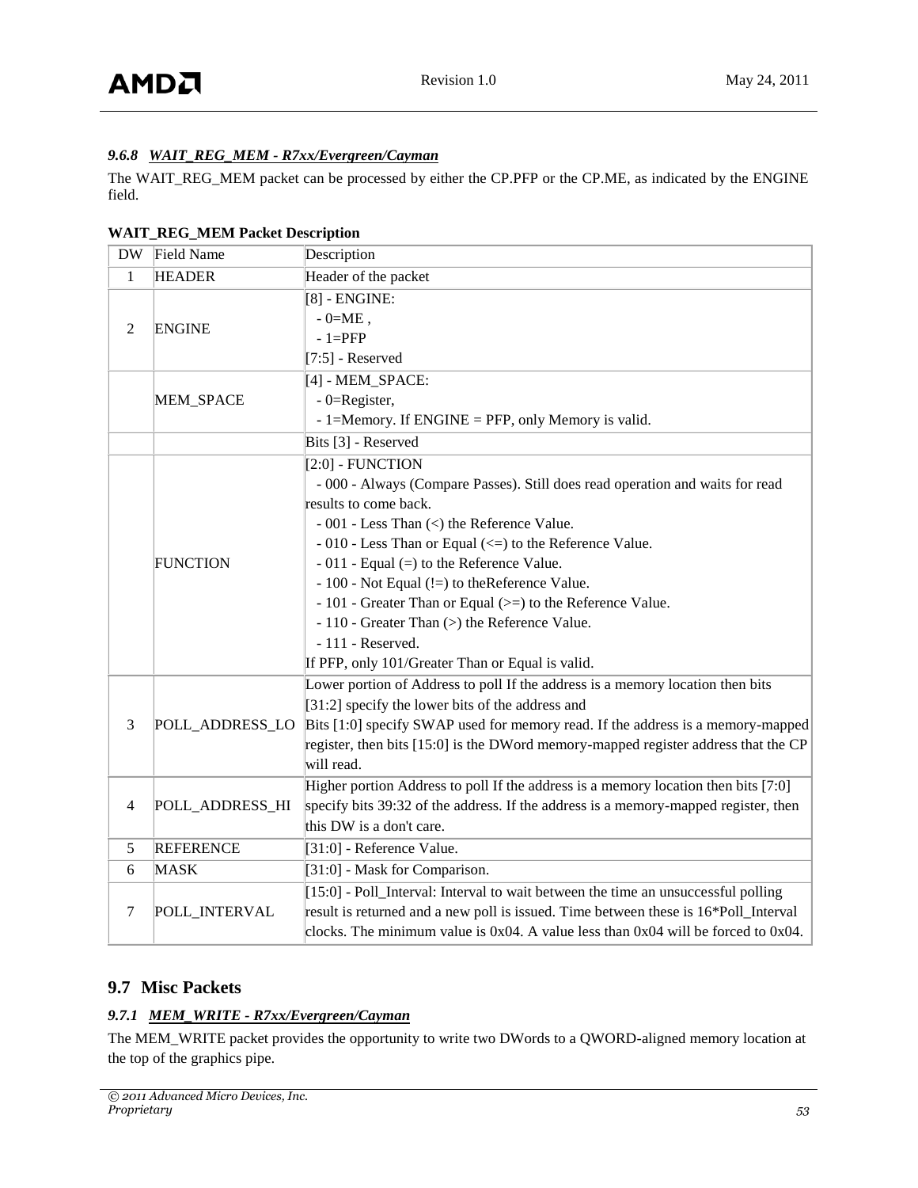#### *9.6.8 WAIT_REG_MEM - R7xx/Evergreen/Cayman*

The WAIT_REG_MEM packet can be processed by either the CP.PFP or the CP.ME, as indicated by the ENGINE field.

**WAIT_REG_MEM Packet Description**

| DW | Field Name | Description |
|---|---|---|
| 1 | HEADER | Header of the packet |
| 2 | ENGINE | [8] - ENGINE:<br>- 0=ME ,<br>- 1=PFP<br>[7:5] - Reserved |
| | MEM_SPACE | [4] - MEM_SPACE:<br>- 0=Register,<br>- 1=Memory. If ENGINE = PFP, only Memory is valid. |
| | | Bits [3] - Reserved |
| | FUNCTION | [2:0] - FUNCTION<br>- 000 - Always (Compare Passes). Still does read operation and waits for read results to come back.<br>- 001 - Less Than (<) the Reference Value.<br>- 010 - Less Than or Equal (<=) to the Reference Value.<br>- 011 - Equal (=) to the Reference Value.<br>- 100 - Not Equal (!=) to theReference Value.<br>- 101 - Greater Than or Equal (>=) to the Reference Value.<br>- 110 - Greater Than (>) the Reference Value.<br>- 111 - Reserved.<br>If PFP, only 101/Greater Than or Equal is valid. |
| 3 | POLL_ADDRESS_LO | Lower portion of Address to poll If the address is a memory location then bits [31:2] specify the lower bits of the address and Bits [1:0] specify SWAP used for memory read. If the address is a memory-mapped register, then bits [15:0] is the DWord memory-mapped register address that the CP will read. |
| 4 | POLL_ADDRESS_HI | Higher portion Address to poll If the address is a memory location then bits [7:0] specify bits 39:32 of the address. If the address is a memory-mapped register, then this DW is a don't care. |
| 5 | REFERENCE | [31:0] - Reference Value. |
| 6 | MASK | [31:0] - Mask for Comparison. |
| 7 | POLL_INTERVAL | [15:0] - Poll_Interval: Interval to wait between the time an unsuccessful polling result is returned and a new poll is issued. Time between these is 16*Poll_Interval clocks. The minimum value is 0x04. A value less than 0x04 will be forced to 0x04. |

## 9.7 Misc Packets

#### *9.7.1 MEM_WRITE - R7xx/Evergreen/Cayman*

The MEM_WRITE packet provides the opportunity to write two DWords to a QWORD-aligned memory location at the top of the graphics pipe.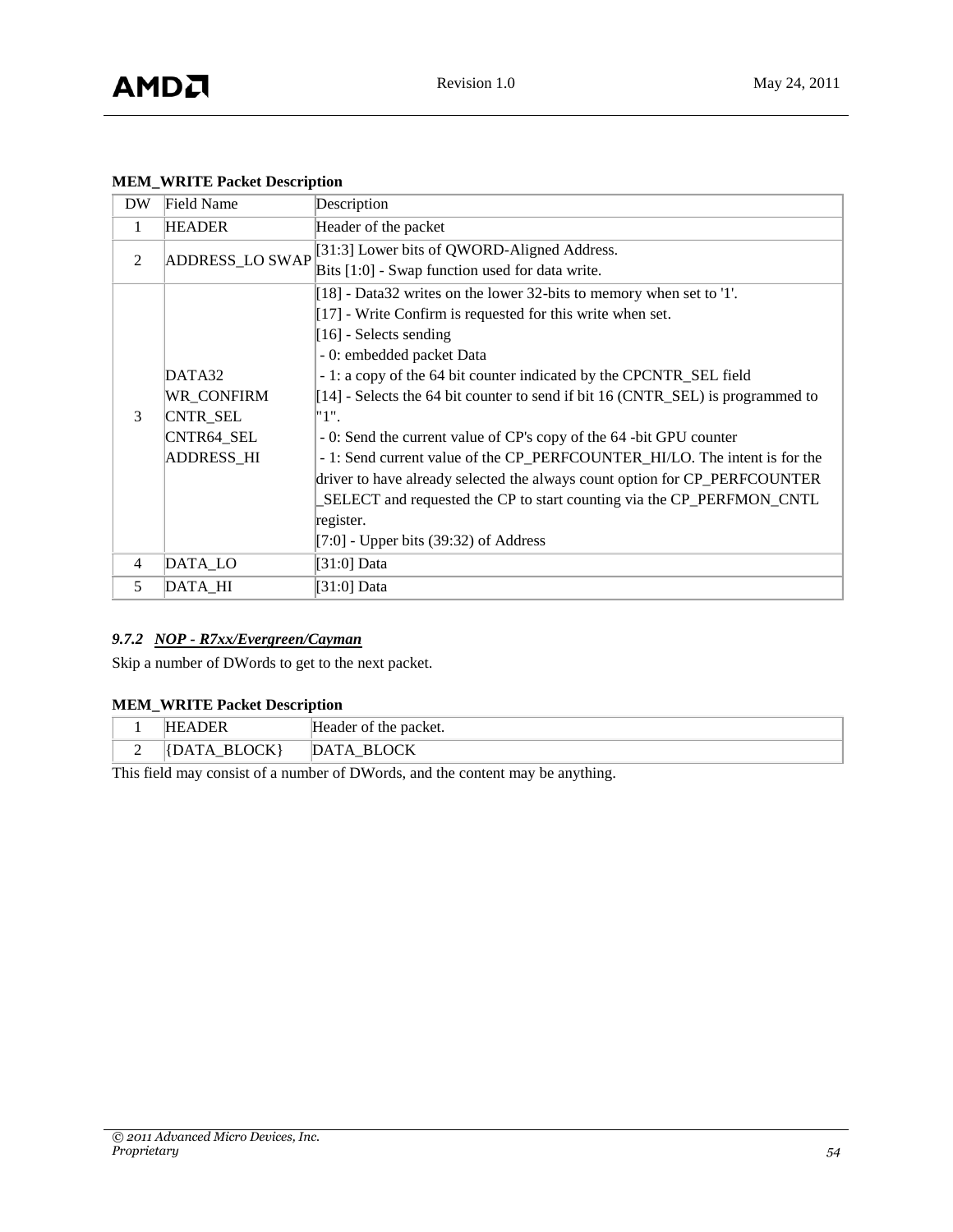**MEM_WRITE Packet Description**

| DW | Field Name | Description |
|---|---|---|
| 1 | HEADER | Header of the packet |
| 2 | ADDRESS_LO SWAP | [31:3] Lower bits of QWORD-Aligned Address.<br>Bits [1:0] - Swap function used for data write. |
| 3 | DATA32<br>WR_CONFIRM<br>CNTR_SEL<br>CNTR64_SEL<br>ADDRESS_HI | [18] - Data32 writes on the lower 32-bits to memory when set to '1'.<br>[17] - Write Confirm is requested for this write when set.<br>[16] - Selects sending<br>- 0: embedded packet Data<br>- 1: a copy of the 64 bit counter indicated by the CPCNTR_SEL field<br>[14] - Selects the 64 bit counter to send if bit 16 (CNTR_SEL) is programmed to "1".<br>- 0: Send the current value of CP's copy of the 64 -bit GPU counter<br>- 1: Send current value of the CP_PERFCOUNTER_HI/LO. The intent is for the driver to have already selected the always count option for CP_PERFCOUNTER_SELECT and requested the CP to start counting via the CP_PERFMON_CNTL register.<br>[7:0] - Upper bits (39:32) of Address |
| 4 | DATA_LO | [31:0] Data |
| 5 | DATA_HI | [31:0] Data |

### 9.7.2 *NOP - R7xx/Evergreen/Cayman*

Skip a number of DWords to get to the next packet.

**MEM_WRITE Packet Description**

| | | |
|---|---|---|
| 1 | HEADER | Header of the packet. |
| 2 | {DATA_BLOCK} | DATA_BLOCK |

This field may consist of a number of DWords, and the content may be anything.